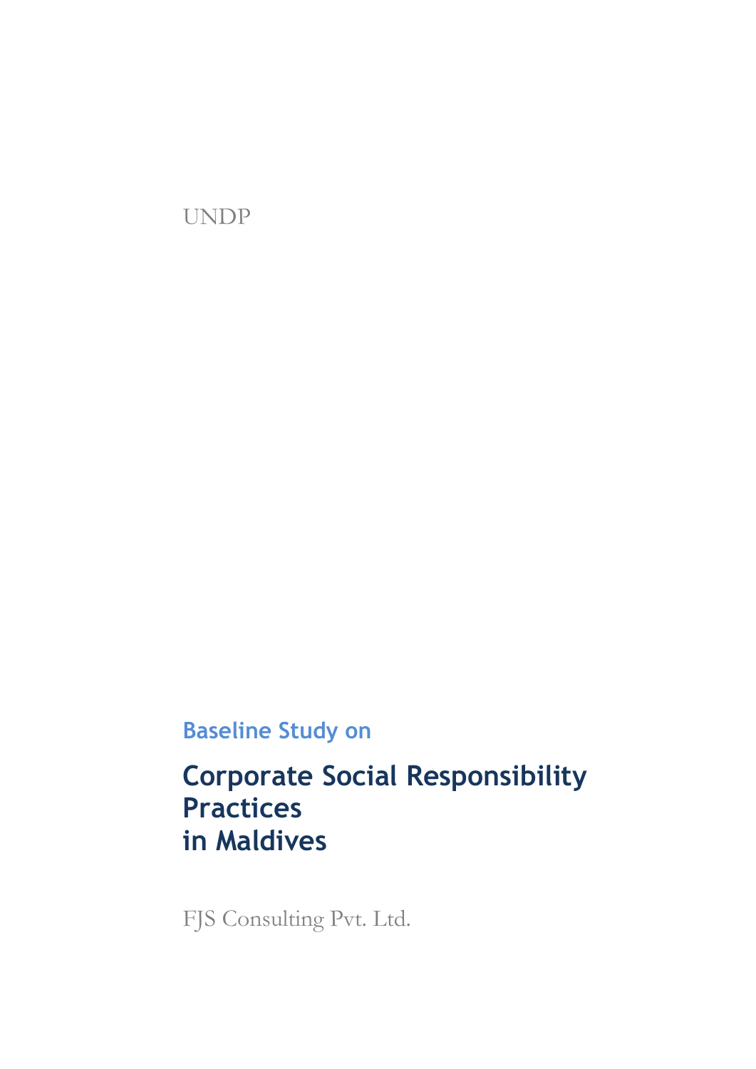UNDP

Baseline Study on

# Corporate Social Responsibility Practices in Maldives

FJS Consulting Pvt. Ltd.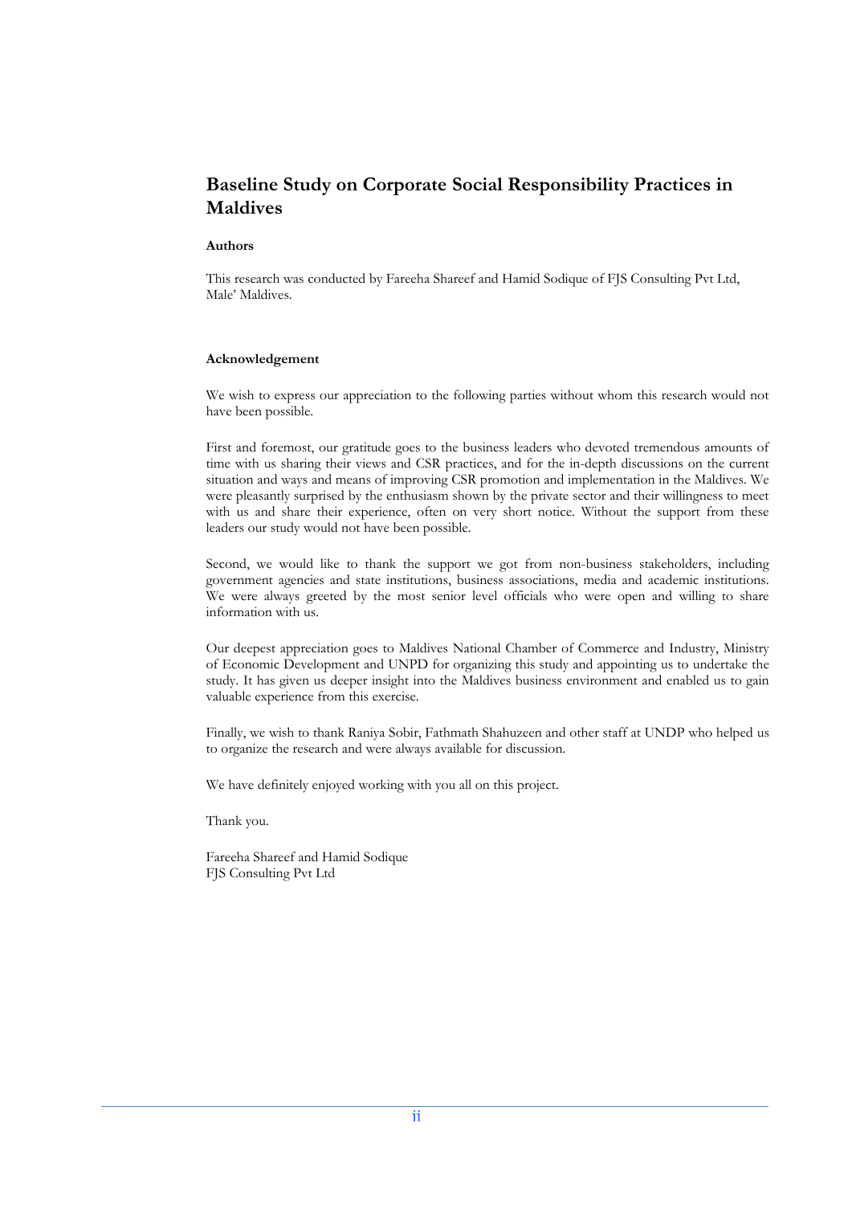# Baseline Study on Corporate Social Responsibility Practices in Maldives

**Authors**

This research was conducted by Fareeha Shareef and Hamid Sodique of FJS Consulting Pvt Ltd, Male' Maldives.

**Acknowledgement**

We wish to express our appreciation to the following parties without whom this research would not have been possible.

First and foremost, our gratitude goes to the business leaders who devoted tremendous amounts of time with us sharing their views and CSR practices, and for the in-depth discussions on the current situation and ways and means of improving CSR promotion and implementation in the Maldives. We were pleasantly surprised by the enthusiasm shown by the private sector and their willingness to meet with us and share their experience, often on very short notice. Without the support from these leaders our study would not have been possible.

Second, we would like to thank the support we got from non-business stakeholders, including government agencies and state institutions, business associations, media and academic institutions. We were always greeted by the most senior level officials who were open and willing to share information with us.

Our deepest appreciation goes to Maldives National Chamber of Commerce and Industry, Ministry of Economic Development and UNPD for organizing this study and appointing us to undertake the study. It has given us deeper insight into the Maldives business environment and enabled us to gain valuable experience from this exercise.

Finally, we wish to thank Raniya Sobir, Fathmath Shahuzeen and other staff at UNDP who helped us to organize the research and were always available for discussion.

We have definitely enjoyed working with you all on this project.

Thank you.

Fareeha Shareef and Hamid Sodique  
FJS Consulting Pvt Ltd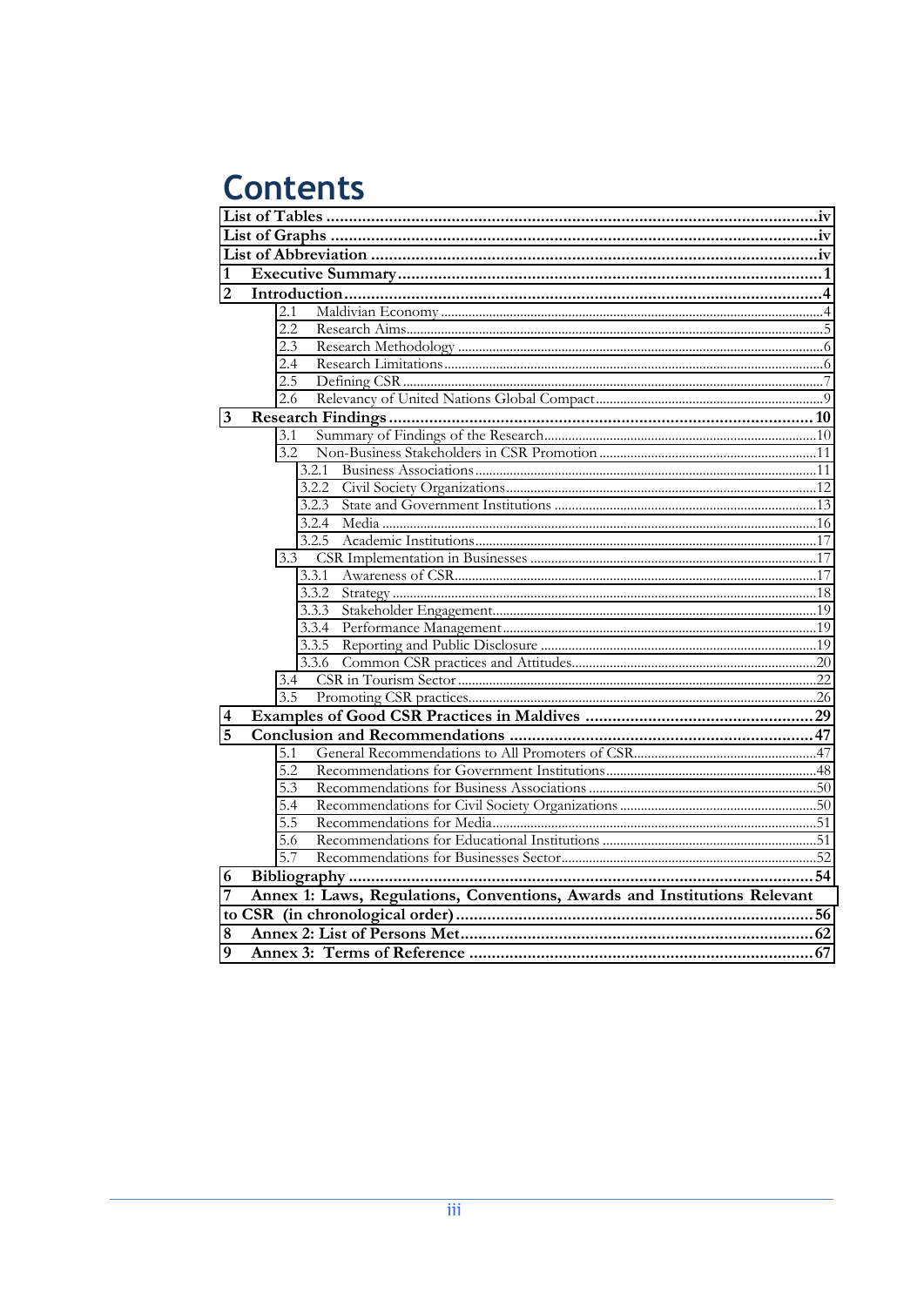# Contents

| | | |
|---|---|---|
| **List of Tables** | | **iv** |
| **List of Graphs** | | **iv** |
| **List of Abbreviation** | | **iv** |
| **1** | **Executive Summary** | **1** |
| **2** | **Introduction** | **4** |
| | 2.1 Maldivian Economy | 4 |
| | 2.2 Research Aims | 5 |
| | 2.3 Research Methodology | 6 |
| | 2.4 Research Limitations | 6 |
| | 2.5 Defining CSR | 7 |
| | 2.6 Relevancy of United Nations Global Compact | 9 |
| **3** | **Research Findings** | **10** |
| | 3.1 Summary of Findings of the Research | 10 |
| | 3.2 Non-Business Stakeholders in CSR Promotion | 11 |
| | 3.2.1 Business Associations | 11 |
| | 3.2.2 Civil Society Organizations | 12 |
| | 3.2.3 State and Government Institutions | 13 |
| | 3.2.4 Media | 16 |
| | 3.2.5 Academic Institutions | 17 |
| | 3.3 CSR Implementation in Businesses | 17 |
| | 3.3.1 Awareness of CSR | 17 |
| | 3.3.2 Strategy | 18 |
| | 3.3.3 Stakeholder Engagement | 19 |
| | 3.3.4 Performance Management | 19 |
| | 3.3.5 Reporting and Public Disclosure | 19 |
| | 3.3.6 Common CSR practices and Attitudes | 20 |
| | 3.4 CSR in Tourism Sector | 22 |
| | 3.5 Promoting CSR practices | 26 |
| **4** | **Examples of Good CSR Practices in Maldives** | **29** |
| **5** | **Conclusion and Recommendations** | **47** |
| | 5.1 General Recommendations to All Promoters of CSR | 47 |
| | 5.2 Recommendations for Government Institutions | 48 |
| | 5.3 Recommendations for Business Associations | 50 |
| | 5.4 Recommendations for Civil Society Organizations | 50 |
| | 5.5 Recommendations for Media | 51 |
| | 5.6 Recommendations for Educational Institutions | 51 |
| | 5.7 Recommendations for Businesses Sector | 52 |
| **6** | **Bibliography** | **54** |
| **7** | **Annex 1: Laws, Regulations, Conventions, Awards and Institutions Relevant to CSR (in chronological order)** | **56** |
| **8** | **Annex 2: List of Persons Met** | **62** |
| **9** | **Annex 3: Terms of Reference** | **67** |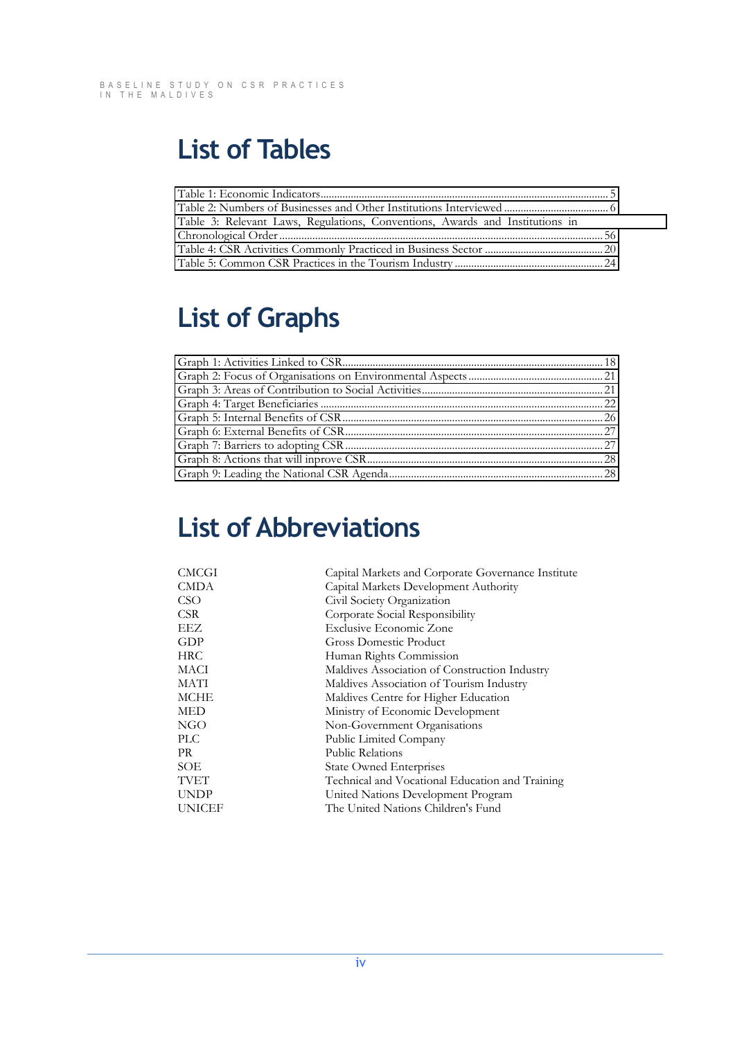# List of Tables

| | |
|---|---|
| Table 1: Economic Indicators | 5 |
| Table 2: Numbers of Businesses and Other Institutions Interviewed | 6 |
| Table 3: Relevant Laws, Regulations, Conventions, Awards and Institutions in Chronological Order | 56 |
| Table 4: CSR Activities Commonly Practiced in Business Sector | 20 |
| Table 5: Common CSR Practices in the Tourism Industry | 24 |

# List of Graphs

| | |
|---|---|
| Graph 1: Activities Linked to CSR | 18 |
| Graph 2: Focus of Organisations on Environmental Aspects | 21 |
| Graph 3: Areas of Contribution to Social Activities | 21 |
| Graph 4: Target Beneficiaries | 22 |
| Graph 5: Internal Benefits of CSR | 26 |
| Graph 6: External Benefits of CSR | 27 |
| Graph 7: Barriers to adopting CSR | 27 |
| Graph 8: Actions that will improve CSR | 28 |
| Graph 9: Leading the National CSR Agenda | 28 |

# List of Abbreviations

| | |
|---|---|
| CMCGI | Capital Markets and Corporate Governance Institute |
| CMDA | Capital Markets Development Authority |
| CSO | Civil Society Organization |
| CSR | Corporate Social Responsibility |
| EEZ | Exclusive Economic Zone |
| GDP | Gross Domestic Product |
| HRC | Human Rights Commission |
| MACI | Maldives Association of Construction Industry |
| MATI | Maldives Association of Tourism Industry |
| MCHE | Maldives Centre for Higher Education |
| MED | Ministry of Economic Development |
| NGO | Non-Government Organisations |
| PLC | Public Limited Company |
| PR | Public Relations |
| SOE | State Owned Enterprises |
| TVET | Technical and Vocational Education and Training |
| UNDP | United Nations Development Program |
| UNICEF | The United Nations Children's Fund |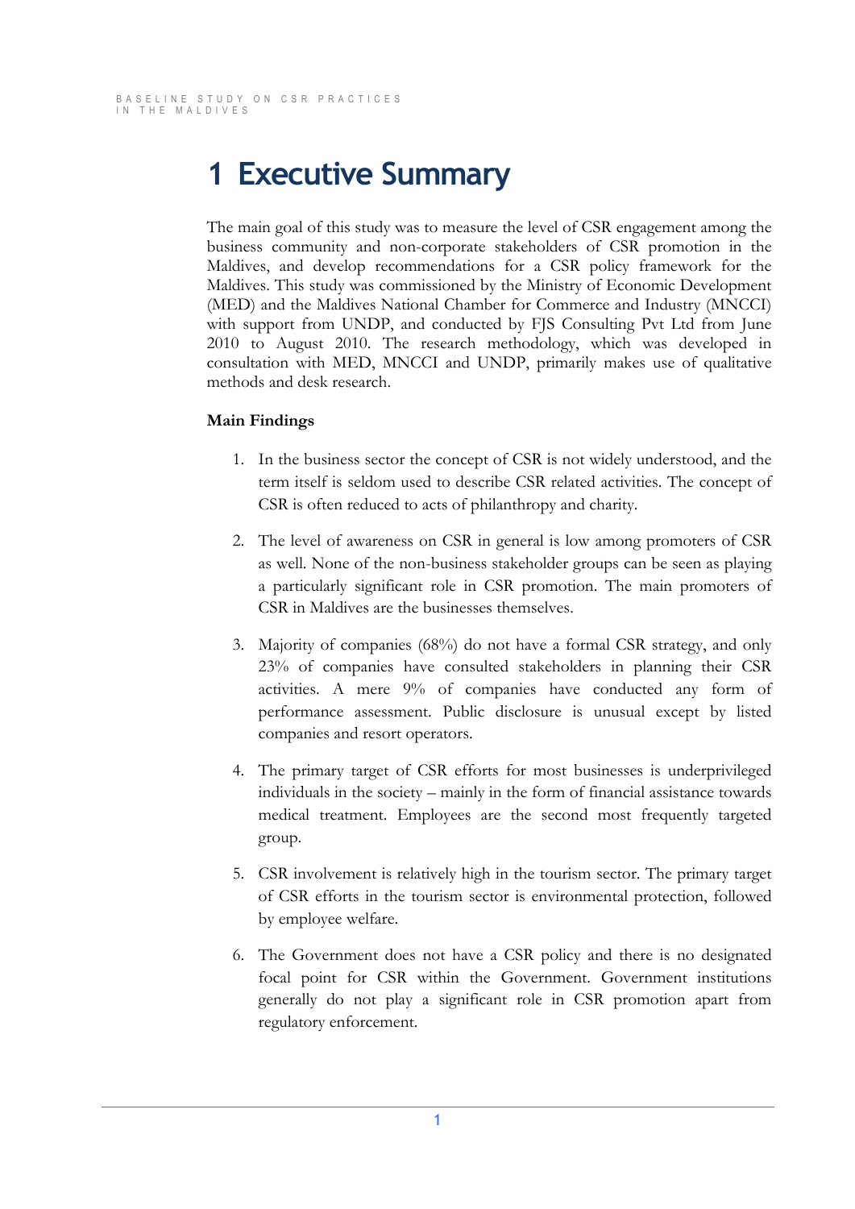# 1 Executive Summary

The main goal of this study was to measure the level of CSR engagement among the business community and non-corporate stakeholders of CSR promotion in the Maldives, and develop recommendations for a CSR policy framework for the Maldives. This study was commissioned by the Ministry of Economic Development (MED) and the Maldives National Chamber for Commerce and Industry (MNCCI) with support from UNDP, and conducted by FJS Consulting Pvt Ltd from June 2010 to August 2010. The research methodology, which was developed in consultation with MED, MNCCI and UNDP, primarily makes use of qualitative methods and desk research.

**Main Findings**

1. In the business sector the concept of CSR is not widely understood, and the term itself is seldom used to describe CSR related activities. The concept of CSR is often reduced to acts of philanthropy and charity.

2. The level of awareness on CSR in general is low among promoters of CSR as well. None of the non-business stakeholder groups can be seen as playing a particularly significant role in CSR promotion. The main promoters of CSR in Maldives are the businesses themselves.

3. Majority of companies (68%) do not have a formal CSR strategy, and only 23% of companies have consulted stakeholders in planning their CSR activities. A mere 9% of companies have conducted any form of performance assessment. Public disclosure is unusual except by listed companies and resort operators.

4. The primary target of CSR efforts for most businesses is underprivileged individuals in the society – mainly in the form of financial assistance towards medical treatment. Employees are the second most frequently targeted group.

5. CSR involvement is relatively high in the tourism sector. The primary target of CSR efforts in the tourism sector is environmental protection, followed by employee welfare.

6. The Government does not have a CSR policy and there is no designated focal point for CSR within the Government. Government institutions generally do not play a significant role in CSR promotion apart from regulatory enforcement.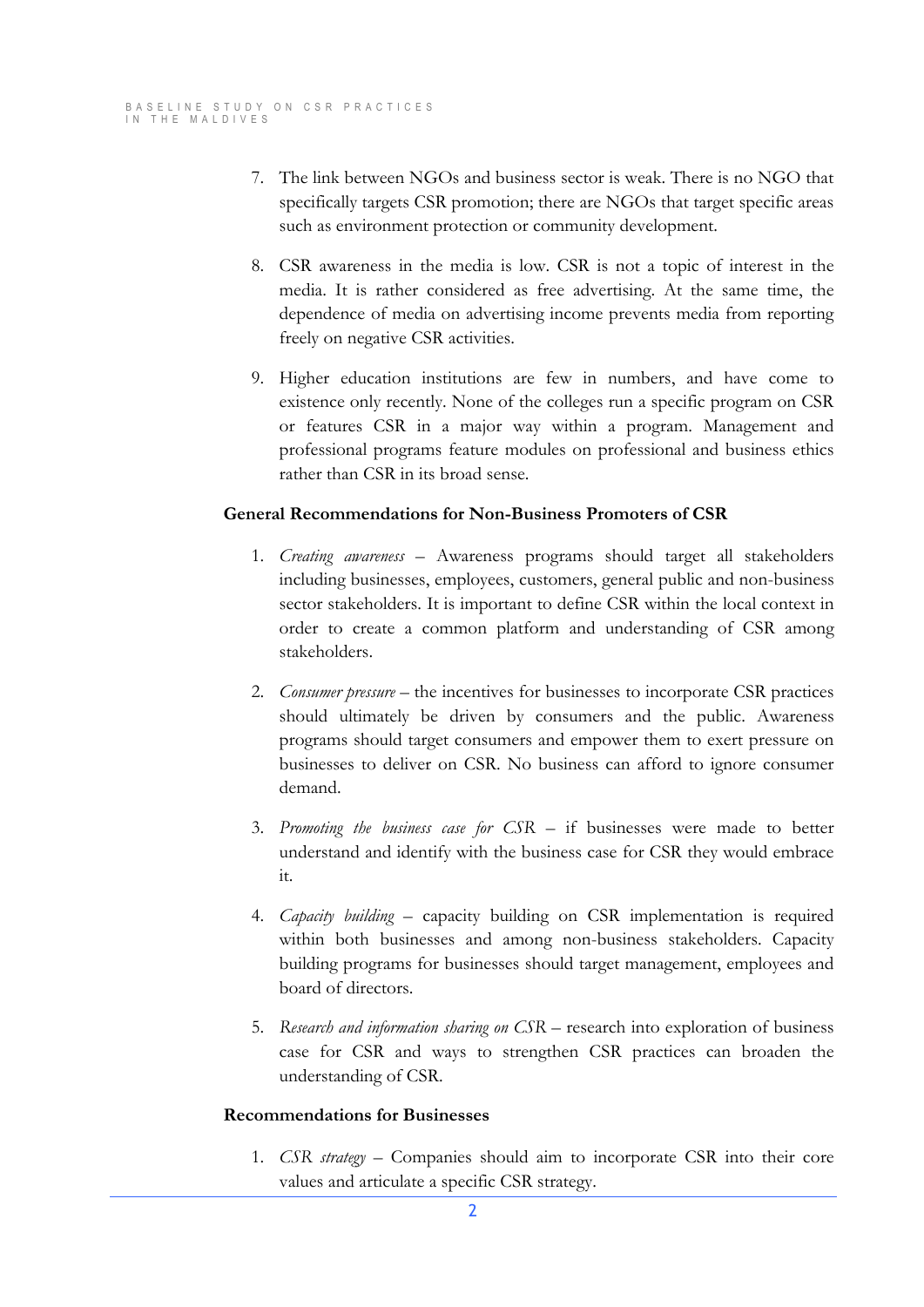7. The link between NGOs and business sector is weak. There is no NGO that specifically targets CSR promotion; there are NGOs that target specific areas such as environment protection or community development.

8. CSR awareness in the media is low. CSR is not a topic of interest in the media. It is rather considered as free advertising. At the same time, the dependence of media on advertising income prevents media from reporting freely on negative CSR activities.

9. Higher education institutions are few in numbers, and have come to existence only recently. None of the colleges run a specific program on CSR or features CSR in a major way within a program. Management and professional programs feature modules on professional and business ethics rather than CSR in its broad sense.

**General Recommendations for Non-Business Promoters of CSR**

1. *Creating awareness* – Awareness programs should target all stakeholders including businesses, employees, customers, general public and non-business sector stakeholders. It is important to define CSR within the local context in order to create a common platform and understanding of CSR among stakeholders.

2. *Consumer pressure* – the incentives for businesses to incorporate CSR practices should ultimately be driven by consumers and the public. Awareness programs should target consumers and empower them to exert pressure on businesses to deliver on CSR. No business can afford to ignore consumer demand.

3. *Promoting the business case for CSR* – if businesses were made to better understand and identify with the business case for CSR they would embrace it.

4. *Capacity building* – capacity building on CSR implementation is required within both businesses and among non-business stakeholders. Capacity building programs for businesses should target management, employees and board of directors.

5. *Research and information sharing on CSR* – research into exploration of business case for CSR and ways to strengthen CSR practices can broaden the understanding of CSR.

**Recommendations for Businesses**

1. *CSR strategy* – Companies should aim to incorporate CSR into their core values and articulate a specific CSR strategy.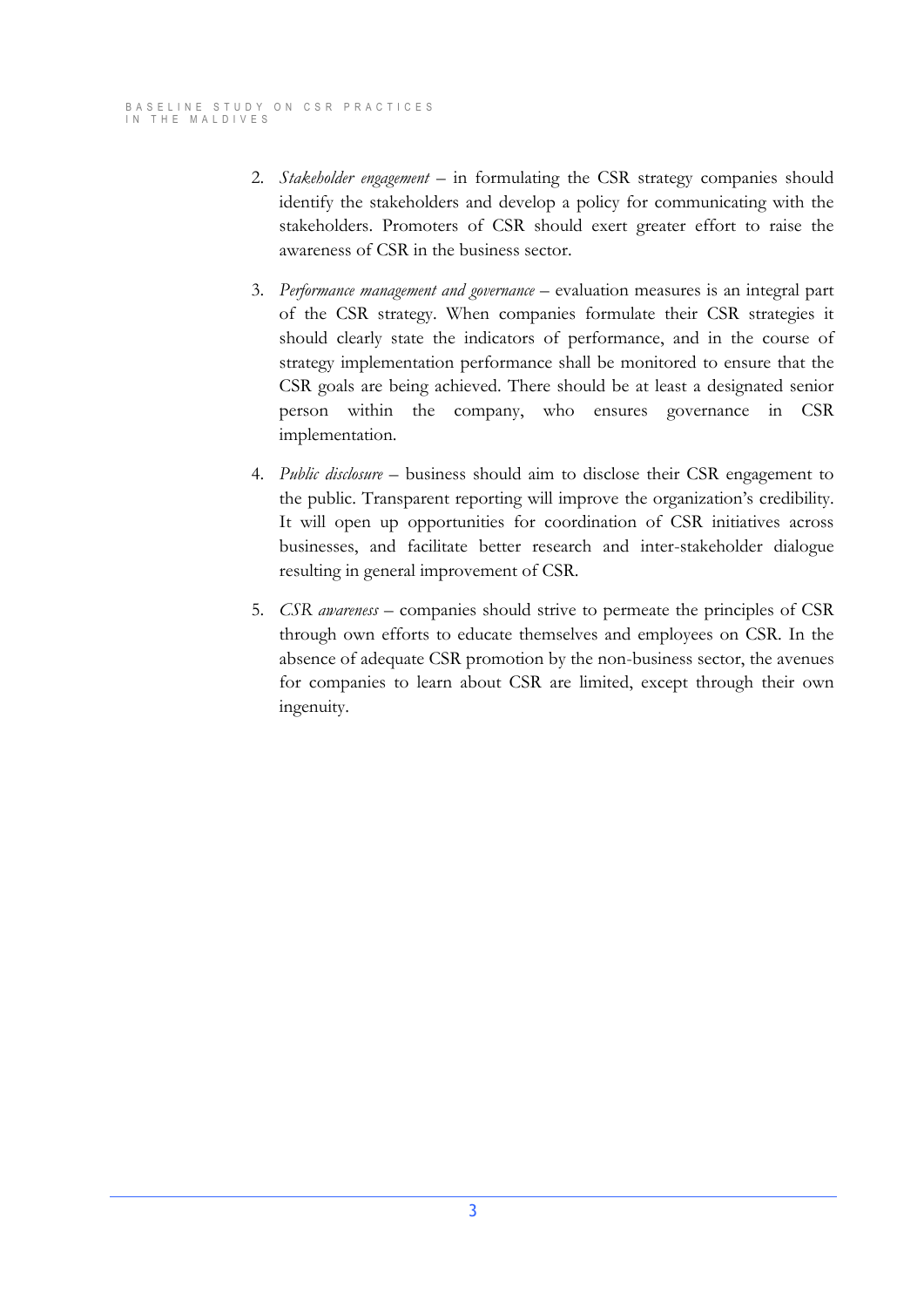2. *Stakeholder engagement* – in formulating the CSR strategy companies should identify the stakeholders and develop a policy for communicating with the stakeholders. Promoters of CSR should exert greater effort to raise the awareness of CSR in the business sector.

3. *Performance management and governance* – evaluation measures is an integral part of the CSR strategy. When companies formulate their CSR strategies it should clearly state the indicators of performance, and in the course of strategy implementation performance shall be monitored to ensure that the CSR goals are being achieved. There should be at least a designated senior person within the company, who ensures governance in CSR implementation.

4. *Public disclosure* – business should aim to disclose their CSR engagement to the public. Transparent reporting will improve the organization's credibility. It will open up opportunities for coordination of CSR initiatives across businesses, and facilitate better research and inter-stakeholder dialogue resulting in general improvement of CSR.

5. *CSR awareness* – companies should strive to permeate the principles of CSR through own efforts to educate themselves and employees on CSR. In the absence of adequate CSR promotion by the non-business sector, the avenues for companies to learn about CSR are limited, except through their own ingenuity.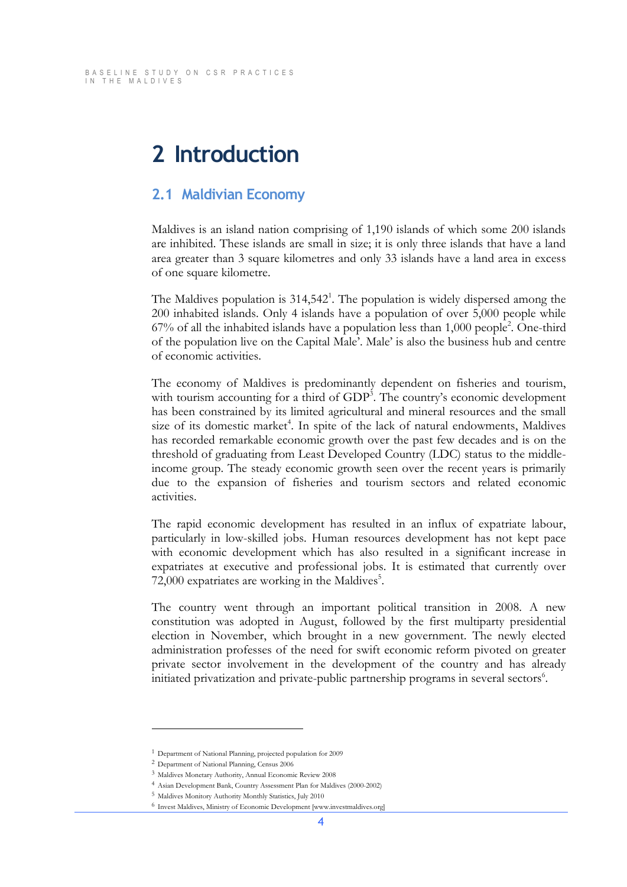# 2 Introduction

## 2.1 Maldivian Economy

Maldives is an island nation comprising of 1,190 islands of which some 200 islands are inhibited. These islands are small in size; it is only three islands that have a land area greater than 3 square kilometres and only 33 islands have a land area in excess of one square kilometre.

The Maldives population is 314,542[1]. The population is widely dispersed among the 200 inhabited islands. Only 4 islands have a population of over 5,000 people while 67% of all the inhabited islands have a population less than 1,000 people[2]. One-third of the population live on the Capital Male'. Male' is also the business hub and centre of economic activities.

The economy of Maldives is predominantly dependent on fisheries and tourism, with tourism accounting for a third of GDP[3]. The country's economic development has been constrained by its limited agricultural and mineral resources and the small size of its domestic market[4]. In spite of the lack of natural endowments, Maldives has recorded remarkable economic growth over the past few decades and is on the threshold of graduating from Least Developed Country (LDC) status to the middle-income group. The steady economic growth seen over the recent years is primarily due to the expansion of fisheries and tourism sectors and related economic activities.

The rapid economic development has resulted in an influx of expatriate labour, particularly in low-skilled jobs. Human resources development has not kept pace with economic development which has also resulted in a significant increase in expatriates at executive and professional jobs. It is estimated that currently over 72,000 expatriates are working in the Maldives[5].

The country went through an important political transition in 2008. A new constitution was adopted in August, followed by the first multiparty presidential election in November, which brought in a new government. The newly elected administration professes of the need for swift economic reform pivoted on greater private sector involvement in the development of the country and has already initiated privatization and private-public partnership programs in several sectors[6].

---

[1] Department of National Planning, projected population for 2009

[2] Department of National Planning, Census 2006

[3] Maldives Monetary Authority, Annual Economic Review 2008

[4] Asian Development Bank, Country Assessment Plan for Maldives (2000-2002)

[5] Maldives Monitory Authority Monthly Statistics, July 2010

[6] Invest Maldives, Ministry of Economic Development [www.investmaldives.org]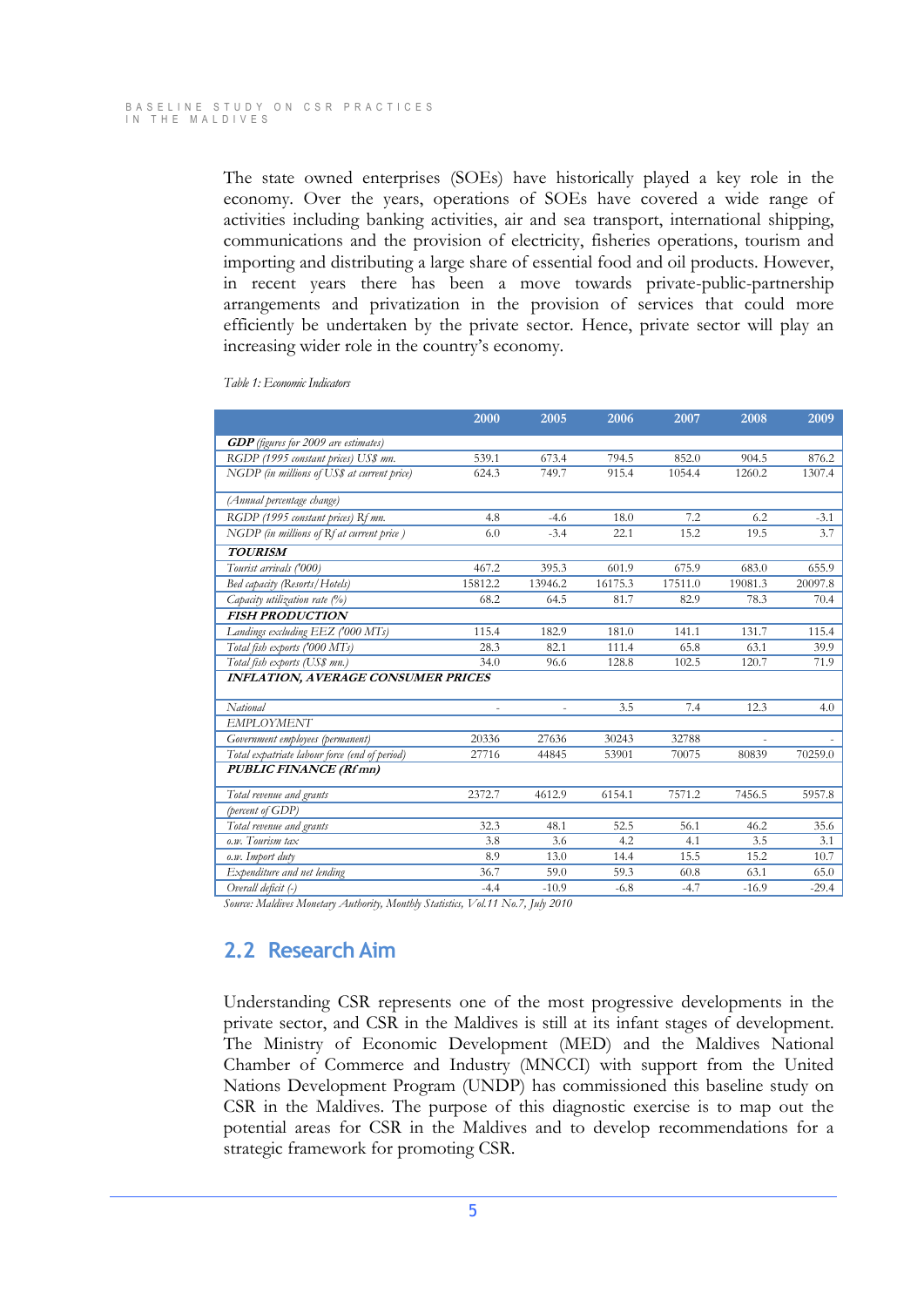The state owned enterprises (SOEs) have historically played a key role in the economy. Over the years, operations of SOEs have covered a wide range of activities including banking activities, air and sea transport, international shipping, communications and the provision of electricity, fisheries operations, tourism and importing and distributing a large share of essential food and oil products. However, in recent years there has been a move towards private-public-partnership arrangements and privatization in the provision of services that could more efficiently be undertaken by the private sector. Hence, private sector will play an increasing wider role in the country's economy.

*Table 1: Economic Indicators*

| | 2000 | 2005 | 2006 | 2007 | 2008 | 2009 |
|---|---|---|---|---|---|---|
| ***GDP*** *(figures for 2009 are estimates)* | | | | | | |
| *RGDP (1995 constant prices) US$ mn.* | 539.1 | 673.4 | 794.5 | 852.0 | 904.5 | 876.2 |
| *NGDP (in millions of US$ at current price)* | 624.3 | 749.7 | 915.4 | 1054.4 | 1260.2 | 1307.4 |
| *(Annual percentage change)* | | | | | | |
| *RGDP (1995 constant prices) Rf mn.* | 4.8 | -4.6 | 18.0 | 7.2 | 6.2 | -3.1 |
| *NGDP (in millions of Rf at current price )* | 6.0 | -3.4 | 22.1 | 15.2 | 19.5 | 3.7 |
| ***TOURISM*** | | | | | | |
| *Tourist arrivals ('000)* | 467.2 | 395.3 | 601.9 | 675.9 | 683.0 | 655.9 |
| *Bed capacity (Resorts/Hotels)* | 15812.2 | 13946.2 | 16175.3 | 17511.0 | 19081.3 | 20097.8 |
| *Capacity utilization rate (%)* | 68.2 | 64.5 | 81.7 | 82.9 | 78.3 | 70.4 |
| ***FISH PRODUCTION*** | | | | | | |
| *Landings excluding EEZ ('000 MTs)* | 115.4 | 182.9 | 181.0 | 141.1 | 131.7 | 115.4 |
| *Total fish exports ('000 MTs)* | 28.3 | 82.1 | 111.4 | 65.8 | 63.1 | 39.9 |
| *Total fish exports (US$ mn.)* | 34.0 | 96.6 | 128.8 | 102.5 | 120.7 | 71.9 |
| ***INFLATION, AVERAGE CONSUMER PRICES*** | | | | | | |
| *National* | - | - | 3.5 | 7.4 | 12.3 | 4.0 |
| *EMPLOYMENT* | | | | | | |
| *Government employees (permanent)* | 20336 | 27636 | 30243 | 32788 | - | - |
| *Total expatriate labour force (end of period)* | 27716 | 44845 | 53901 | 70075 | 80839 | 70259.0 |
| ***PUBLIC FINANCE (Rf mn)*** | | | | | | |
| *Total revenue and grants* | 2372.7 | 4612.9 | 6154.1 | 7571.2 | 7456.5 | 5957.8 |
| *(percent of GDP)* | | | | | | |
| *Total revenue and grants* | 32.3 | 48.1 | 52.5 | 56.1 | 46.2 | 35.6 |
| *o.w. Tourism tax* | 3.8 | 3.6 | 4.2 | 4.1 | 3.5 | 3.1 |
| *o.w. Import duty* | 8.9 | 13.0 | 14.4 | 15.5 | 15.2 | 10.7 |
| *Expenditure and net lending* | 36.7 | 59.0 | 59.3 | 60.8 | 63.1 | 65.0 |
| *Overall deficit (-)* | -4.4 | -10.9 | -6.8 | -4.7 | -16.9 | -29.4 |

*Source: Maldives Monetary Authority, Monthly Statistics, Vol.11 No.7, July 2010*

## 2.2 Research Aim

Understanding CSR represents one of the most progressive developments in the private sector, and CSR in the Maldives is still at its infant stages of development. The Ministry of Economic Development (MED) and the Maldives National Chamber of Commerce and Industry (MNCCI) with support from the United Nations Development Program (UNDP) has commissioned this baseline study on CSR in the Maldives. The purpose of this diagnostic exercise is to map out the potential areas for CSR in the Maldives and to develop recommendations for a strategic framework for promoting CSR.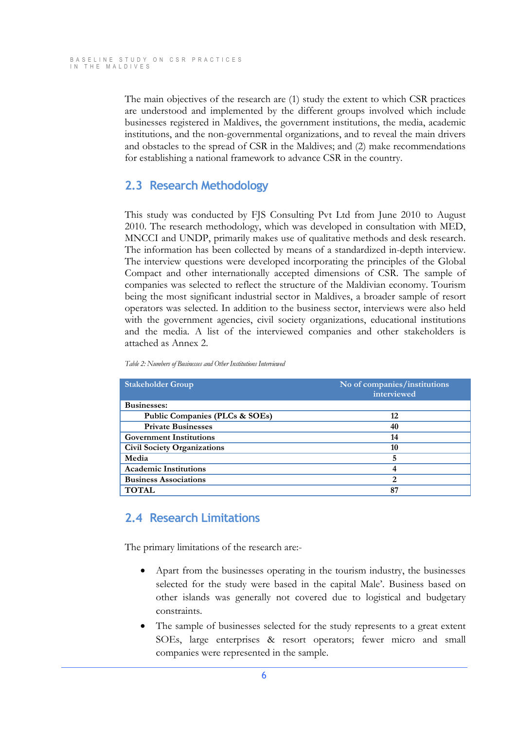The main objectives of the research are (1) study the extent to which CSR practices are understood and implemented by the different groups involved which include businesses registered in Maldives, the government institutions, the media, academic institutions, and the non-governmental organizations, and to reveal the main drivers and obstacles to the spread of CSR in the Maldives; and (2) make recommendations for establishing a national framework to advance CSR in the country.

## 2.3 Research Methodology

This study was conducted by FJS Consulting Pvt Ltd from June 2010 to August 2010. The research methodology, which was developed in consultation with MED, MNCCI and UNDP, primarily makes use of qualitative methods and desk research. The information has been collected by means of a standardized in-depth interview. The interview questions were developed incorporating the principles of the Global Compact and other internationally accepted dimensions of CSR. The sample of companies was selected to reflect the structure of the Maldivian economy. Tourism being the most significant industrial sector in Maldives, a broader sample of resort operators was selected. In addition to the business sector, interviews were also held with the government agencies, civil society organizations, educational institutions and the media. A list of the interviewed companies and other stakeholders is attached as Annex 2.

*Table 2: Numbers of Businesses and Other Institutions Interviewed*

| Stakeholder Group | No of companies/institutions interviewed |
|---|---|
| **Businesses:** | |
| **Public Companies (PLCs & SOEs)** | **12** |
| **Private Businesses** | **40** |
| **Government Institutions** | **14** |
| **Civil Society Organizations** | **10** |
| **Media** | **5** |
| **Academic Institutions** | **4** |
| **Business Associations** | **2** |
| **TOTAL** | **87** |

## 2.4 Research Limitations

The primary limitations of the research are:-

- Apart from the businesses operating in the tourism industry, the businesses selected for the study were based in the capital Male'. Business based on other islands was generally not covered due to logistical and budgetary constraints.
- The sample of businesses selected for the study represents to a great extent SOEs, large enterprises & resort operators; fewer micro and small companies were represented in the sample.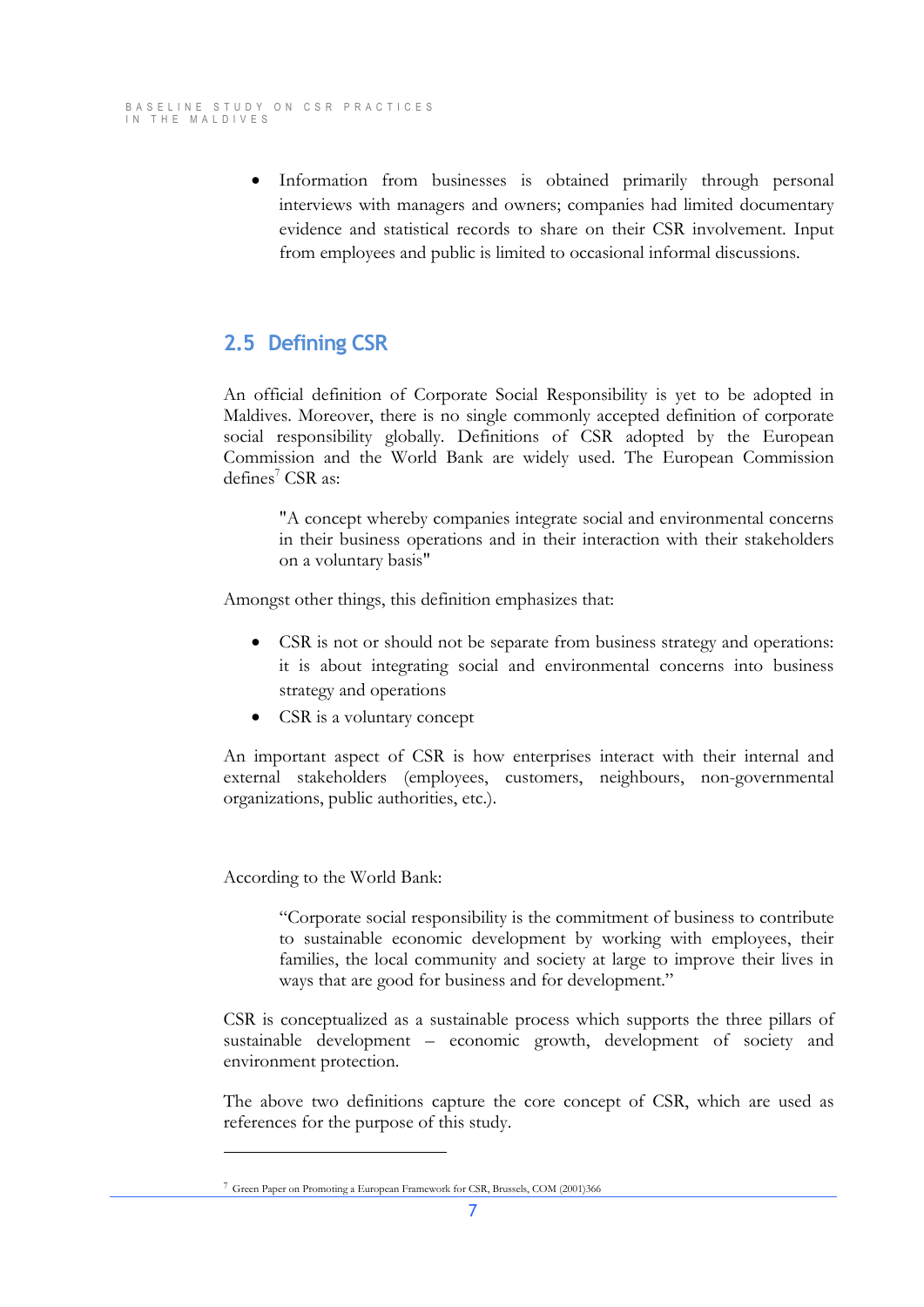- Information from businesses is obtained primarily through personal interviews with managers and owners; companies had limited documentary evidence and statistical records to share on their CSR involvement. Input from employees and public is limited to occasional informal discussions.

## 2.5 Defining CSR

An official definition of Corporate Social Responsibility is yet to be adopted in Maldives. Moreover, there is no single commonly accepted definition of corporate social responsibility globally. Definitions of CSR adopted by the European Commission and the World Bank are widely used. The European Commission defines[7] CSR as:

> "A concept whereby companies integrate social and environmental concerns in their business operations and in their interaction with their stakeholders on a voluntary basis"

Amongst other things, this definition emphasizes that:

- CSR is not or should not be separate from business strategy and operations: it is about integrating social and environmental concerns into business strategy and operations
- CSR is a voluntary concept

An important aspect of CSR is how enterprises interact with their internal and external stakeholders (employees, customers, neighbours, non-governmental organizations, public authorities, etc.).

According to the World Bank:

> "Corporate social responsibility is the commitment of business to contribute to sustainable economic development by working with employees, their families, the local community and society at large to improve their lives in ways that are good for business and for development."

CSR is conceptualized as a sustainable process which supports the three pillars of sustainable development – economic growth, development of society and environment protection.

The above two definitions capture the core concept of CSR, which are used as references for the purpose of this study.

[7] Green Paper on Promoting a European Framework for CSR, Brussels, COM (2001)366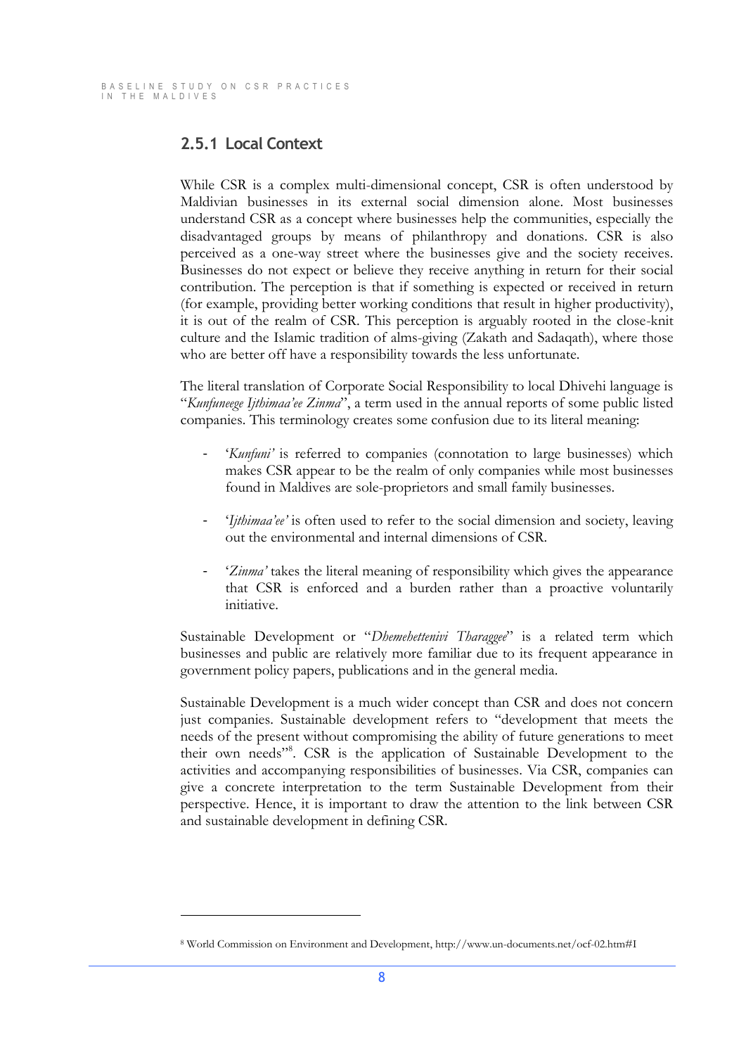### 2.5.1 Local Context

While CSR is a complex multi-dimensional concept, CSR is often understood by Maldivian businesses in its external social dimension alone. Most businesses understand CSR as a concept where businesses help the communities, especially the disadvantaged groups by means of philanthropy and donations. CSR is also perceived as a one-way street where the businesses give and the society receives. Businesses do not expect or believe they receive anything in return for their social contribution. The perception is that if something is expected or received in return (for example, providing better working conditions that result in higher productivity), it is out of the realm of CSR. This perception is arguably rooted in the close-knit culture and the Islamic tradition of alms-giving (Zakath and Sadaqath), where those who are better off have a responsibility towards the less unfortunate.

The literal translation of Corporate Social Responsibility to local Dhivehi language is "*Kunfuneege Ijthimaa'ee Zinma*", a term used in the annual reports of some public listed companies. This terminology creates some confusion due to its literal meaning:

- '*Kunfuni'* is referred to companies (connotation to large businesses) which makes CSR appear to be the realm of only companies while most businesses found in Maldives are sole-proprietors and small family businesses.
- '*Ijthimaa'ee'* is often used to refer to the social dimension and society, leaving out the environmental and internal dimensions of CSR.
- '*Zinma'* takes the literal meaning of responsibility which gives the appearance that CSR is enforced and a burden rather than a proactive voluntarily initiative.

Sustainable Development or "*Dhemehettenivi Tharaggee*" is a related term which businesses and public are relatively more familiar due to its frequent appearance in government policy papers, publications and in the general media.

Sustainable Development is a much wider concept than CSR and does not concern just companies. Sustainable development refers to "development that meets the needs of the present without compromising the ability of future generations to meet their own needs"[8]. CSR is the application of Sustainable Development to the activities and accompanying responsibilities of businesses. Via CSR, companies can give a concrete interpretation to the term Sustainable Development from their perspective. Hence, it is important to draw the attention to the link between CSR and sustainable development in defining CSR.

[8] World Commission on Environment and Development, http://www.un-documents.net/ocf-02.htm#I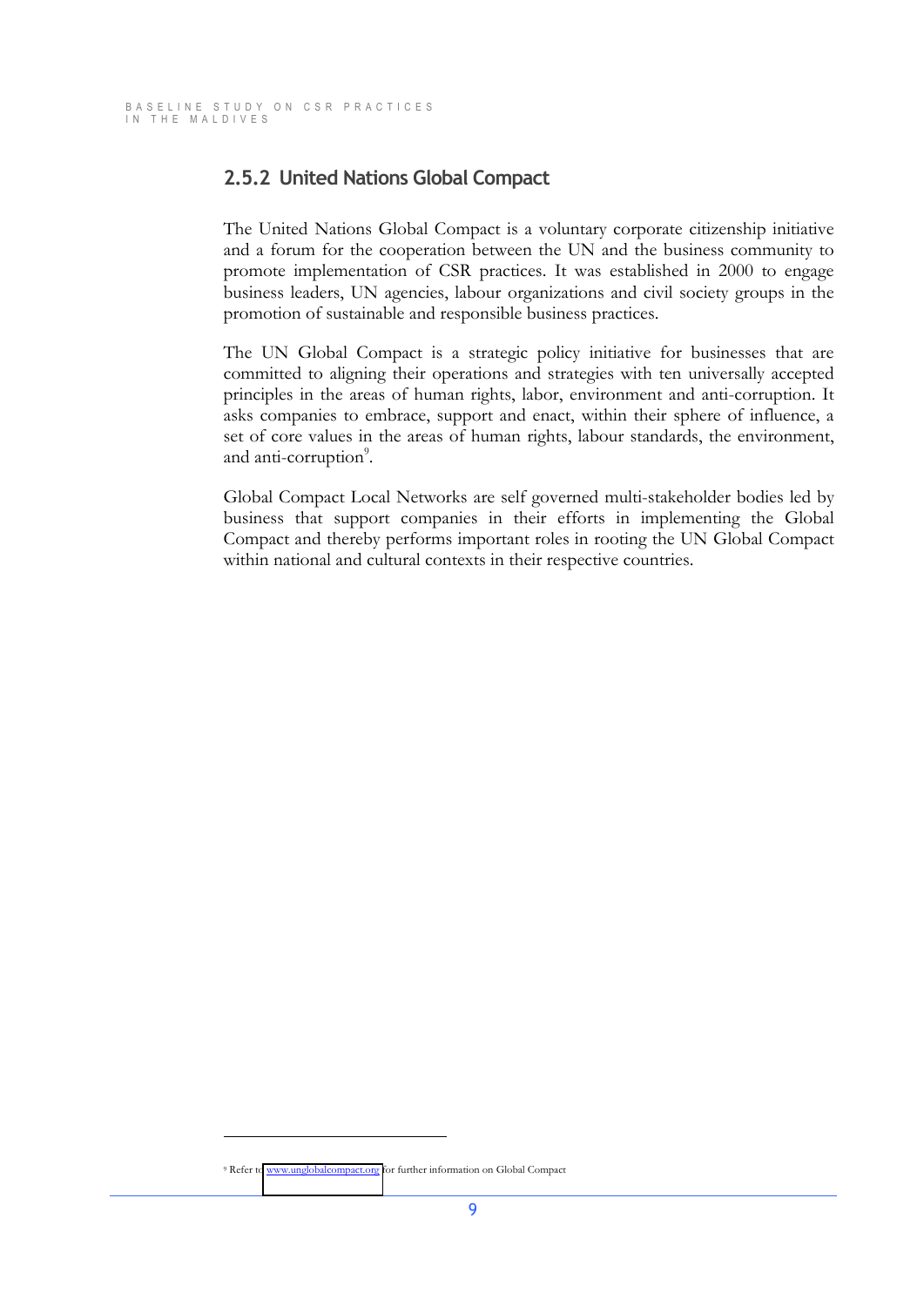### 2.5.2 United Nations Global Compact

The United Nations Global Compact is a voluntary corporate citizenship initiative and a forum for the cooperation between the UN and the business community to promote implementation of CSR practices. It was established in 2000 to engage business leaders, UN agencies, labour organizations and civil society groups in the promotion of sustainable and responsible business practices.

The UN Global Compact is a strategic policy initiative for businesses that are committed to aligning their operations and strategies with ten universally accepted principles in the areas of human rights, labor, environment and anti-corruption. It asks companies to embrace, support and enact, within their sphere of influence, a set of core values in the areas of human rights, labour standards, the environment, and anti-corruption[9].

Global Compact Local Networks are self governed multi-stakeholder bodies led by business that support companies in their efforts in implementing the Global Compact and thereby performs important roles in rooting the UN Global Compact within national and cultural contexts in their respective countries.

---

[9] Refer to www.unglobalcompact.org for further information on Global Compact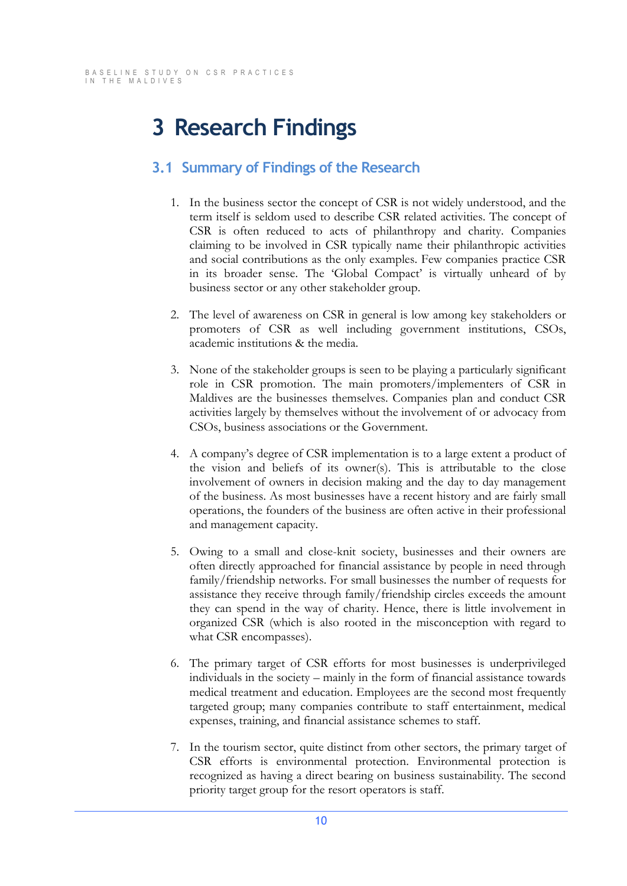# 3 Research Findings

## 3.1 Summary of Findings of the Research

1. In the business sector the concept of CSR is not widely understood, and the term itself is seldom used to describe CSR related activities. The concept of CSR is often reduced to acts of philanthropy and charity. Companies claiming to be involved in CSR typically name their philanthropic activities and social contributions as the only examples. Few companies practice CSR in its broader sense. The 'Global Compact' is virtually unheard of by business sector or any other stakeholder group.

2. The level of awareness on CSR in general is low among key stakeholders or promoters of CSR as well including government institutions, CSOs, academic institutions & the media.

3. None of the stakeholder groups is seen to be playing a particularly significant role in CSR promotion. The main promoters/implementers of CSR in Maldives are the businesses themselves. Companies plan and conduct CSR activities largely by themselves without the involvement of or advocacy from CSOs, business associations or the Government.

4. A company's degree of CSR implementation is to a large extent a product of the vision and beliefs of its owner(s). This is attributable to the close involvement of owners in decision making and the day to day management of the business. As most businesses have a recent history and are fairly small operations, the founders of the business are often active in their professional and management capacity.

5. Owing to a small and close-knit society, businesses and their owners are often directly approached for financial assistance by people in need through family/friendship networks. For small businesses the number of requests for assistance they receive through family/friendship circles exceeds the amount they can spend in the way of charity. Hence, there is little involvement in organized CSR (which is also rooted in the misconception with regard to what CSR encompasses).

6. The primary target of CSR efforts for most businesses is underprivileged individuals in the society – mainly in the form of financial assistance towards medical treatment and education. Employees are the second most frequently targeted group; many companies contribute to staff entertainment, medical expenses, training, and financial assistance schemes to staff.

7. In the tourism sector, quite distinct from other sectors, the primary target of CSR efforts is environmental protection. Environmental protection is recognized as having a direct bearing on business sustainability. The second priority target group for the resort operators is staff.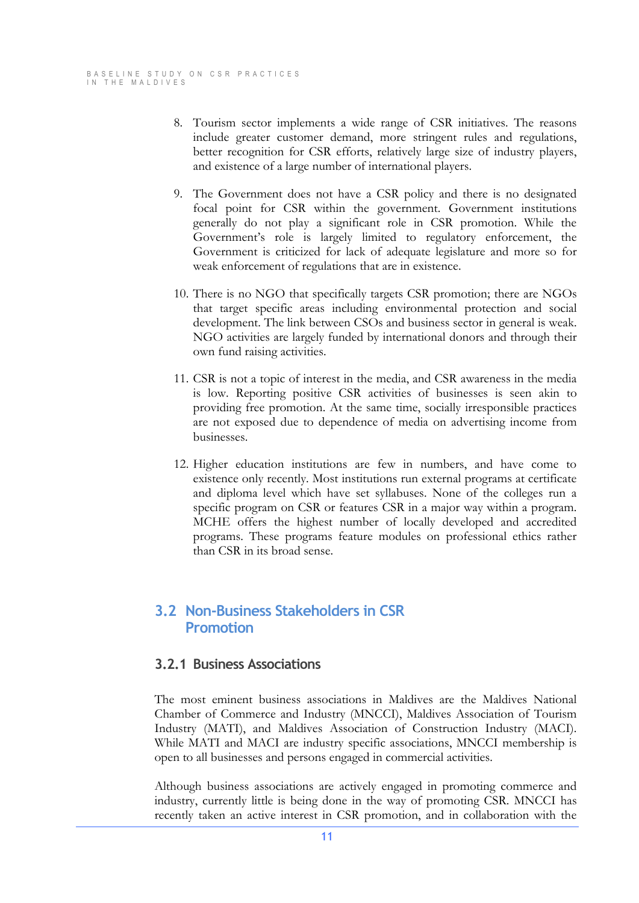8. Tourism sector implements a wide range of CSR initiatives. The reasons include greater customer demand, more stringent rules and regulations, better recognition for CSR efforts, relatively large size of industry players, and existence of a large number of international players.

9. The Government does not have a CSR policy and there is no designated focal point for CSR within the government. Government institutions generally do not play a significant role in CSR promotion. While the Government's role is largely limited to regulatory enforcement, the Government is criticized for lack of adequate legislature and more so for weak enforcement of regulations that are in existence.

10. There is no NGO that specifically targets CSR promotion; there are NGOs that target specific areas including environmental protection and social development. The link between CSOs and business sector in general is weak. NGO activities are largely funded by international donors and through their own fund raising activities.

11. CSR is not a topic of interest in the media, and CSR awareness in the media is low. Reporting positive CSR activities of businesses is seen akin to providing free promotion. At the same time, socially irresponsible practices are not exposed due to dependence of media on advertising income from businesses.

12. Higher education institutions are few in numbers, and have come to existence only recently. Most institutions run external programs at certificate and diploma level which have set syllabuses. None of the colleges run a specific program on CSR or features CSR in a major way within a program. MCHE offers the highest number of locally developed and accredited programs. These programs feature modules on professional ethics rather than CSR in its broad sense.

## 3.2 Non-Business Stakeholders in CSR Promotion

### 3.2.1 Business Associations

The most eminent business associations in Maldives are the Maldives National Chamber of Commerce and Industry (MNCCI), Maldives Association of Tourism Industry (MATI), and Maldives Association of Construction Industry (MACI). While MATI and MACI are industry specific associations, MNCCI membership is open to all businesses and persons engaged in commercial activities.

Although business associations are actively engaged in promoting commerce and industry, currently little is being done in the way of promoting CSR. MNCCI has recently taken an active interest in CSR promotion, and in collaboration with the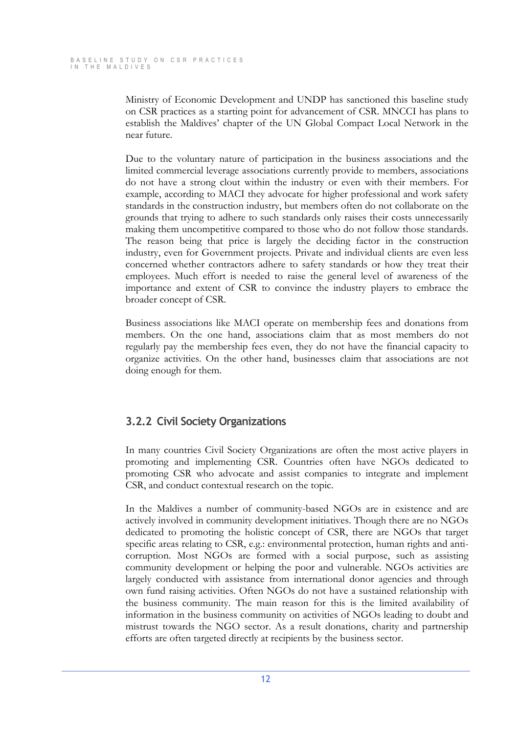Ministry of Economic Development and UNDP has sanctioned this baseline study on CSR practices as a starting point for advancement of CSR. MNCCI has plans to establish the Maldives' chapter of the UN Global Compact Local Network in the near future.

Due to the voluntary nature of participation in the business associations and the limited commercial leverage associations currently provide to members, associations do not have a strong clout within the industry or even with their members. For example, according to MACI they advocate for higher professional and work safety standards in the construction industry, but members often do not collaborate on the grounds that trying to adhere to such standards only raises their costs unnecessarily making them uncompetitive compared to those who do not follow those standards. The reason being that price is largely the deciding factor in the construction industry, even for Government projects. Private and individual clients are even less concerned whether contractors adhere to safety standards or how they treat their employees. Much effort is needed to raise the general level of awareness of the importance and extent of CSR to convince the industry players to embrace the broader concept of CSR.

Business associations like MACI operate on membership fees and donations from members. On the one hand, associations claim that as most members do not regularly pay the membership fees even, they do not have the financial capacity to organize activities. On the other hand, businesses claim that associations are not doing enough for them.

### 3.2.2 Civil Society Organizations

In many countries Civil Society Organizations are often the most active players in promoting and implementing CSR. Countries often have NGOs dedicated to promoting CSR who advocate and assist companies to integrate and implement CSR, and conduct contextual research on the topic.

In the Maldives a number of community-based NGOs are in existence and are actively involved in community development initiatives. Though there are no NGOs dedicated to promoting the holistic concept of CSR, there are NGOs that target specific areas relating to CSR, e.g.: environmental protection, human rights and anti-corruption. Most NGOs are formed with a social purpose, such as assisting community development or helping the poor and vulnerable. NGOs activities are largely conducted with assistance from international donor agencies and through own fund raising activities. Often NGOs do not have a sustained relationship with the business community. The main reason for this is the limited availability of information in the business community on activities of NGOs leading to doubt and mistrust towards the NGO sector. As a result donations, charity and partnership efforts are often targeted directly at recipients by the business sector.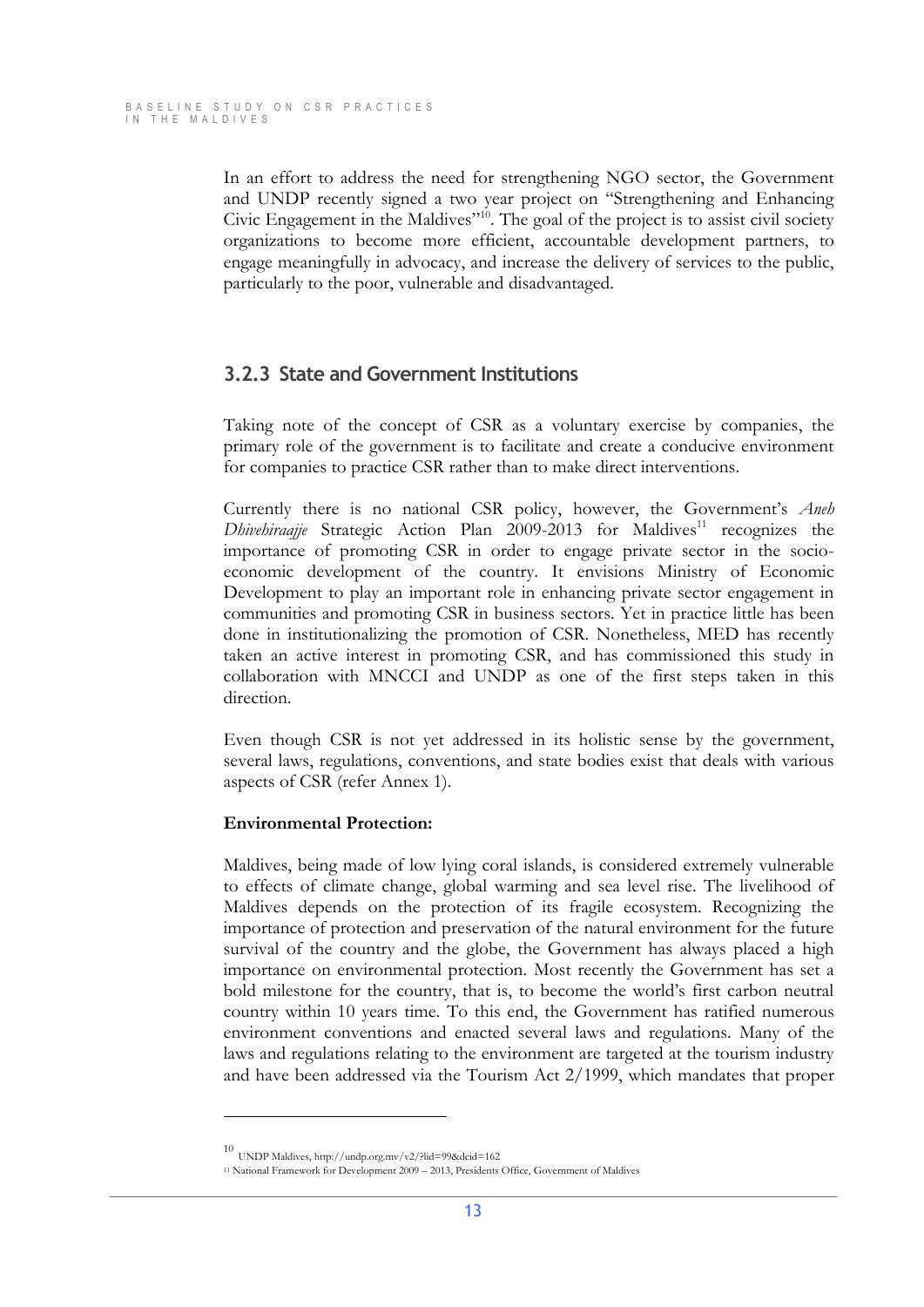In an effort to address the need for strengthening NGO sector, the Government and UNDP recently signed a two year project on "Strengthening and Enhancing Civic Engagement in the Maldives"[10]. The goal of the project is to assist civil society organizations to become more efficient, accountable development partners, to engage meaningfully in advocacy, and increase the delivery of services to the public, particularly to the poor, vulnerable and disadvantaged.

### 3.2.3 State and Government Institutions

Taking note of the concept of CSR as a voluntary exercise by companies, the primary role of the government is to facilitate and create a conducive environment for companies to practice CSR rather than to make direct interventions.

Currently there is no national CSR policy, however, the Government's *Aneh Dhivehiraajje* Strategic Action Plan 2009-2013 for Maldives[11] recognizes the importance of promoting CSR in order to engage private sector in the socio-economic development of the country. It envisions Ministry of Economic Development to play an important role in enhancing private sector engagement in communities and promoting CSR in business sectors. Yet in practice little has been done in institutionalizing the promotion of CSR. Nonetheless, MED has recently taken an active interest in promoting CSR, and has commissioned this study in collaboration with MNCCI and UNDP as one of the first steps taken in this direction.

Even though CSR is not yet addressed in its holistic sense by the government, several laws, regulations, conventions, and state bodies exist that deals with various aspects of CSR (refer Annex 1).

**Environmental Protection:**

Maldives, being made of low lying coral islands, is considered extremely vulnerable to effects of climate change, global warming and sea level rise. The livelihood of Maldives depends on the protection of its fragile ecosystem. Recognizing the importance of protection and preservation of the natural environment for the future survival of the country and the globe, the Government has always placed a high importance on environmental protection. Most recently the Government has set a bold milestone for the country, that is, to become the world's first carbon neutral country within 10 years time. To this end, the Government has ratified numerous environment conventions and enacted several laws and regulations. Many of the laws and regulations relating to the environment are targeted at the tourism industry and have been addressed via the Tourism Act 2/1999, which mandates that proper

---

[10] UNDP Maldives, http://undp.org.mv/v2/?lid=99&dcid=162

[11] National Framework for Development 2009 – 2013, Presidents Office, Government of Maldives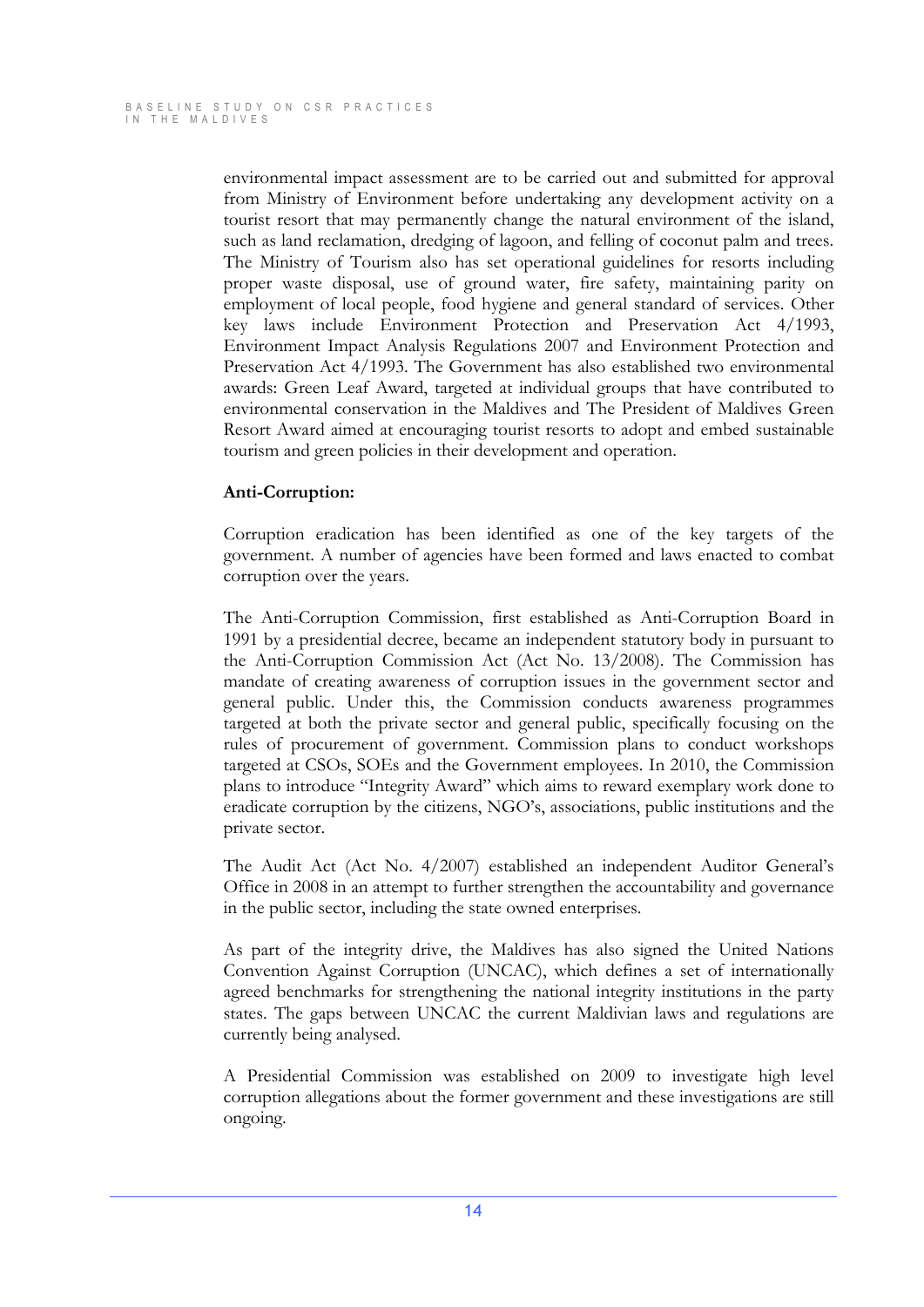environmental impact assessment are to be carried out and submitted for approval from Ministry of Environment before undertaking any development activity on a tourist resort that may permanently change the natural environment of the island, such as land reclamation, dredging of lagoon, and felling of coconut palm and trees. The Ministry of Tourism also has set operational guidelines for resorts including proper waste disposal, use of ground water, fire safety, maintaining parity on employment of local people, food hygiene and general standard of services. Other key laws include Environment Protection and Preservation Act 4/1993, Environment Impact Analysis Regulations 2007 and Environment Protection and Preservation Act 4/1993. The Government has also established two environmental awards: Green Leaf Award, targeted at individual groups that have contributed to environmental conservation in the Maldives and The President of Maldives Green Resort Award aimed at encouraging tourist resorts to adopt and embed sustainable tourism and green policies in their development and operation.

**Anti-Corruption:**

Corruption eradication has been identified as one of the key targets of the government. A number of agencies have been formed and laws enacted to combat corruption over the years.

The Anti-Corruption Commission, first established as Anti-Corruption Board in 1991 by a presidential decree, became an independent statutory body in pursuant to the Anti-Corruption Commission Act (Act No. 13/2008). The Commission has mandate of creating awareness of corruption issues in the government sector and general public. Under this, the Commission conducts awareness programmes targeted at both the private sector and general public, specifically focusing on the rules of procurement of government. Commission plans to conduct workshops targeted at CSOs, SOEs and the Government employees. In 2010, the Commission plans to introduce "Integrity Award" which aims to reward exemplary work done to eradicate corruption by the citizens, NGO's, associations, public institutions and the private sector.

The Audit Act (Act No. 4/2007) established an independent Auditor General's Office in 2008 in an attempt to further strengthen the accountability and governance in the public sector, including the state owned enterprises.

As part of the integrity drive, the Maldives has also signed the United Nations Convention Against Corruption (UNCAC), which defines a set of internationally agreed benchmarks for strengthening the national integrity institutions in the party states. The gaps between UNCAC the current Maldivian laws and regulations are currently being analysed.

A Presidential Commission was established on 2009 to investigate high level corruption allegations about the former government and these investigations are still ongoing.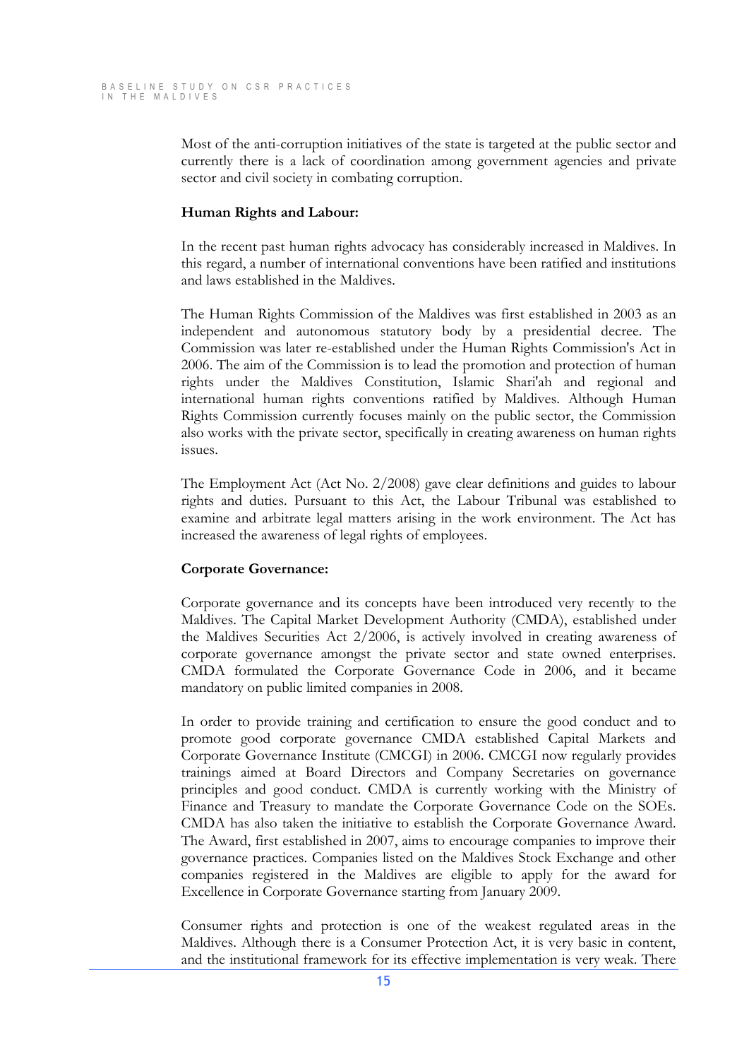Most of the anti-corruption initiatives of the state is targeted at the public sector and currently there is a lack of coordination among government agencies and private sector and civil society in combating corruption.

**Human Rights and Labour:**

In the recent past human rights advocacy has considerably increased in Maldives. In this regard, a number of international conventions have been ratified and institutions and laws established in the Maldives.

The Human Rights Commission of the Maldives was first established in 2003 as an independent and autonomous statutory body by a presidential decree. The Commission was later re-established under the Human Rights Commission's Act in 2006. The aim of the Commission is to lead the promotion and protection of human rights under the Maldives Constitution, Islamic Shari'ah and regional and international human rights conventions ratified by Maldives. Although Human Rights Commission currently focuses mainly on the public sector, the Commission also works with the private sector, specifically in creating awareness on human rights issues.

The Employment Act (Act No. 2/2008) gave clear definitions and guides to labour rights and duties. Pursuant to this Act, the Labour Tribunal was established to examine and arbitrate legal matters arising in the work environment. The Act has increased the awareness of legal rights of employees.

**Corporate Governance:**

Corporate governance and its concepts have been introduced very recently to the Maldives. The Capital Market Development Authority (CMDA), established under the Maldives Securities Act 2/2006, is actively involved in creating awareness of corporate governance amongst the private sector and state owned enterprises. CMDA formulated the Corporate Governance Code in 2006, and it became mandatory on public limited companies in 2008.

In order to provide training and certification to ensure the good conduct and to promote good corporate governance CMDA established Capital Markets and Corporate Governance Institute (CMCGI) in 2006. CMCGI now regularly provides trainings aimed at Board Directors and Company Secretaries on governance principles and good conduct. CMDA is currently working with the Ministry of Finance and Treasury to mandate the Corporate Governance Code on the SOEs. CMDA has also taken the initiative to establish the Corporate Governance Award. The Award, first established in 2007, aims to encourage companies to improve their governance practices. Companies listed on the Maldives Stock Exchange and other companies registered in the Maldives are eligible to apply for the award for Excellence in Corporate Governance starting from January 2009.

Consumer rights and protection is one of the weakest regulated areas in the Maldives. Although there is a Consumer Protection Act, it is very basic in content, and the institutional framework for its effective implementation is very weak. There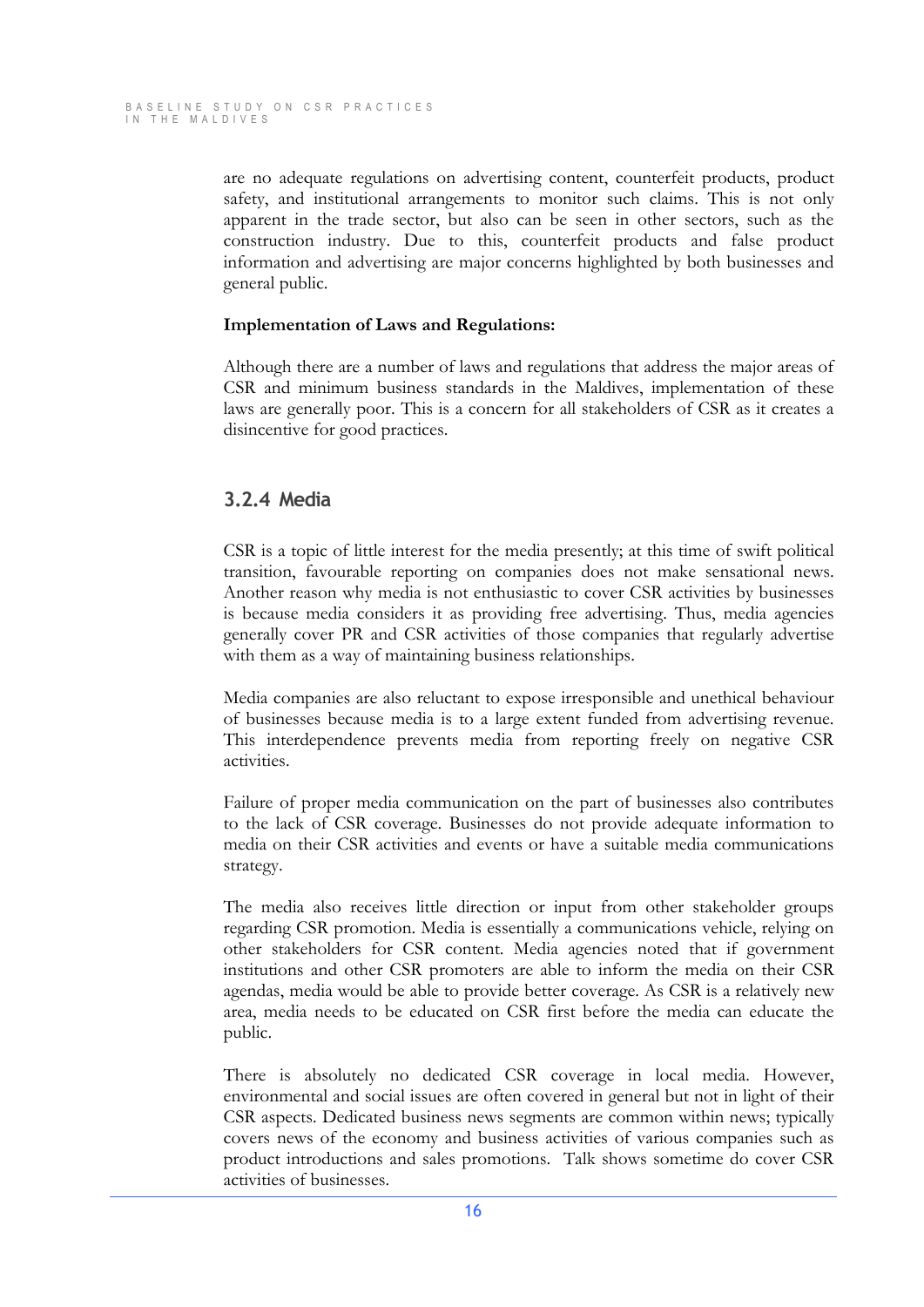are no adequate regulations on advertising content, counterfeit products, product safety, and institutional arrangements to monitor such claims. This is not only apparent in the trade sector, but also can be seen in other sectors, such as the construction industry. Due to this, counterfeit products and false product information and advertising are major concerns highlighted by both businesses and general public.

**Implementation of Laws and Regulations:**

Although there are a number of laws and regulations that address the major areas of CSR and minimum business standards in the Maldives, implementation of these laws are generally poor. This is a concern for all stakeholders of CSR as it creates a disincentive for good practices.

### 3.2.4 Media

CSR is a topic of little interest for the media presently; at this time of swift political transition, favourable reporting on companies does not make sensational news. Another reason why media is not enthusiastic to cover CSR activities by businesses is because media considers it as providing free advertising. Thus, media agencies generally cover PR and CSR activities of those companies that regularly advertise with them as a way of maintaining business relationships.

Media companies are also reluctant to expose irresponsible and unethical behaviour of businesses because media is to a large extent funded from advertising revenue. This interdependence prevents media from reporting freely on negative CSR activities.

Failure of proper media communication on the part of businesses also contributes to the lack of CSR coverage. Businesses do not provide adequate information to media on their CSR activities and events or have a suitable media communications strategy.

The media also receives little direction or input from other stakeholder groups regarding CSR promotion. Media is essentially a communications vehicle, relying on other stakeholders for CSR content. Media agencies noted that if government institutions and other CSR promoters are able to inform the media on their CSR agendas, media would be able to provide better coverage. As CSR is a relatively new area, media needs to be educated on CSR first before the media can educate the public.

There is absolutely no dedicated CSR coverage in local media. However, environmental and social issues are often covered in general but not in light of their CSR aspects. Dedicated business news segments are common within news; typically covers news of the economy and business activities of various companies such as product introductions and sales promotions. Talk shows sometime do cover CSR activities of businesses.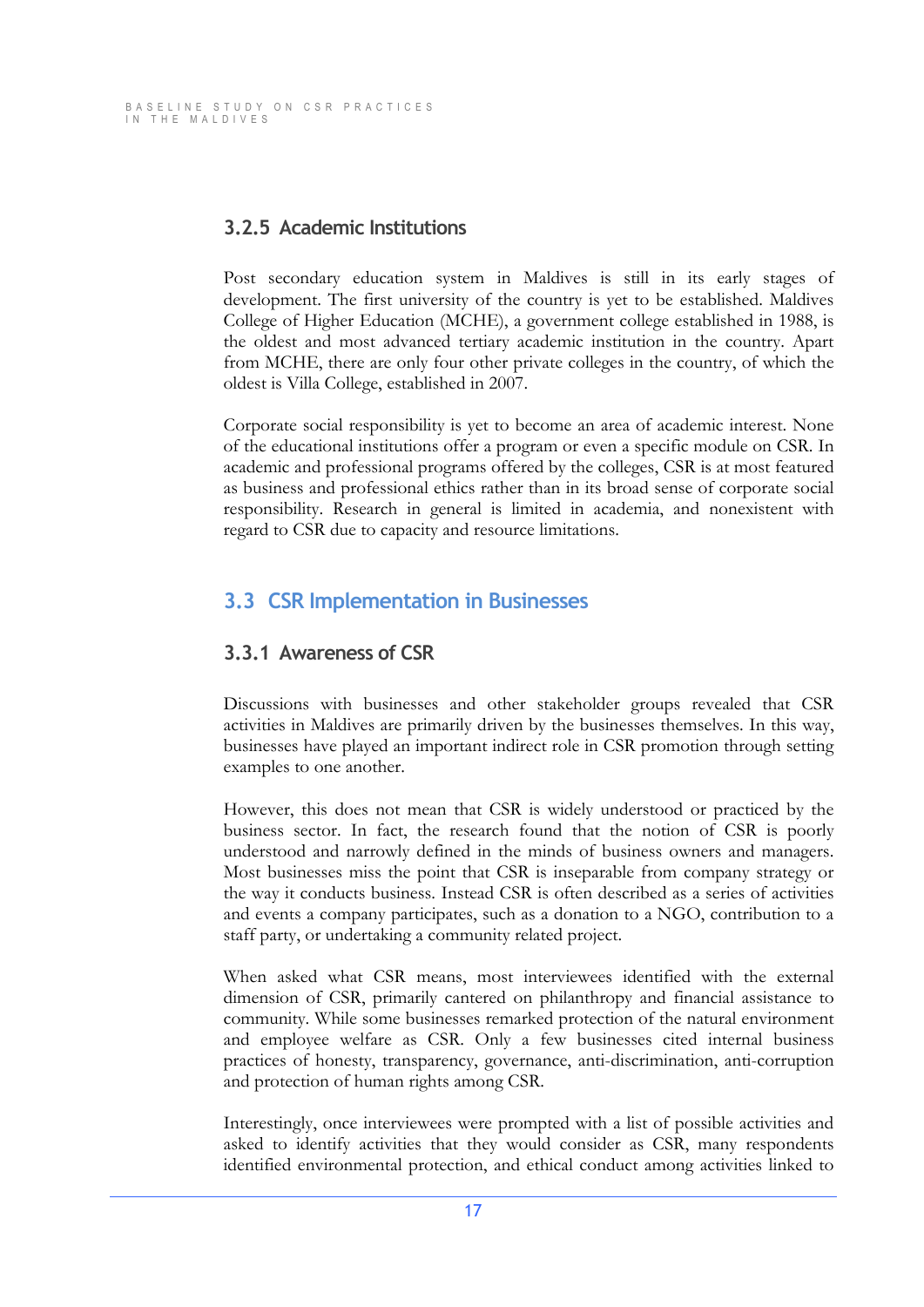### 3.2.5 Academic Institutions

Post secondary education system in Maldives is still in its early stages of development. The first university of the country is yet to be established. Maldives College of Higher Education (MCHE), a government college established in 1988, is the oldest and most advanced tertiary academic institution in the country. Apart from MCHE, there are only four other private colleges in the country, of which the oldest is Villa College, established in 2007.

Corporate social responsibility is yet to become an area of academic interest. None of the educational institutions offer a program or even a specific module on CSR. In academic and professional programs offered by the colleges, CSR is at most featured as business and professional ethics rather than in its broad sense of corporate social responsibility. Research in general is limited in academia, and nonexistent with regard to CSR due to capacity and resource limitations.

## 3.3 CSR Implementation in Businesses

### 3.3.1 Awareness of CSR

Discussions with businesses and other stakeholder groups revealed that CSR activities in Maldives are primarily driven by the businesses themselves. In this way, businesses have played an important indirect role in CSR promotion through setting examples to one another.

However, this does not mean that CSR is widely understood or practiced by the business sector. In fact, the research found that the notion of CSR is poorly understood and narrowly defined in the minds of business owners and managers. Most businesses miss the point that CSR is inseparable from company strategy or the way it conducts business. Instead CSR is often described as a series of activities and events a company participates, such as a donation to a NGO, contribution to a staff party, or undertaking a community related project.

When asked what CSR means, most interviewees identified with the external dimension of CSR, primarily cantered on philanthropy and financial assistance to community. While some businesses remarked protection of the natural environment and employee welfare as CSR. Only a few businesses cited internal business practices of honesty, transparency, governance, anti-discrimination, anti-corruption and protection of human rights among CSR.

Interestingly, once interviewees were prompted with a list of possible activities and asked to identify activities that they would consider as CSR, many respondents identified environmental protection, and ethical conduct among activities linked to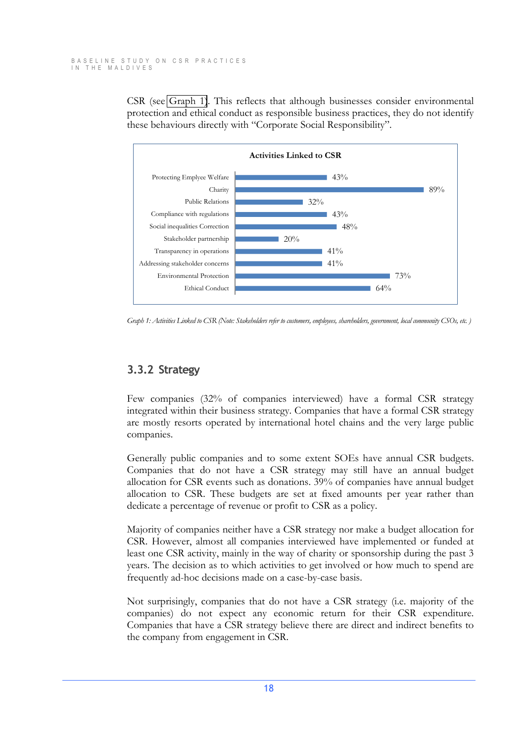CSR (see Graph 1). This reflects that although businesses consider environmental protection and ethical conduct as responsible business practices, they do not identify these behaviours directly with "Corporate Social Responsibility".

Activities Linked to CSR

Protecting Emplyee Welfare 43%
Charity 89%
Public Relations 32%
Compliance with regulations 43%
Social inequalities Correction 48%
Stakeholder partnership 20%
Transparency in operations 41%
Addressing stakeholder concerns 41%
Environmental Protection 73%
Ethical Conduct 64%

*Graph 1: Activities Linked to CSR (Note: Stakeholders refer to customers, employees, shareholders, government, local community CSOs, etc. )*

### 3.3.2 Strategy

Few companies (32% of companies interviewed) have a formal CSR strategy integrated within their business strategy. Companies that have a formal CSR strategy are mostly resorts operated by international hotel chains and the very large public companies.

Generally public companies and to some extent SOEs have annual CSR budgets. Companies that do not have a CSR strategy may still have an annual budget allocation for CSR events such as donations. 39% of companies have annual budget allocation to CSR. These budgets are set at fixed amounts per year rather than dedicate a percentage of revenue or profit to CSR as a policy.

Majority of companies neither have a CSR strategy nor make a budget allocation for CSR. However, almost all companies interviewed have implemented or funded at least one CSR activity, mainly in the way of charity or sponsorship during the past 3 years. The decision as to which activities to get involved or how much to spend are frequently ad-hoc decisions made on a case-by-case basis.

Not surprisingly, companies that do not have a CSR strategy (i.e. majority of the companies) do not expect any economic return for their CSR expenditure. Companies that have a CSR strategy believe there are direct and indirect benefits to the company from engagement in CSR.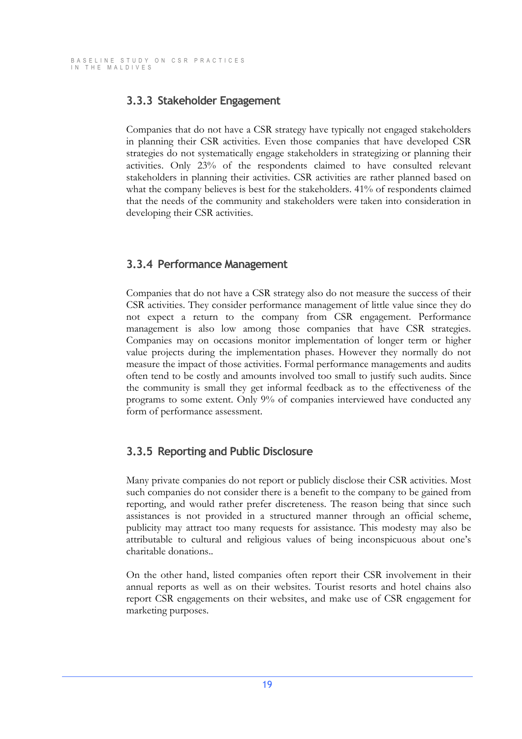### 3.3.3 Stakeholder Engagement

Companies that do not have a CSR strategy have typically not engaged stakeholders in planning their CSR activities. Even those companies that have developed CSR strategies do not systematically engage stakeholders in strategizing or planning their activities. Only 23% of the respondents claimed to have consulted relevant stakeholders in planning their activities. CSR activities are rather planned based on what the company believes is best for the stakeholders. 41% of respondents claimed that the needs of the community and stakeholders were taken into consideration in developing their CSR activities.

### 3.3.4 Performance Management

Companies that do not have a CSR strategy also do not measure the success of their CSR activities. They consider performance management of little value since they do not expect a return to the company from CSR engagement. Performance management is also low among those companies that have CSR strategies. Companies may on occasions monitor implementation of longer term or higher value projects during the implementation phases. However they normally do not measure the impact of those activities. Formal performance managements and audits often tend to be costly and amounts involved too small to justify such audits. Since the community is small they get informal feedback as to the effectiveness of the programs to some extent. Only 9% of companies interviewed have conducted any form of performance assessment.

### 3.3.5 Reporting and Public Disclosure

Many private companies do not report or publicly disclose their CSR activities. Most such companies do not consider there is a benefit to the company to be gained from reporting, and would rather prefer discreteness. The reason being that since such assistances is not provided in a structured manner through an official scheme, publicity may attract too many requests for assistance. This modesty may also be attributable to cultural and religious values of being inconspicuous about one's charitable donations..

On the other hand, listed companies often report their CSR involvement in their annual reports as well as on their websites. Tourist resorts and hotel chains also report CSR engagements on their websites, and make use of CSR engagement for marketing purposes.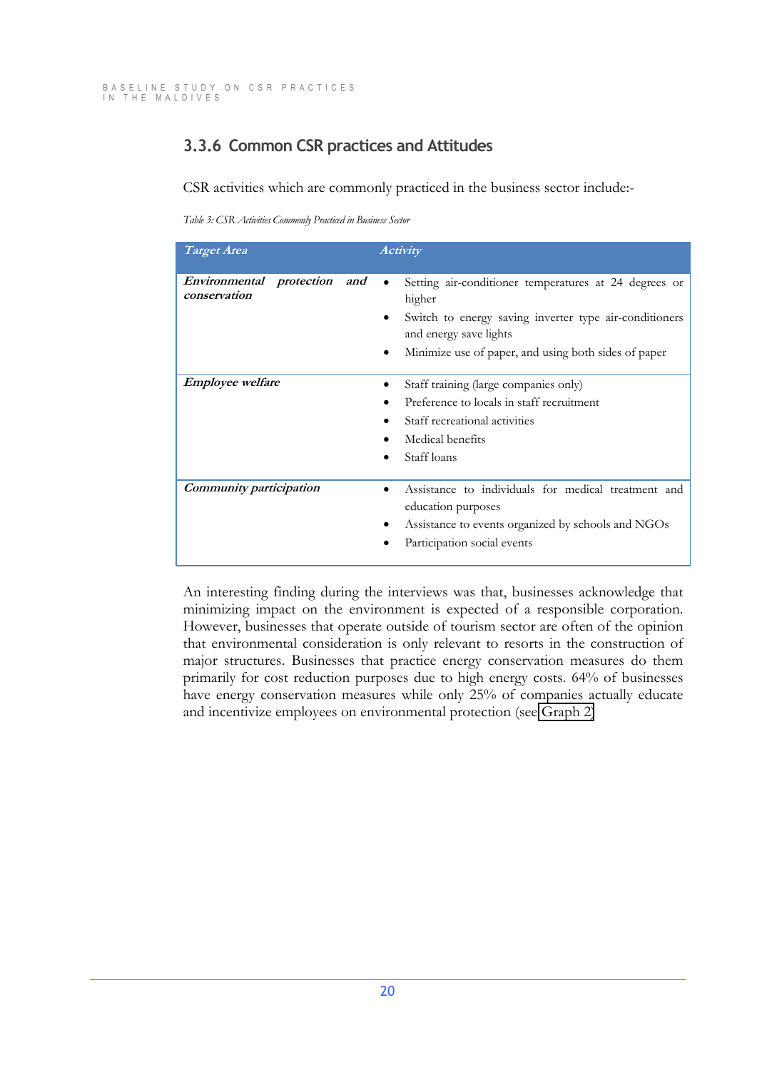### 3.3.6 Common CSR practices and Attitudes

CSR activities which are commonly practiced in the business sector include:-

*Table 3: CSR Activities Commonly Practiced in Business Sector*

| *Target Area* | *Activity* |
|---|---|
| ***Environmental protection and conservation*** | • Setting air-conditioner temperatures at 24 degrees or higher<br>• Switch to energy saving inverter type air-conditioners and energy save lights<br>• Minimize use of paper, and using both sides of paper |
| ***Employee welfare*** | • Staff training (large companies only)<br>• Preference to locals in staff recruitment<br>• Staff recreational activities<br>• Medical benefits<br>• Staff loans |
| ***Community participation*** | • Assistance to individuals for medical treatment and education purposes<br>• Assistance to events organized by schools and NGOs<br>• Participation social events |

An interesting finding during the interviews was that, businesses acknowledge that minimizing impact on the environment is expected of a responsible corporation. However, businesses that operate outside of tourism sector are often of the opinion that environmental consideration is only relevant to resorts in the construction of major structures. Businesses that practice energy conservation measures do them primarily for cost reduction purposes due to high energy costs. 64% of businesses have energy conservation measures while only 25% of companies actually educate and incentivize employees on environmental protection (see Graph 2)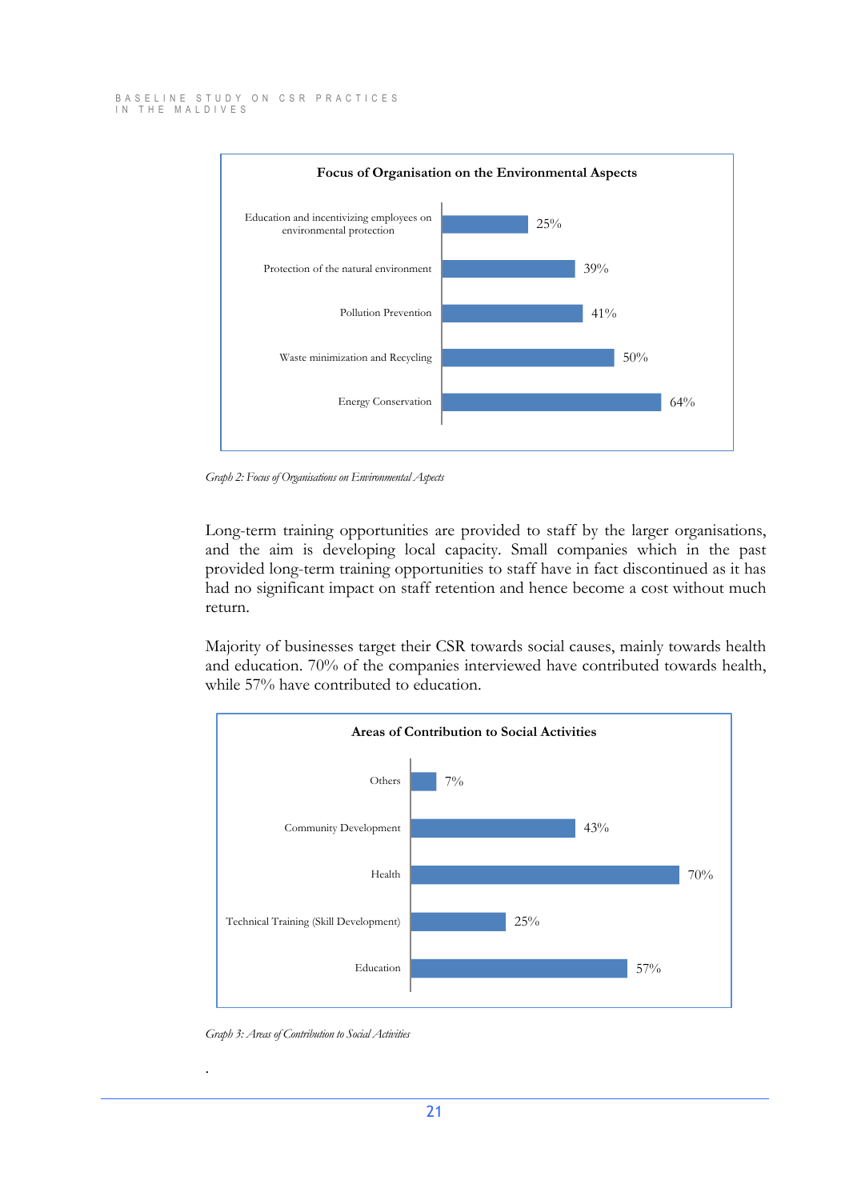**Focus of Organisation on the Environmental Aspects**

Education and incentivizing employees on environmental protection 25%

Protection of the natural environment 39%

Pollution Prevention 41%

Waste minimization and Recycling 50%

Energy Conservation 64%

*Graph 2: Focus of Organisations on Environmental Aspects*

Long-term training opportunities are provided to staff by the larger organisations, and the aim is developing local capacity. Small companies which in the past provided long-term training opportunities to staff have in fact discontinued as it has had no significant impact on staff retention and hence become a cost without much return.

Majority of businesses target their CSR towards social causes, mainly towards health and education. 70% of the companies interviewed have contributed towards health, while 57% have contributed to education.

**Areas of Contribution to Social Activities**

Others 7%

Community Development 43%

Health 70%

Technical Training (Skill Development) 25%

Education 57%

*Graph 3: Areas of Contribution to Social Activities*

.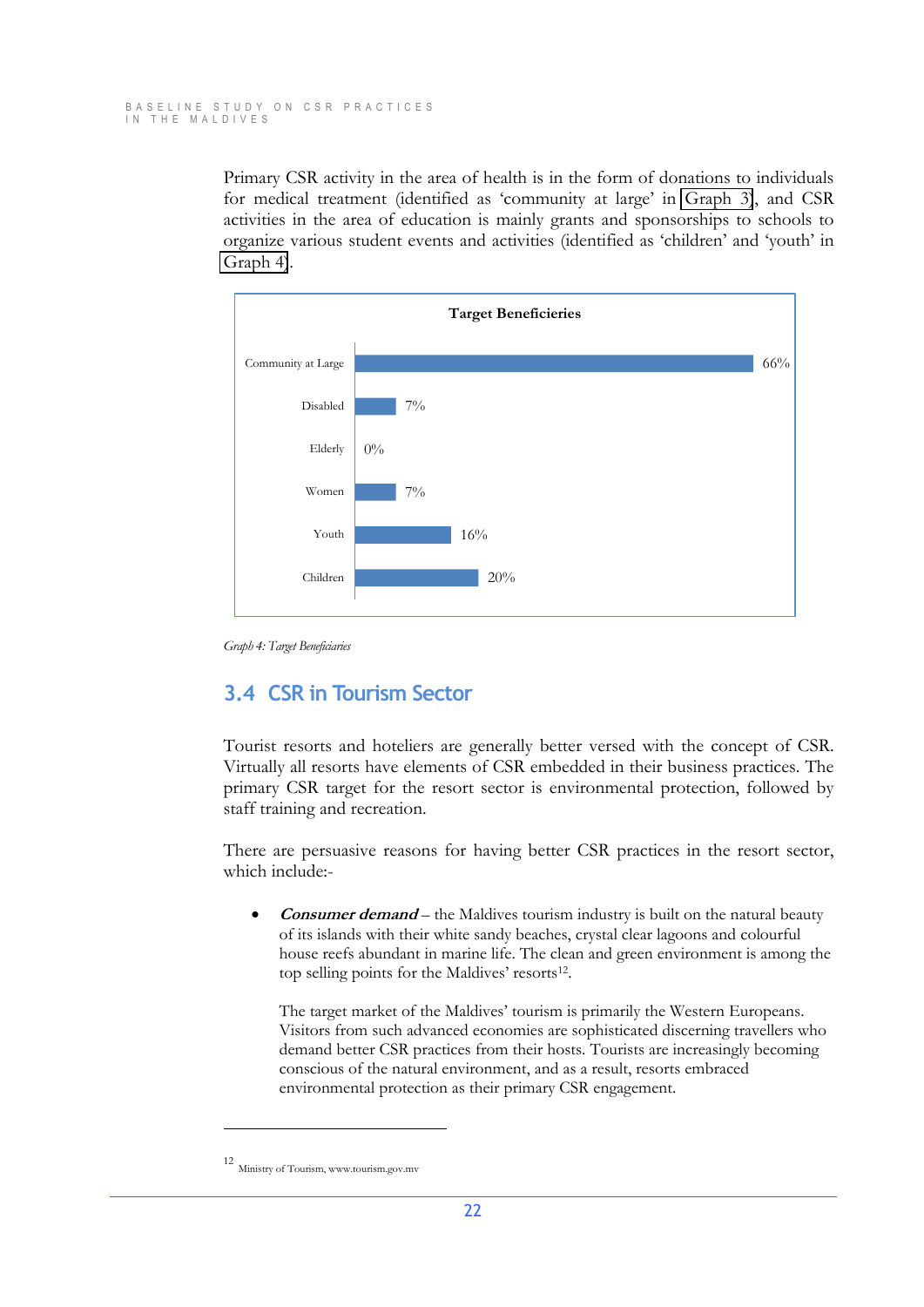Primary CSR activity in the area of health is in the form of donations to individuals for medical treatment (identified as 'community at large' in Graph 3), and CSR activities in the area of education is mainly grants and sponsorships to schools to organize various student events and activities (identified as 'children' and 'youth' in Graph 4).

Target Beneficieries

Community at Large 66%

Disabled 7%

Elderly 0%

Women 7%

Youth 16%

Children 20%

*Graph 4: Target Beneficiaries*

## 3.4 CSR in Tourism Sector

Tourist resorts and hoteliers are generally better versed with the concept of CSR. Virtually all resorts have elements of CSR embedded in their business practices. The primary CSR target for the resort sector is environmental protection, followed by staff training and recreation.

There are persuasive reasons for having better CSR practices in the resort sector, which include:-

- ***Consumer demand*** – the Maldives tourism industry is built on the natural beauty of its islands with their white sandy beaches, crystal clear lagoons and colourful house reefs abundant in marine life. The clean and green environment is among the top selling points for the Maldives' resorts[12].

  The target market of the Maldives' tourism is primarily the Western Europeans. Visitors from such advanced economies are sophisticated discerning travellers who demand better CSR practices from their hosts. Tourists are increasingly becoming conscious of the natural environment, and as a result, resorts embraced environmental protection as their primary CSR engagement.

[12] Ministry of Tourism, www.tourism.gov.mv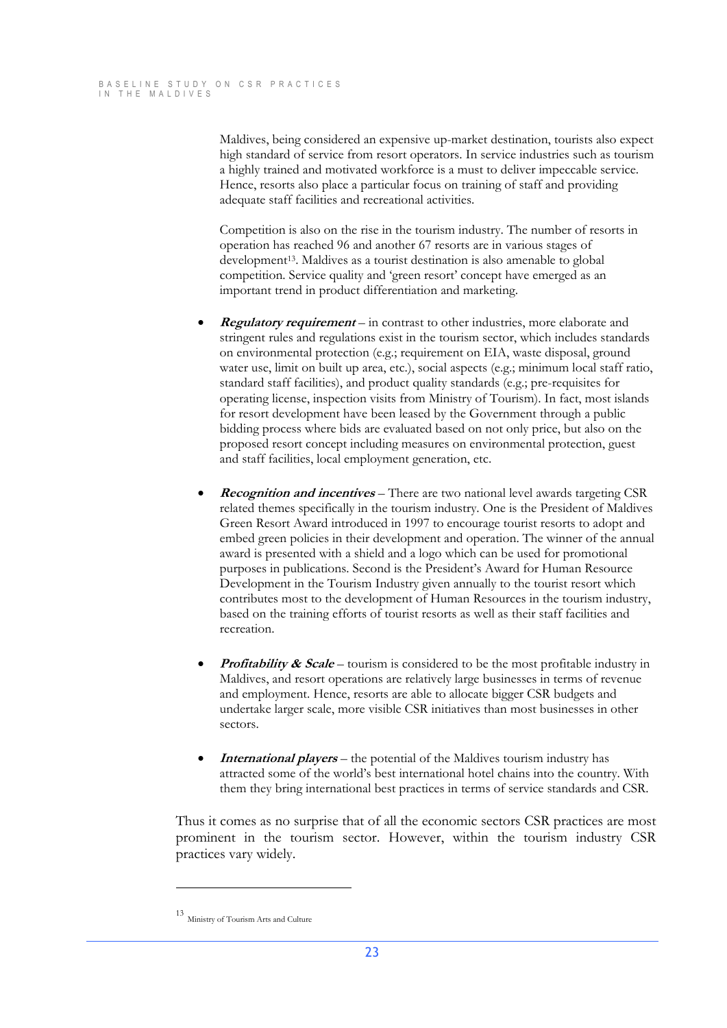Maldives, being considered an expensive up-market destination, tourists also expect high standard of service from resort operators. In service industries such as tourism a highly trained and motivated workforce is a must to deliver impeccable service. Hence, resorts also place a particular focus on training of staff and providing adequate staff facilities and recreational activities.

Competition is also on the rise in the tourism industry. The number of resorts in operation has reached 96 and another 67 resorts are in various stages of development[13]. Maldives as a tourist destination is also amenable to global competition. Service quality and 'green resort' concept have emerged as an important trend in product differentiation and marketing.

- ***Regulatory requirement*** – in contrast to other industries, more elaborate and stringent rules and regulations exist in the tourism sector, which includes standards on environmental protection (e.g.; requirement on EIA, waste disposal, ground water use, limit on built up area, etc.), social aspects (e.g.; minimum local staff ratio, standard staff facilities), and product quality standards (e.g.; pre-requisites for operating license, inspection visits from Ministry of Tourism). In fact, most islands for resort development have been leased by the Government through a public bidding process where bids are evaluated based on not only price, but also on the proposed resort concept including measures on environmental protection, guest and staff facilities, local employment generation, etc.

- ***Recognition and incentives*** – There are two national level awards targeting CSR related themes specifically in the tourism industry. One is the President of Maldives Green Resort Award introduced in 1997 to encourage tourist resorts to adopt and embed green policies in their development and operation. The winner of the annual award is presented with a shield and a logo which can be used for promotional purposes in publications. Second is the President's Award for Human Resource Development in the Tourism Industry given annually to the tourist resort which contributes most to the development of Human Resources in the tourism industry, based on the training efforts of tourist resorts as well as their staff facilities and recreation.

- ***Profitability & Scale*** – tourism is considered to be the most profitable industry in Maldives, and resort operations are relatively large businesses in terms of revenue and employment. Hence, resorts are able to allocate bigger CSR budgets and undertake larger scale, more visible CSR initiatives than most businesses in other sectors.

- ***International players*** – the potential of the Maldives tourism industry has attracted some of the world's best international hotel chains into the country. With them they bring international best practices in terms of service standards and CSR.

Thus it comes as no surprise that of all the economic sectors CSR practices are most prominent in the tourism sector. However, within the tourism industry CSR practices vary widely.

---

[13] Ministry of Tourism Arts and Culture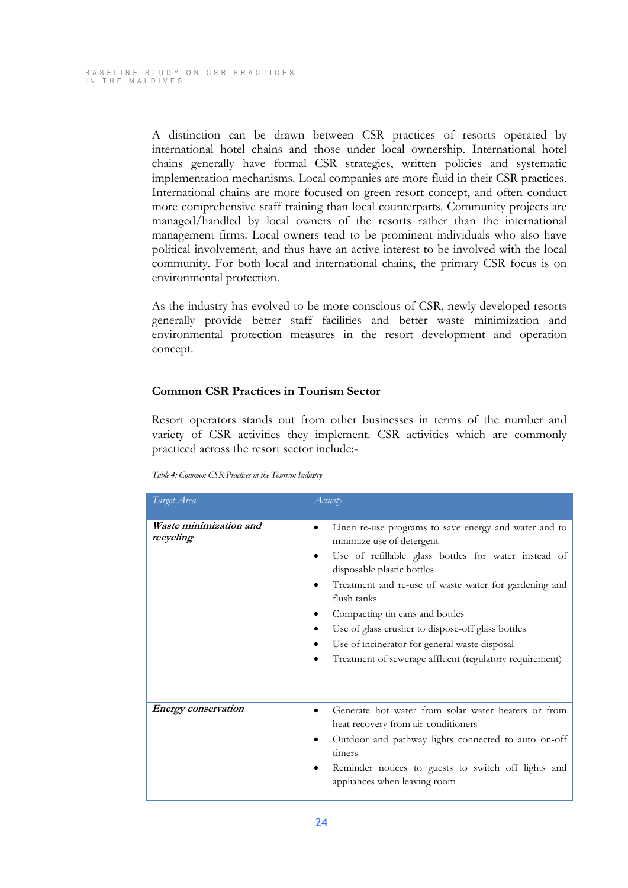A distinction can be drawn between CSR practices of resorts operated by international hotel chains and those under local ownership. International hotel chains generally have formal CSR strategies, written policies and systematic implementation mechanisms. Local companies are more fluid in their CSR practices. International chains are more focused on green resort concept, and often conduct more comprehensive staff training than local counterparts. Community projects are managed/handled by local owners of the resorts rather than the international management firms. Local owners tend to be prominent individuals who also have political involvement, and thus have an active interest to be involved with the local community. For both local and international chains, the primary CSR focus is on environmental protection.

As the industry has evolved to be more conscious of CSR, newly developed resorts generally provide better staff facilities and better waste minimization and environmental protection measures in the resort development and operation concept.

### Common CSR Practices in Tourism Sector

Resort operators stands out from other businesses in terms of the number and variety of CSR activities they implement. CSR activities which are commonly practiced across the resort sector include:-

*Table 4: Common CSR Practices in the Tourism Industry*

| *Target Area* | *Activity* |
|---|---|
| ***Waste minimization and recycling*** | • Linen re-use programs to save energy and water and to minimize use of detergent<br>• Use of refillable glass bottles for water instead of disposable plastic bottles<br>• Treatment and re-use of waste water for gardening and flush tanks<br>• Compacting tin cans and bottles<br>• Use of glass crusher to dispose-off glass bottles<br>• Use of incinerator for general waste disposal<br>• Treatment of sewerage affluent (regulatory requirement) |
| ***Energy conservation*** | • Generate hot water from solar water heaters or from heat recovery from air-conditioners<br>• Outdoor and pathway lights connected to auto on-off timers<br>• Reminder notices to guests to switch off lights and appliances when leaving room |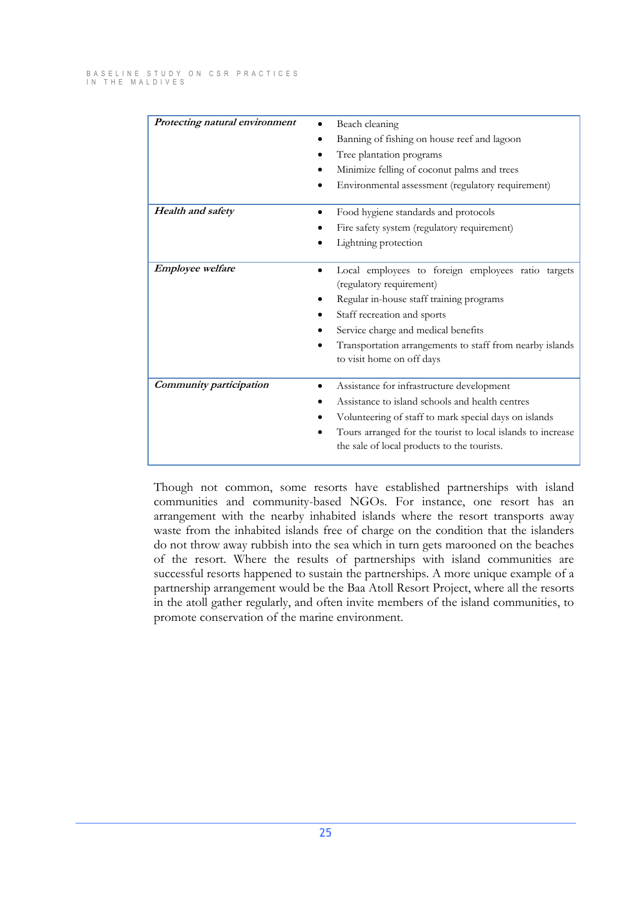| | |
|---|---|
| ***Protecting natural environment*** | • Beach cleaning<br>• Banning of fishing on house reef and lagoon<br>• Tree plantation programs<br>• Minimize felling of coconut palms and trees<br>• Environmental assessment (regulatory requirement) |
| ***Health and safety*** | • Food hygiene standards and protocols<br>• Fire safety system (regulatory requirement)<br>• Lightning protection |
| ***Employee welfare*** | • Local employees to foreign employees ratio targets (regulatory requirement)<br>• Regular in-house staff training programs<br>• Staff recreation and sports<br>• Service charge and medical benefits<br>• Transportation arrangements to staff from nearby islands to visit home on off days |
| ***Community participation*** | • Assistance for infrastructure development<br>• Assistance to island schools and health centres<br>• Volunteering of staff to mark special days on islands<br>• Tours arranged for the tourist to local islands to increase the sale of local products to the tourists. |

Though not common, some resorts have established partnerships with island communities and community-based NGOs. For instance, one resort has an arrangement with the nearby inhabited islands where the resort transports away waste from the inhabited islands free of charge on the condition that the islanders do not throw away rubbish into the sea which in turn gets marooned on the beaches of the resort. Where the results of partnerships with island communities are successful resorts happened to sustain the partnerships. A more unique example of a partnership arrangement would be the Baa Atoll Resort Project, where all the resorts in the atoll gather regularly, and often invite members of the island communities, to promote conservation of the marine environment.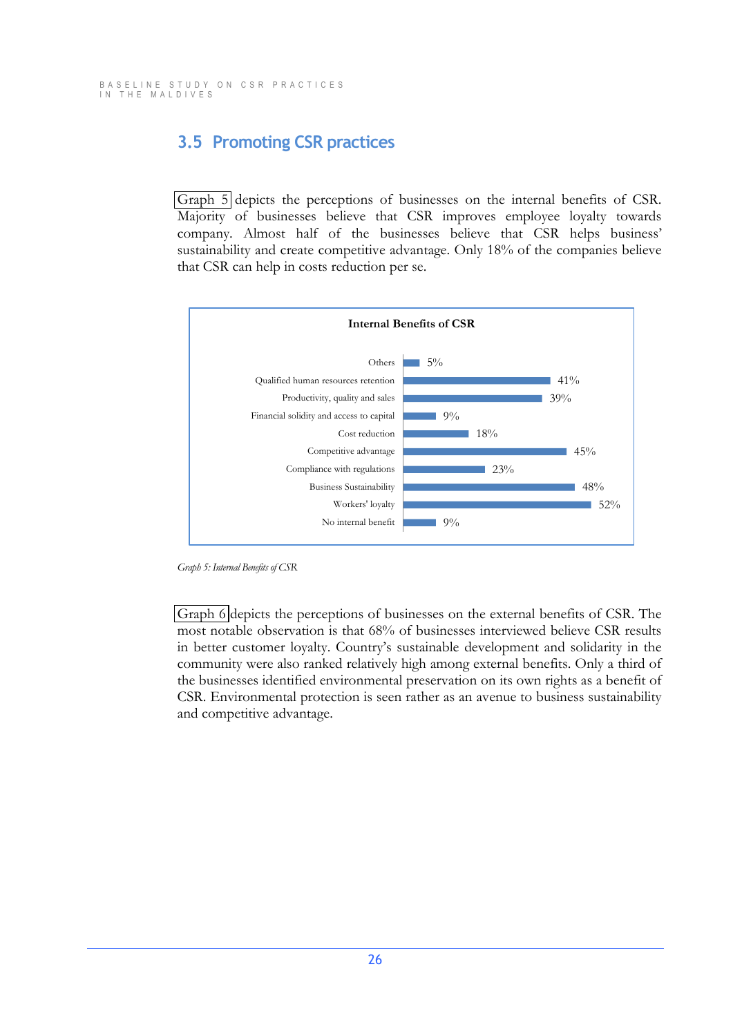## 3.5 Promoting CSR practices

Graph 5 depicts the perceptions of businesses on the internal benefits of CSR. Majority of businesses believe that CSR improves employee loyalty towards company. Almost half of the businesses believe that CSR helps business' sustainability and create competitive advantage. Only 18% of the companies believe that CSR can help in costs reduction per se.

**Internal Benefits of CSR**

Others 5%
Qualified human resources retention 41%
Productivity, quality and sales 39%
Financial solidity and access to capital 9%
Cost reduction 18%
Competitive advantage 45%
Compliance with regulations 23%
Business Sustainability 48%
Workers' loyalty 52%
No internal benefit 9%

*Graph 5: Internal Benefits of CSR*

Graph 6 depicts the perceptions of businesses on the external benefits of CSR. The most notable observation is that 68% of businesses interviewed believe CSR results in better customer loyalty. Country's sustainable development and solidarity in the community were also ranked relatively high among external benefits. Only a third of the businesses identified environmental preservation on its own rights as a benefit of CSR. Environmental protection is seen rather as an avenue to business sustainability and competitive advantage.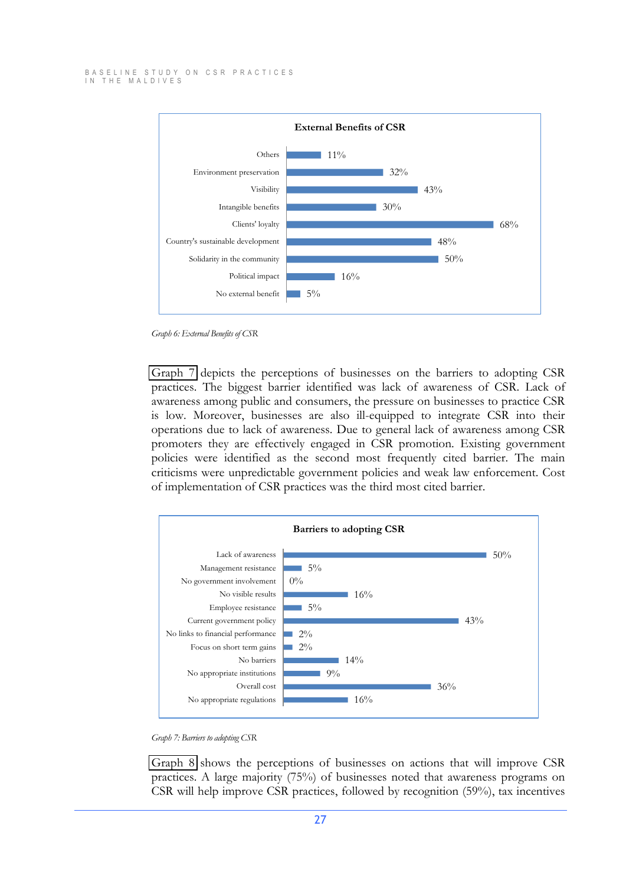External Benefits of CSR

Others 11%
Environment preservation 32%
Visibility 43%
Intangible benefits 30%
Clients' loyalty 68%
Country's sustainable development 48%
Solidarity in the community 50%
Political impact 16%
No external benefit 5%

*Graph 6: External Benefits of CSR*

Graph 7 depicts the perceptions of businesses on the barriers to adopting CSR practices. The biggest barrier identified was lack of awareness of CSR. Lack of awareness among public and consumers, the pressure on businesses to practice CSR is low. Moreover, businesses are also ill-equipped to integrate CSR into their operations due to lack of awareness. Due to general lack of awareness among CSR promoters they are effectively engaged in CSR promotion. Existing government policies were identified as the second most frequently cited barrier. The main criticisms were unpredictable government policies and weak law enforcement. Cost of implementation of CSR practices was the third most cited barrier.

Barriers to adopting CSR

Lack of awareness 50%
Management resistance 5%
No government involvement 0%
No visible results 16%
Employee resistance 5%
Current government policy 43%
No links to financial performance 2%
Focus on short term gains 2%
No barriers 14%
No appropriate institutions 9%
Overall cost 36%
No appropriate regulations 16%

*Graph 7: Barriers to adopting CSR*

Graph 8 shows the perceptions of businesses on actions that will improve CSR practices. A large majority (75%) of businesses noted that awareness programs on CSR will help improve CSR practices, followed by recognition (59%), tax incentives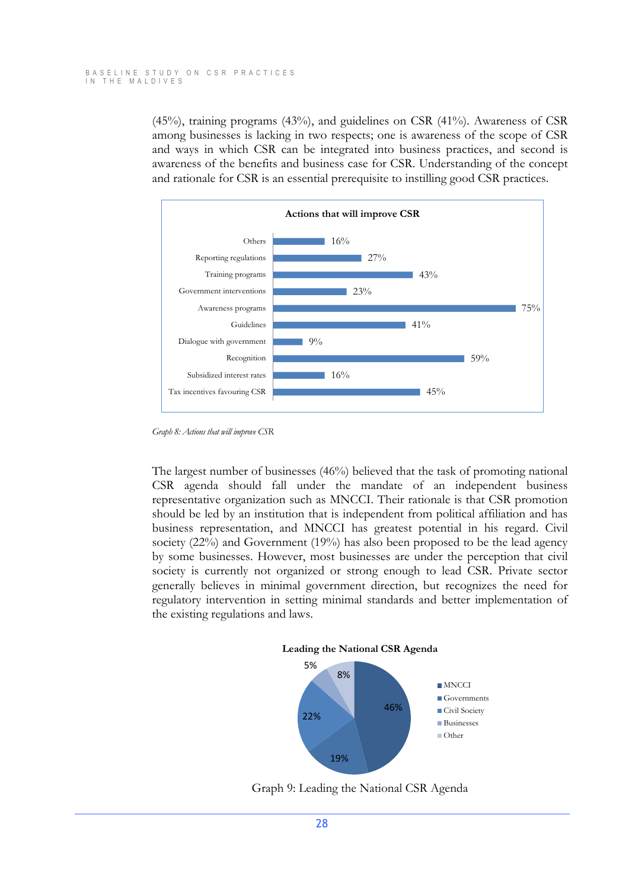(45%), training programs (43%), and guidelines on CSR (41%). Awareness of CSR among businesses is lacking in two respects; one is awareness of the scope of CSR and ways in which CSR can be integrated into business practices, and second is awareness of the benefits and business case for CSR. Understanding of the concept and rationale for CSR is an essential prerequisite to instilling good CSR practices.

**Actions that will improve CSR**

Others 16%
Reporting regulations 27%
Training programs 43%
Government interventions 23%
Awareness programs 75%
Guidelines 41%
Dialogue with government 9%
Recognition 59%
Subsidized interest rates 16%
Tax incentives favouring CSR 45%

*Graph 8: Actions that will improve CSR*

The largest number of businesses (46%) believed that the task of promoting national CSR agenda should fall under the mandate of an independent business representative organization such as MNCCI. Their rationale is that CSR promotion should be led by an institution that is independent from political affiliation and has business representation, and MNCCI has greatest potential in his regard. Civil society (22%) and Government (19%) has also been proposed to be the lead agency by some businesses. However, most businesses are under the perception that civil society is currently not organized or strong enough to lead CSR. Private sector generally believes in minimal government direction, but recognizes the need for regulatory intervention in setting minimal standards and better implementation of the existing regulations and laws.

**Leading the National CSR Agenda**

5%
8%
46%
22%
19%

MNCCI
Governments
Civil Society
Businesses
Other

Graph 9: Leading the National CSR Agenda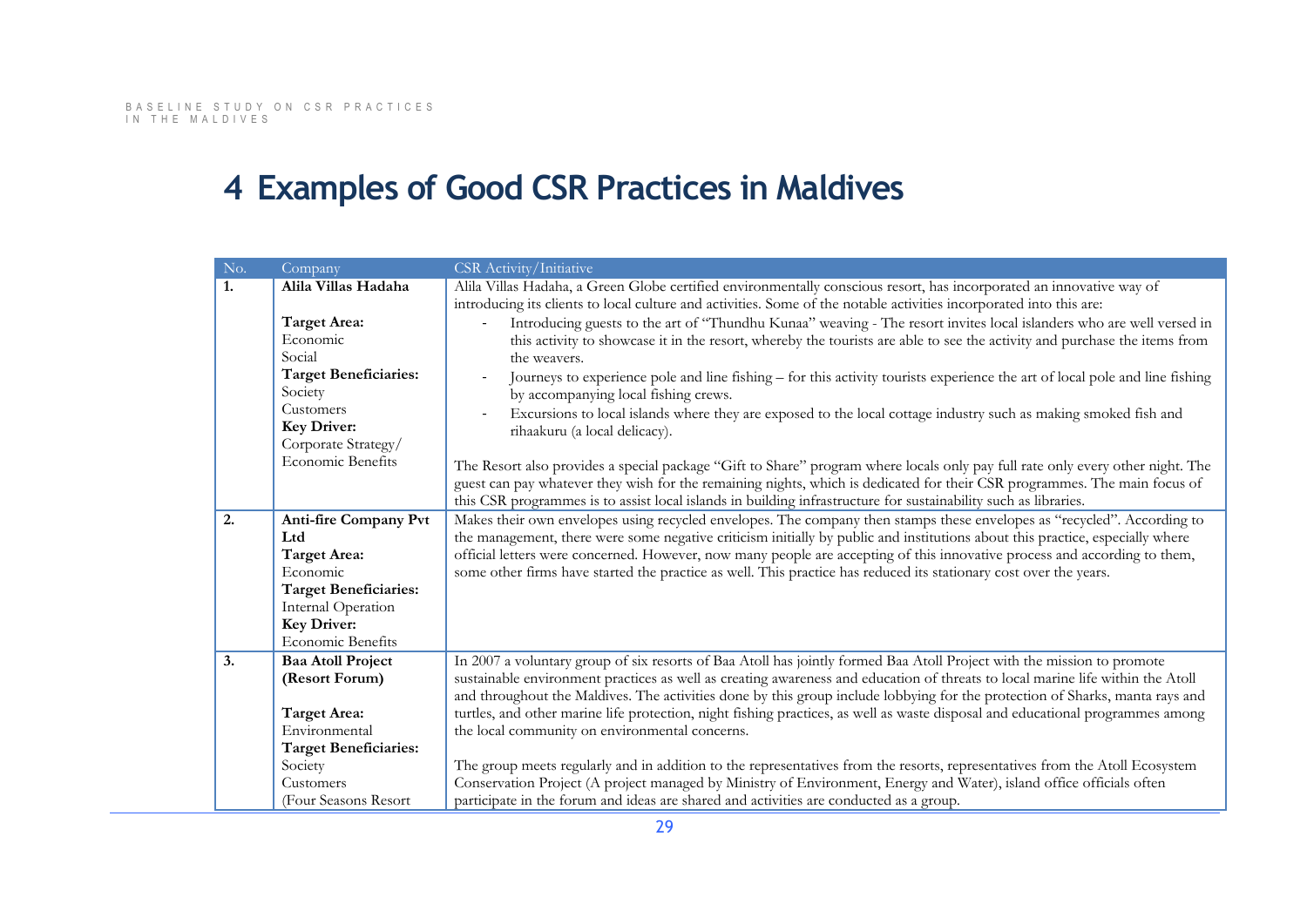# 4 Examples of Good CSR Practices in Maldives

| No. | Company | CSR Activity/Initiative |
|---|---|---|
| **1.** | **Alila Villas Hadaha**<br><br>**Target Area:**<br>Economic<br>Social<br>**Target Beneficiaries:**<br>Society<br>Customers<br>**Key Driver:**<br>Corporate Strategy/ Economic Benefits | Alila Villas Hadaha, a Green Globe certified environmentally conscious resort, has incorporated an innovative way of introducing its clients to local culture and activities. Some of the notable activities incorporated into this are:<br>- Introducing guests to the art of "Thundhu Kunaa" weaving - The resort invites local islanders who are well versed in this activity to showcase it in the resort, whereby the tourists are able to see the activity and purchase the items from the weavers.<br>- Journeys to experience pole and line fishing – for this activity tourists experience the art of local pole and line fishing by accompanying local fishing crews.<br>- Excursions to local islands where they are exposed to the local cottage industry such as making smoked fish and rihaakuru (a local delicacy).<br><br>The Resort also provides a special package "Gift to Share" program where locals only pay full rate only every other night. The guest can pay whatever they wish for the remaining nights, which is dedicated for their CSR programmes. The main focus of this CSR programmes is to assist local islands in building infrastructure for sustainability such as libraries. |
| **2.** | **Anti-fire Company Pvt Ltd**<br>**Target Area:**<br>Economic<br>**Target Beneficiaries:**<br>Internal Operation<br>**Key Driver:**<br>Economic Benefits | Makes their own envelopes using recycled envelopes. The company then stamps these envelopes as "recycled". According to the management, there were some negative criticism initially by public and institutions about this practice, especially where official letters were concerned. However, now many people are accepting of this innovative process and according to them, some other firms have started the practice as well. This practice has reduced its stationary cost over the years. |
| **3.** | **Baa Atoll Project (Resort Forum)**<br><br>**Target Area:**<br>Environmental<br>**Target Beneficiaries:**<br>Society<br>Customers<br>(Four Seasons Resort | In 2007 a voluntary group of six resorts of Baa Atoll has jointly formed Baa Atoll Project with the mission to promote sustainable environment practices as well as creating awareness and education of threats to local marine life within the Atoll and throughout the Maldives. The activities done by this group include lobbying for the protection of Sharks, manta rays and turtles, and other marine life protection, night fishing practices, as well as waste disposal and educational programmes among the local community on environmental concerns.<br><br>The group meets regularly and in addition to the representatives from the resorts, representatives from the Atoll Ecosystem Conservation Project (A project managed by Ministry of Environment, Energy and Water), island office officials often participate in the forum and ideas are shared and activities are conducted as a group. |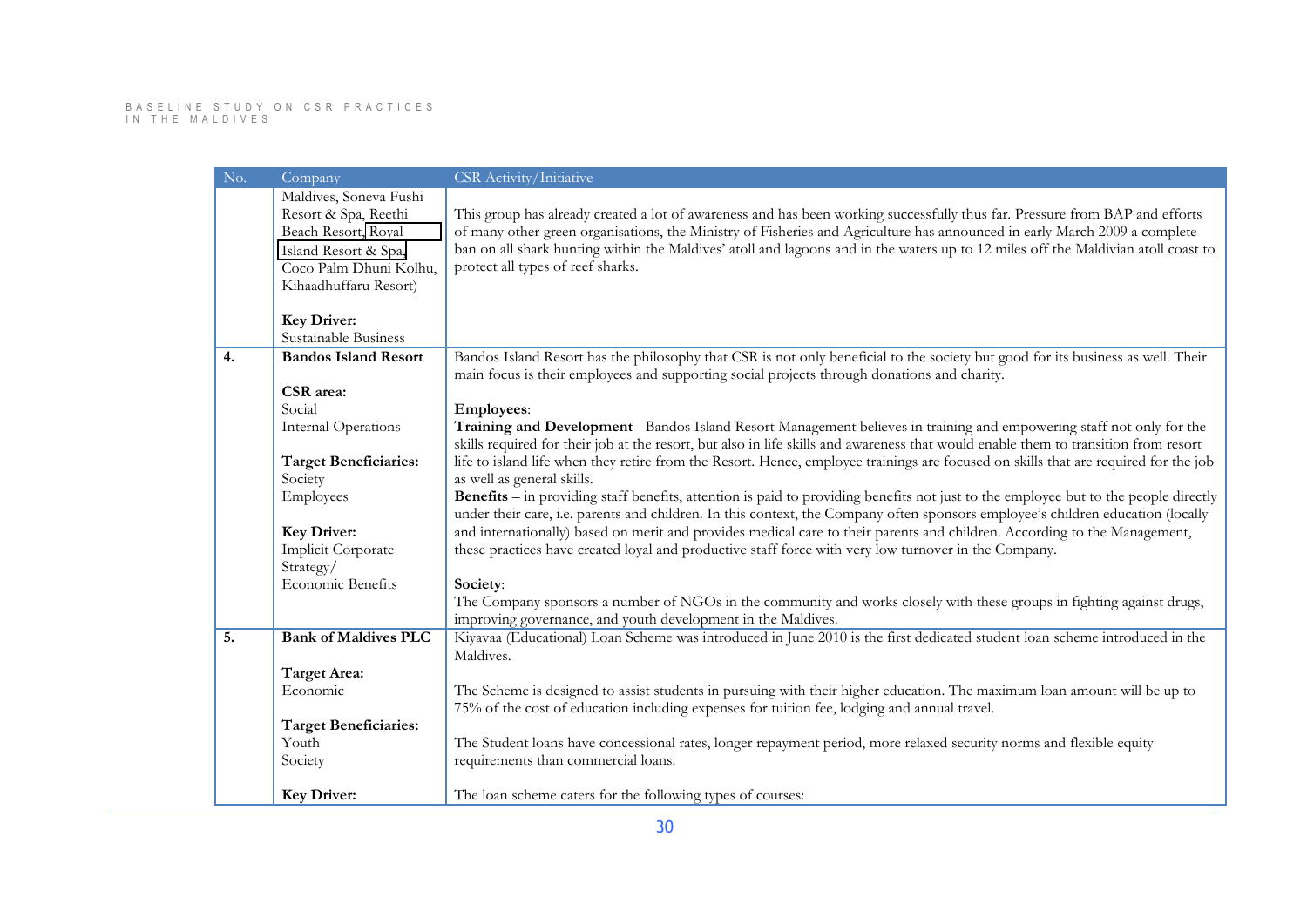| No. | Company | CSR Activity/Initiative |
|---|---|---|
| | Maldives, Soneva Fushi Resort & Spa, Reethi Beach Resort, Royal Island Resort & Spa, Coco Palm Dhuni Kolhu, Kihaadhuffaru Resort)<br><br>**Key Driver:**<br>Sustainable Business | This group has already created a lot of awareness and has been working successfully thus far. Pressure from BAP and efforts of many other green organisations, the Ministry of Fisheries and Agriculture has announced in early March 2009 a complete ban on all shark hunting within the Maldives' atoll and lagoons and in the waters up to 12 miles off the Maldivian atoll coast to protect all types of reef sharks. |
| **4.** | **Bandos Island Resort**<br><br>**CSR area:**<br>Social<br>Internal Operations<br><br>**Target Beneficiaries:**<br>Society<br>Employees<br><br>**Key Driver:**<br>Implicit Corporate Strategy/<br>Economic Benefits | Bandos Island Resort has the philosophy that CSR is not only beneficial to the society but good for its business as well. Their main focus is their employees and supporting social projects through donations and charity.<br><br>**Employees**:<br>**Training and Development** - Bandos Island Resort Management believes in training and empowering staff not only for the skills required for their job at the resort, but also in life skills and awareness that would enable them to transition from resort life to island life when they retire from the Resort. Hence, employee trainings are focused on skills that are required for the job as well as general skills.<br>**Benefits** – in providing staff benefits, attention is paid to providing benefits not just to the employee but to the people directly under their care, i.e. parents and children. In this context, the Company often sponsors employee's children education (locally and internationally) based on merit and provides medical care to their parents and children. According to the Management, these practices have created loyal and productive staff force with very low turnover in the Company.<br><br>**Society**:<br>The Company sponsors a number of NGOs in the community and works closely with these groups in fighting against drugs, improving governance, and youth development in the Maldives. |
| **5.** | **Bank of Maldives PLC**<br><br>**Target Area:**<br>Economic<br><br>**Target Beneficiaries:**<br>Youth<br>Society<br><br>**Key Driver:** | Kiyavaa (Educational) Loan Scheme was introduced in June 2010 is the first dedicated student loan scheme introduced in the Maldives.<br><br>The Scheme is designed to assist students in pursuing with their higher education. The maximum loan amount will be up to 75% of the cost of education including expenses for tuition fee, lodging and annual travel.<br><br>The Student loans have concessional rates, longer repayment period, more relaxed security norms and flexible equity requirements than commercial loans.<br><br>The loan scheme caters for the following types of courses: |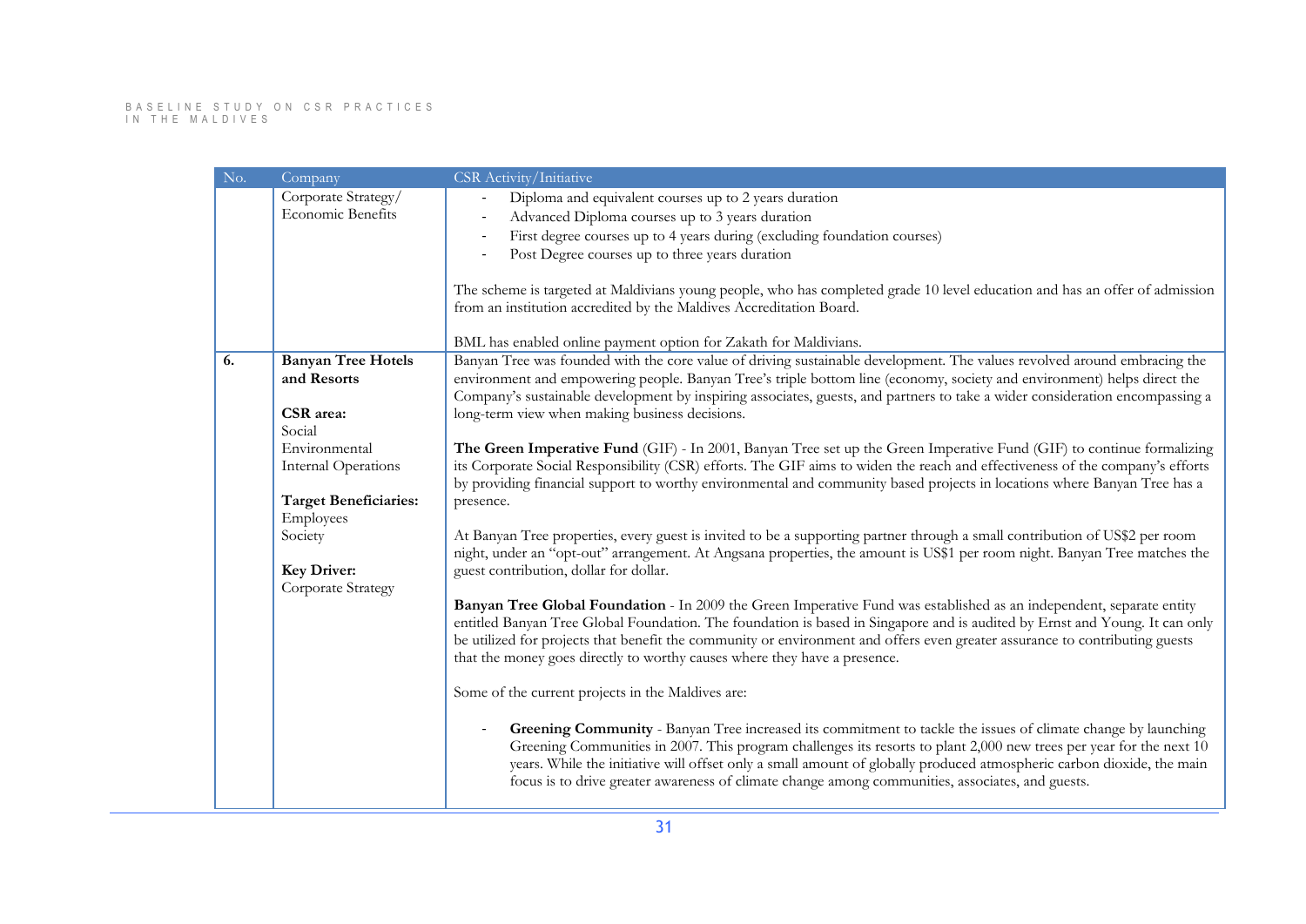| No. | Company | CSR Activity/Initiative |
|---|---|---|
| | Corporate Strategy/ Economic Benefits | - Diploma and equivalent courses up to 2 years duration<br>- Advanced Diploma courses up to 3 years duration<br>- First degree courses up to 4 years during (excluding foundation courses)<br>- Post Degree courses up to three years duration<br><br>The scheme is targeted at Maldivians young people, who has completed grade 10 level education and has an offer of admission from an institution accredited by the Maldives Accreditation Board.<br><br>BML has enabled online payment option for Zakath for Maldivians. |
| **6.** | **Banyan Tree Hotels and Resorts**<br><br>**CSR area:**<br>Social<br>Environmental<br>Internal Operations<br><br>**Target Beneficiaries:**<br>Employees<br>Society<br><br>**Key Driver:**<br>Corporate Strategy | Banyan Tree was founded with the core value of driving sustainable development. The values revolved around embracing the environment and empowering people. Banyan Tree's triple bottom line (economy, society and environment) helps direct the Company's sustainable development by inspiring associates, guests, and partners to take a wider consideration encompassing a long-term view when making business decisions.<br><br>**The Green Imperative Fund** (GIF) - In 2001, Banyan Tree set up the Green Imperative Fund (GIF) to continue formalizing its Corporate Social Responsibility (CSR) efforts. The GIF aims to widen the reach and effectiveness of the company's efforts by providing financial support to worthy environmental and community based projects in locations where Banyan Tree has a presence.<br><br>At Banyan Tree properties, every guest is invited to be a supporting partner through a small contribution of US$2 per room night, under an "opt-out" arrangement. At Angsana properties, the amount is US$1 per room night. Banyan Tree matches the guest contribution, dollar for dollar.<br><br>**Banyan Tree Global Foundation** - In 2009 the Green Imperative Fund was established as an independent, separate entity entitled Banyan Tree Global Foundation. The foundation is based in Singapore and is audited by Ernst and Young. It can only be utilized for projects that benefit the community or environment and offers even greater assurance to contributing guests that the money goes directly to worthy causes where they have a presence.<br><br>Some of the current projects in the Maldives are:<br><br>- **Greening Community** - Banyan Tree increased its commitment to tackle the issues of climate change by launching Greening Communities in 2007. This program challenges its resorts to plant 2,000 new trees per year for the next 10 years. While the initiative will offset only a small amount of globally produced atmospheric carbon dioxide, the main focus is to drive greater awareness of climate change among communities, associates, and guests. |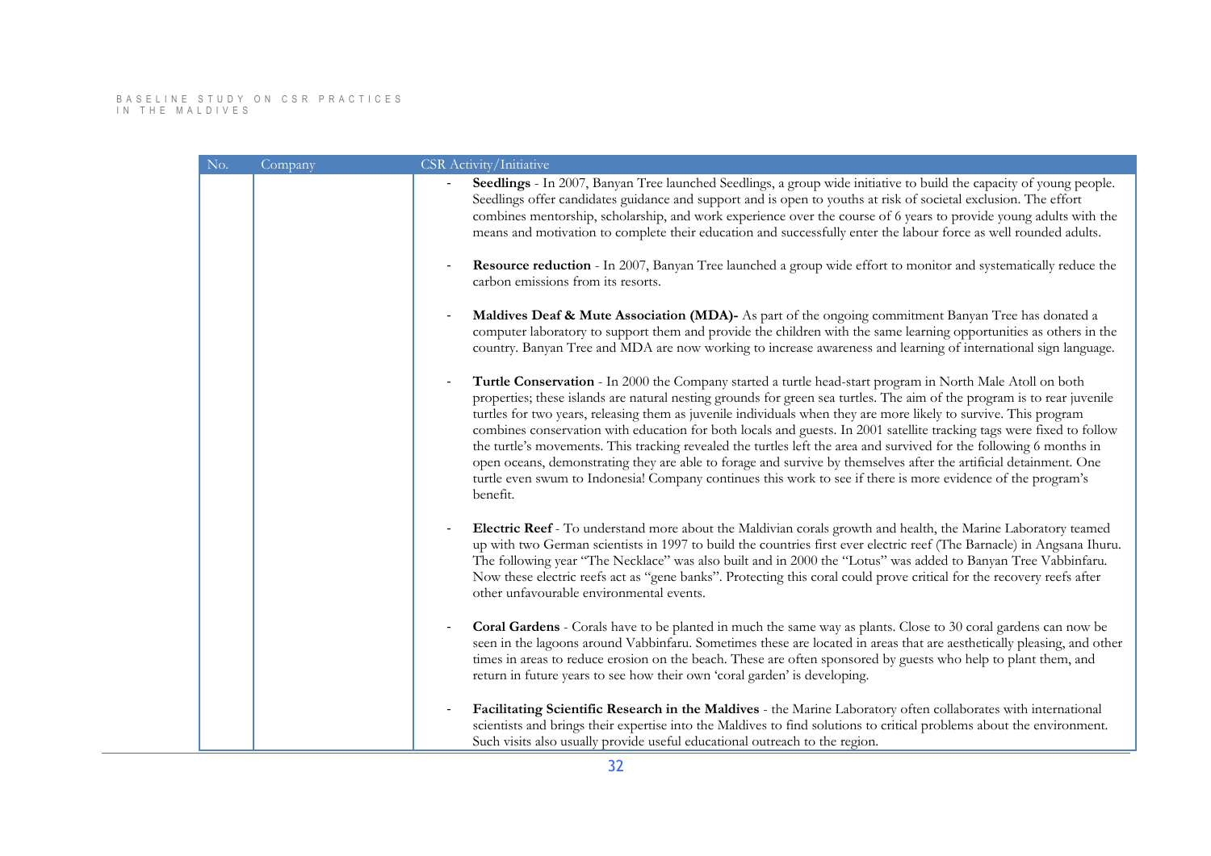| No. | Company | CSR Activity/Initiative |
|---|---|---|
| | | - **Seedlings** - In 2007, Banyan Tree launched Seedlings, a group wide initiative to build the capacity of young people. Seedlings offer candidates guidance and support and is open to youths at risk of societal exclusion. The effort combines mentorship, scholarship, and work experience over the course of 6 years to provide young adults with the means and motivation to complete their education and successfully enter the labour force as well rounded adults.<br><br>- **Resource reduction** - In 2007, Banyan Tree launched a group wide effort to monitor and systematically reduce the carbon emissions from its resorts.<br><br>- **Maldives Deaf & Mute Association (MDA)-** As part of the ongoing commitment Banyan Tree has donated a computer laboratory to support them and provide the children with the same learning opportunities as others in the country. Banyan Tree and MDA are now working to increase awareness and learning of international sign language.<br><br>- **Turtle Conservation** - In 2000 the Company started a turtle head-start program in North Male Atoll on both properties; these islands are natural nesting grounds for green sea turtles. The aim of the program is to rear juvenile turtles for two years, releasing them as juvenile individuals when they are more likely to survive. This program combines conservation with education for both locals and guests. In 2001 satellite tracking tags were fixed to follow the turtle's movements. This tracking revealed the turtles left the area and survived for the following 6 months in open oceans, demonstrating they are able to forage and survive by themselves after the artificial detainment. One turtle even swum to Indonesia! Company continues this work to see if there is more evidence of the program's benefit.<br><br>- **Electric Reef** - To understand more about the Maldivian corals growth and health, the Marine Laboratory teamed up with two German scientists in 1997 to build the countries first ever electric reef (The Barnacle) in Angsana Ihuru. The following year "The Necklace" was also built and in 2000 the "Lotus" was added to Banyan Tree Vabbinfaru. Now these electric reefs act as "gene banks". Protecting this coral could prove critical for the recovery reefs after other unfavourable environmental events.<br><br>- **Coral Gardens** - Corals have to be planted in much the same way as plants. Close to 30 coral gardens can now be seen in the lagoons around Vabbinfaru. Sometimes these are located in areas that are aesthetically pleasing, and other times in areas to reduce erosion on the beach. These are often sponsored by guests who help to plant them, and return in future years to see how their own 'coral garden' is developing.<br><br>- **Facilitating Scientific Research in the Maldives** - the Marine Laboratory often collaborates with international scientists and brings their expertise into the Maldives to find solutions to critical problems about the environment. Such visits also usually provide useful educational outreach to the region. |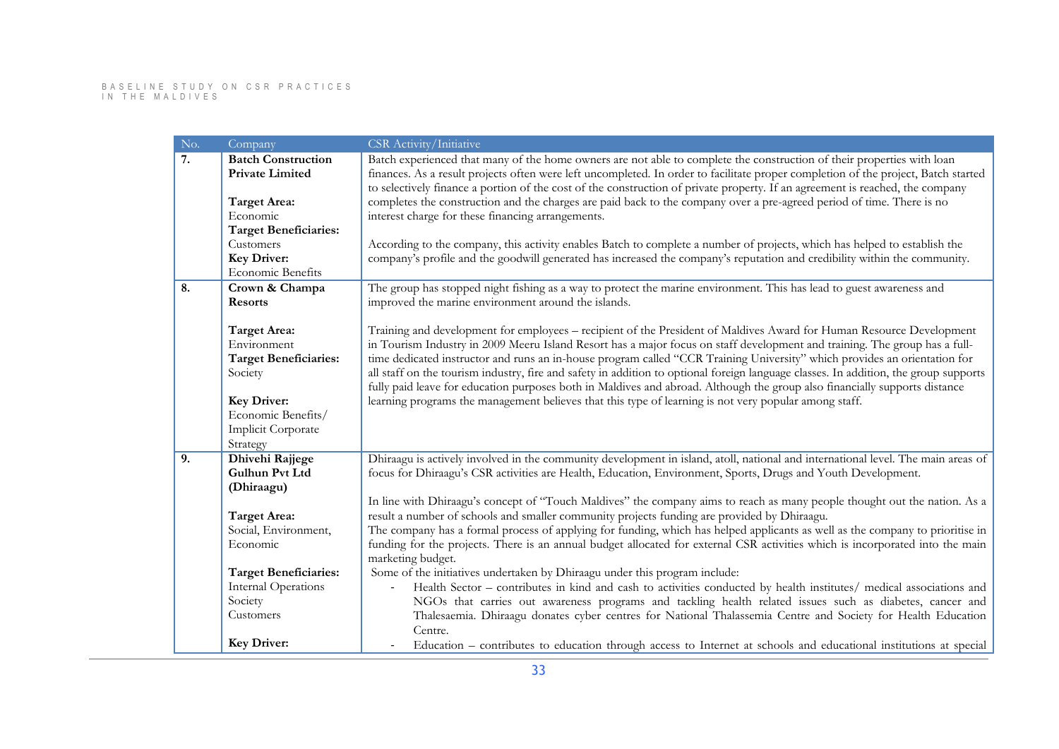| No. | Company | CSR Activity/Initiative |
|---|---|---|
| **7.** | **Batch Construction Private Limited**<br><br>**Target Area:**<br>Economic<br>**Target Beneficiaries:**<br>Customers<br>**Key Driver:**<br>Economic Benefits | Batch experienced that many of the home owners are not able to complete the construction of their properties with loan finances. As a result projects often were left uncompleted. In order to facilitate proper completion of the project, Batch started to selectively finance a portion of the cost of the construction of private property. If an agreement is reached, the company completes the construction and the charges are paid back to the company over a pre-agreed period of time. There is no interest charge for these financing arrangements.<br><br>According to the company, this activity enables Batch to complete a number of projects, which has helped to establish the company's profile and the goodwill generated has increased the company's reputation and credibility within the community. |
| **8.** | **Crown & Champa Resorts**<br><br>**Target Area:**<br>Environment<br>**Target Beneficiaries:**<br>Society<br><br>**Key Driver:**<br>Economic Benefits/ Implicit Corporate Strategy | The group has stopped night fishing as a way to protect the marine environment. This has lead to guest awareness and improved the marine environment around the islands.<br><br>Training and development for employees – recipient of the President of Maldives Award for Human Resource Development in Tourism Industry in 2009 Meeru Island Resort has a major focus on staff development and training. The group has a full-time dedicated instructor and runs an in-house program called "CCR Training University" which provides an orientation for all staff on the tourism industry, fire and safety in addition to optional foreign language classes. In addition, the group supports fully paid leave for education purposes both in Maldives and abroad. Although the group also financially supports distance learning programs the management believes that this type of learning is not very popular among staff. |
| **9.** | **Dhivehi Rajjege Gulhun Pvt Ltd (Dhiraagu)**<br><br>**Target Area:**<br>Social, Environment, Economic<br><br>**Target Beneficiaries:**<br>Internal Operations<br>Society<br>Customers<br><br>**Key Driver:** | Dhiraagu is actively involved in the community development in island, atoll, national and international level. The main areas of focus for Dhiraagu's CSR activities are Health, Education, Environment, Sports, Drugs and Youth Development.<br><br>In line with Dhiraagu's concept of "Touch Maldives" the company aims to reach as many people thought out the nation. As a result a number of schools and smaller community projects funding are provided by Dhiraagu.<br>The company has a formal process of applying for funding, which has helped applicants as well as the company to prioritise in funding for the projects. There is an annual budget allocated for external CSR activities which is incorporated into the main marketing budget.<br>Some of the initiatives undertaken by Dhiraagu under this program include:<br>- Health Sector – contributes in kind and cash to activities conducted by health institutes/ medical associations and NGOs that carries out awareness programs and tackling health related issues such as diabetes, cancer and Thalesaemia. Dhiraagu donates cyber centres for National Thalassemia Centre and Society for Health Education Centre.<br>- Education – contributes to education through access to Internet at schools and educational institutions at special |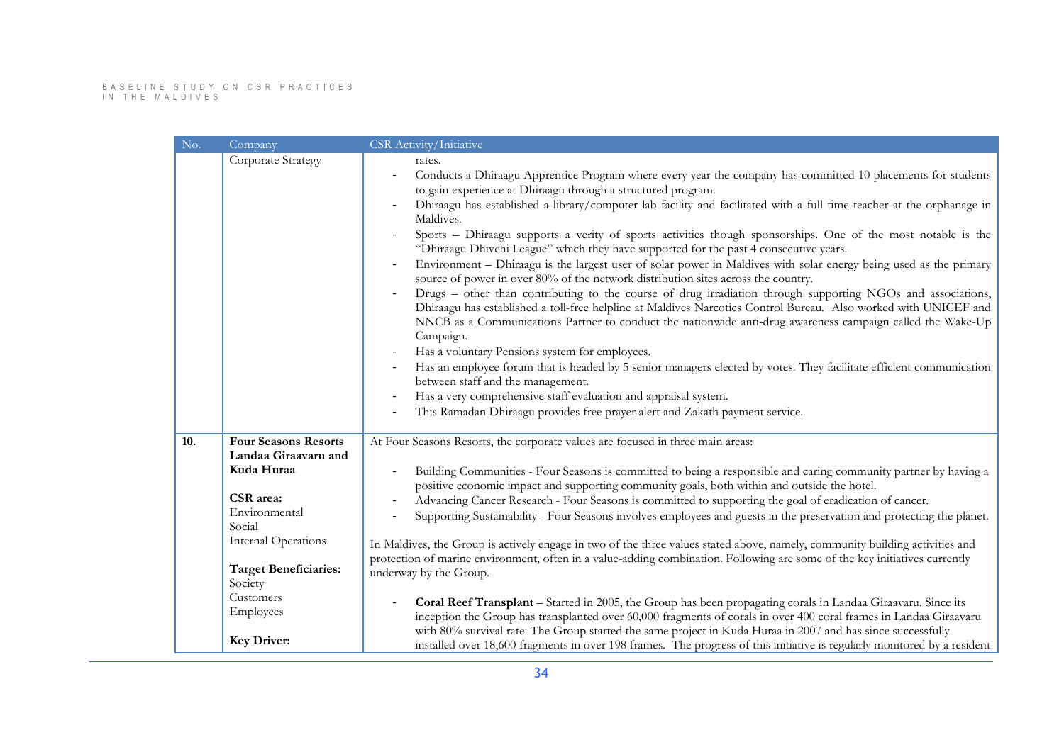| No. | Company | CSR Activity/Initiative |
|---|---|---|
| | Corporate Strategy | rates.<br>- Conducts a Dhiraagu Apprentice Program where every year the company has committed 10 placements for students to gain experience at Dhiraagu through a structured program.<br>- Dhiraagu has established a library/computer lab facility and facilitated with a full time teacher at the orphanage in Maldives.<br>- Sports – Dhiraagu supports a verity of sports activities though sponsorships. One of the most notable is the "Dhiraagu Dhivehi League" which they have supported for the past 4 consecutive years.<br>- Environment – Dhiraagu is the largest user of solar power in Maldives with solar energy being used as the primary source of power in over 80% of the network distribution sites across the country.<br>- Drugs – other than contributing to the course of drug irradiation through supporting NGOs and associations, Dhiraagu has established a toll-free helpline at Maldives Narcotics Control Bureau. Also worked with UNICEF and NNCB as a Communications Partner to conduct the nationwide anti-drug awareness campaign called the Wake-Up Campaign.<br>- Has a voluntary Pensions system for employees.<br>- Has an employee forum that is headed by 5 senior managers elected by votes. They facilitate efficient communication between staff and the management.<br>- Has a very comprehensive staff evaluation and appraisal system.<br>- This Ramadan Dhiraagu provides free prayer alert and Zakath payment service. |
| **10.** | **Four Seasons Resorts Landaa Giraavaru and Kuda Huraa**<br><br>**CSR area:**<br>Environmental<br>Social<br>Internal Operations<br><br>**Target Beneficiaries:**<br>Society<br>Customers<br>Employees<br><br>**Key Driver:** | At Four Seasons Resorts, the corporate values are focused in three main areas:<br><br>- Building Communities - Four Seasons is committed to being a responsible and caring community partner by having a positive economic impact and supporting community goals, both within and outside the hotel.<br>- Advancing Cancer Research - Four Seasons is committed to supporting the goal of eradication of cancer.<br>- Supporting Sustainability - Four Seasons involves employees and guests in the preservation and protecting the planet.<br><br>In Maldives, the Group is actively engage in two of the three values stated above, namely, community building activities and protection of marine environment, often in a value-adding combination. Following are some of the key initiatives currently underway by the Group.<br><br>- **Coral Reef Transplant** – Started in 2005, the Group has been propagating corals in Landaa Giraavaru. Since its inception the Group has transplanted over 60,000 fragments of corals in over 400 coral frames in Landaa Giraavaru with 80% survival rate. The Group started the same project in Kuda Huraa in 2007 and has since successfully installed over 18,600 fragments in over 198 frames. The progress of this initiative is regularly monitored by a resident |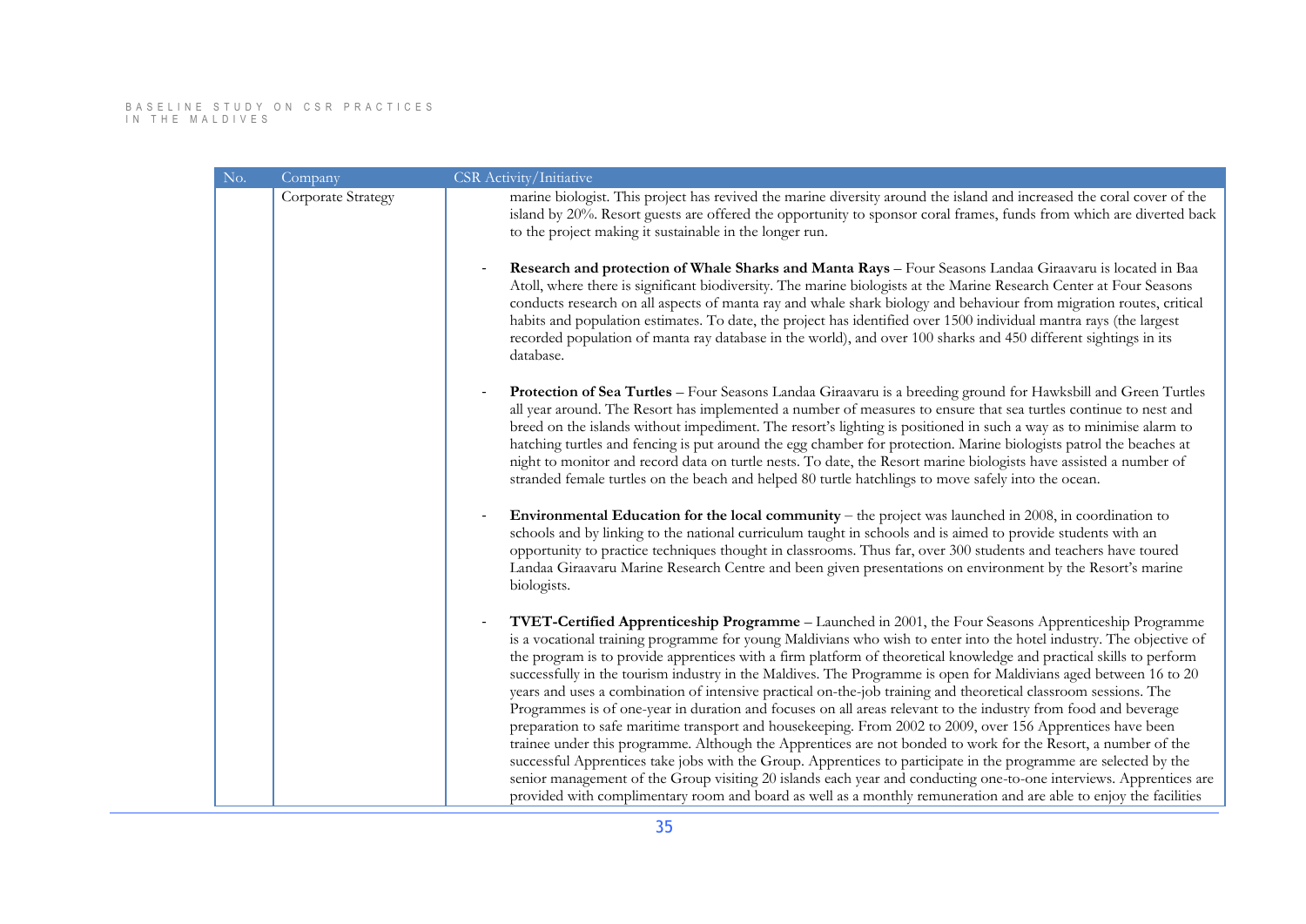| No. | Company | CSR Activity/Initiative |
|---|---|---|
| | Corporate Strategy | marine biologist. This project has revived the marine diversity around the island and increased the coral cover of the island by 20%. Resort guests are offered the opportunity to sponsor coral frames, funds from which are diverted back to the project making it sustainable in the longer run.<br><br>- **Research and protection of Whale Sharks and Manta Rays** – Four Seasons Landaa Giraavaru is located in Baa Atoll, where there is significant biodiversity. The marine biologists at the Marine Research Center at Four Seasons conducts research on all aspects of manta ray and whale shark biology and behaviour from migration routes, critical habits and population estimates. To date, the project has identified over 1500 individual mantra rays (the largest recorded population of manta ray database in the world), and over 100 sharks and 450 different sightings in its database.<br><br>- **Protection of Sea Turtles** – Four Seasons Landaa Giraavaru is a breeding ground for Hawksbill and Green Turtles all year around. The Resort has implemented a number of measures to ensure that sea turtles continue to nest and breed on the islands without impediment. The resort's lighting is positioned in such a way as to minimise alarm to hatching turtles and fencing is put around the egg chamber for protection. Marine biologists patrol the beaches at night to monitor and record data on turtle nests. To date, the Resort marine biologists have assisted a number of stranded female turtles on the beach and helped 80 turtle hatchlings to move safely into the ocean.<br><br>- **Environmental Education for the local community** – the project was launched in 2008, in coordination to schools and by linking to the national curriculum taught in schools and is aimed to provide students with an opportunity to practice techniques thought in classrooms. Thus far, over 300 students and teachers have toured Landaa Giraavaru Marine Research Centre and been given presentations on environment by the Resort's marine biologists.<br><br>- **TVET-Certified Apprenticeship Programme** – Launched in 2001, the Four Seasons Apprenticeship Programme is a vocational training programme for young Maldivians who wish to enter into the hotel industry. The objective of the program is to provide apprentices with a firm platform of theoretical knowledge and practical skills to perform successfully in the tourism industry in the Maldives. The Programme is open for Maldivians aged between 16 to 20 years and uses a combination of intensive practical on-the-job training and theoretical classroom sessions. The Programmes is of one-year in duration and focuses on all areas relevant to the industry from food and beverage preparation to safe maritime transport and housekeeping. From 2002 to 2009, over 156 Apprentices have been trainee under this programme. Although the Apprentices are not bonded to work for the Resort, a number of the successful Apprentices take jobs with the Group. Apprentices to participate in the programme are selected by the senior management of the Group visiting 20 islands each year and conducting one-to-one interviews. Apprentices are provided with complimentary room and board as well as a monthly remuneration and are able to enjoy the facilities |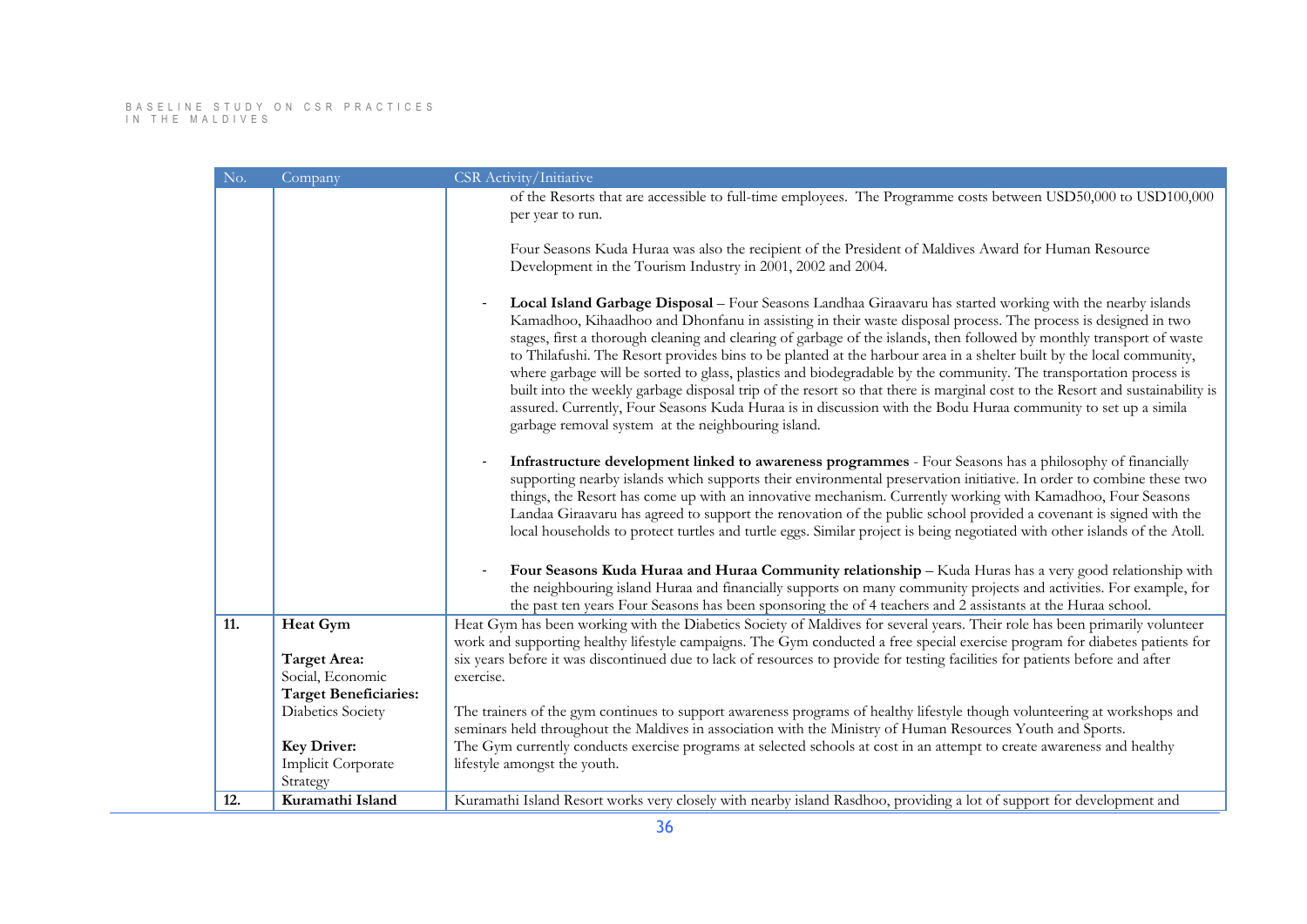| No. | Company | CSR Activity/Initiative |
|---|---|---|
| | | of the Resorts that are accessible to full-time employees. The Programme costs between USD50,000 to USD100,000 per year to run.<br><br>Four Seasons Kuda Huraa was also the recipient of the President of Maldives Award for Human Resource Development in the Tourism Industry in 2001, 2002 and 2004.<br><br>- **Local Island Garbage Disposal** – Four Seasons Landhaa Giraavaru has started working with the nearby islands Kamadhoo, Kihaadhoo and Dhonfanu in assisting in their waste disposal process. The process is designed in two stages, first a thorough cleaning and clearing of garbage of the islands, then followed by monthly transport of waste to Thilafushi. The Resort provides bins to be planted at the harbour area in a shelter built by the local community, where garbage will be sorted to glass, plastics and biodegradable by the community. The transportation process is built into the weekly garbage disposal trip of the resort so that there is marginal cost to the Resort and sustainability is assured. Currently, Four Seasons Kuda Huraa is in discussion with the Bodu Huraa community to set up a simila garbage removal system at the neighbouring island.<br><br>- **Infrastructure development linked to awareness programmes** - Four Seasons has a philosophy of financially supporting nearby islands which supports their environmental preservation initiative. In order to combine these two things, the Resort has come up with an innovative mechanism. Currently working with Kamadhoo, Four Seasons Landaa Giraavaru has agreed to support the renovation of the public school provided a covenant is signed with the local households to protect turtles and turtle eggs. Similar project is being negotiated with other islands of the Atoll.<br><br>- **Four Seasons Kuda Huraa and Huraa Community relationship** – Kuda Huras has a very good relationship with the neighbouring island Huraa and financially supports on many community projects and activities. For example, for the past ten years Four Seasons has been sponsoring the of 4 teachers and 2 assistants at the Huraa school. |
| **11.** | **Heat Gym**<br><br>**Target Area:**<br>Social, Economic<br>**Target Beneficiaries:**<br>Diabetics Society<br><br>**Key Driver:**<br>Implicit Corporate Strategy | Heat Gym has been working with the Diabetics Society of Maldives for several years. Their role has been primarily volunteer work and supporting healthy lifestyle campaigns. The Gym conducted a free special exercise program for diabetes patients for six years before it was discontinued due to lack of resources to provide for testing facilities for patients before and after exercise.<br><br>The trainers of the gym continues to support awareness programs of healthy lifestyle though volunteering at workshops and seminars held throughout the Maldives in association with the Ministry of Human Resources Youth and Sports.<br>The Gym currently conducts exercise programs at selected schools at cost in an attempt to create awareness and healthy lifestyle amongst the youth. |
| **12.** | **Kuramathi Island** | Kuramathi Island Resort works very closely with nearby island Rasdhoo, providing a lot of support for development and |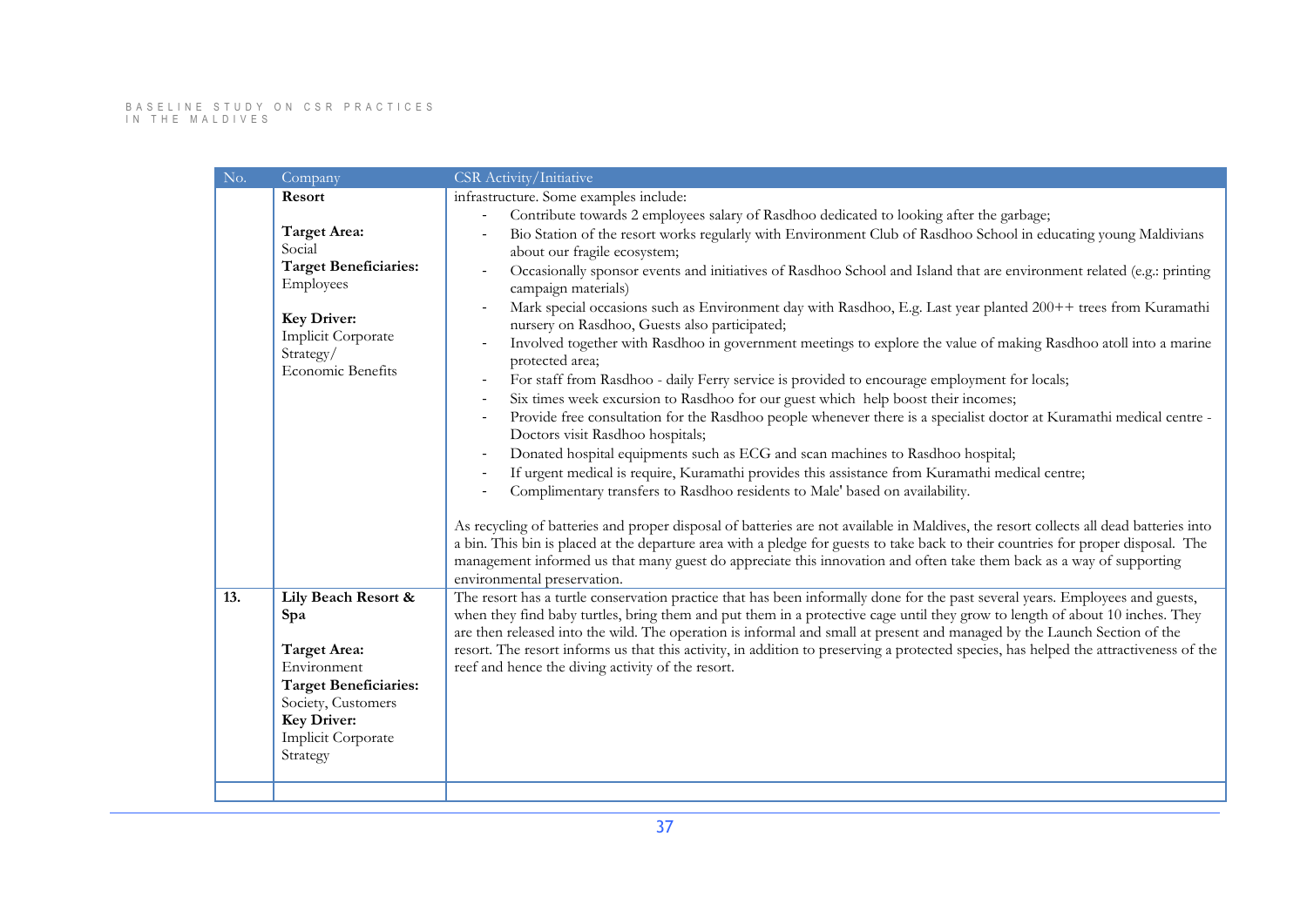| No. | Company | CSR Activity/Initiative |
|---|---|---|
| | **Resort**<br><br>**Target Area:**<br>Social<br>**Target Beneficiaries:**<br>Employees<br><br>**Key Driver:**<br>Implicit Corporate Strategy/<br>Economic Benefits | infrastructure. Some examples include:<br>- Contribute towards 2 employees salary of Rasdhoo dedicated to looking after the garbage;<br>- Bio Station of the resort works regularly with Environment Club of Rasdhoo School in educating young Maldivians about our fragile ecosystem;<br>- Occasionally sponsor events and initiatives of Rasdhoo School and Island that are environment related (e.g.: printing campaign materials)<br>- Mark special occasions such as Environment day with Rasdhoo, E.g. Last year planted 200++ trees from Kuramathi nursery on Rasdhoo, Guests also participated;<br>- Involved together with Rasdhoo in government meetings to explore the value of making Rasdhoo atoll into a marine protected area;<br>- For staff from Rasdhoo - daily Ferry service is provided to encourage employment for locals;<br>- Six times week excursion to Rasdhoo for our guest which help boost their incomes;<br>- Provide free consultation for the Rasdhoo people whenever there is a specialist doctor at Kuramathi medical centre - Doctors visit Rasdhoo hospitals;<br>- Donated hospital equipments such as ECG and scan machines to Rasdhoo hospital;<br>- If urgent medical is require, Kuramathi provides this assistance from Kuramathi medical centre;<br>- Complimentary transfers to Rasdhoo residents to Male' based on availability.<br><br>As recycling of batteries and proper disposal of batteries are not available in Maldives, the resort collects all dead batteries into a bin. This bin is placed at the departure area with a pledge for guests to take back to their countries for proper disposal. The management informed us that many guest do appreciate this innovation and often take them back as a way of supporting environmental preservation. |
| **13.** | **Lily Beach Resort & Spa**<br><br>**Target Area:**<br>Environment<br>**Target Beneficiaries:**<br>Society, Customers<br>**Key Driver:**<br>Implicit Corporate Strategy | The resort has a turtle conservation practice that has been informally done for the past several years. Employees and guests, when they find baby turtles, bring them and put them in a protective cage until they grow to length of about 10 inches. They are then released into the wild. The operation is informal and small at present and managed by the Launch Section of the resort. The resort informs us that this activity, in addition to preserving a protected species, has helped the attractiveness of the reef and hence the diving activity of the resort. |
| | | |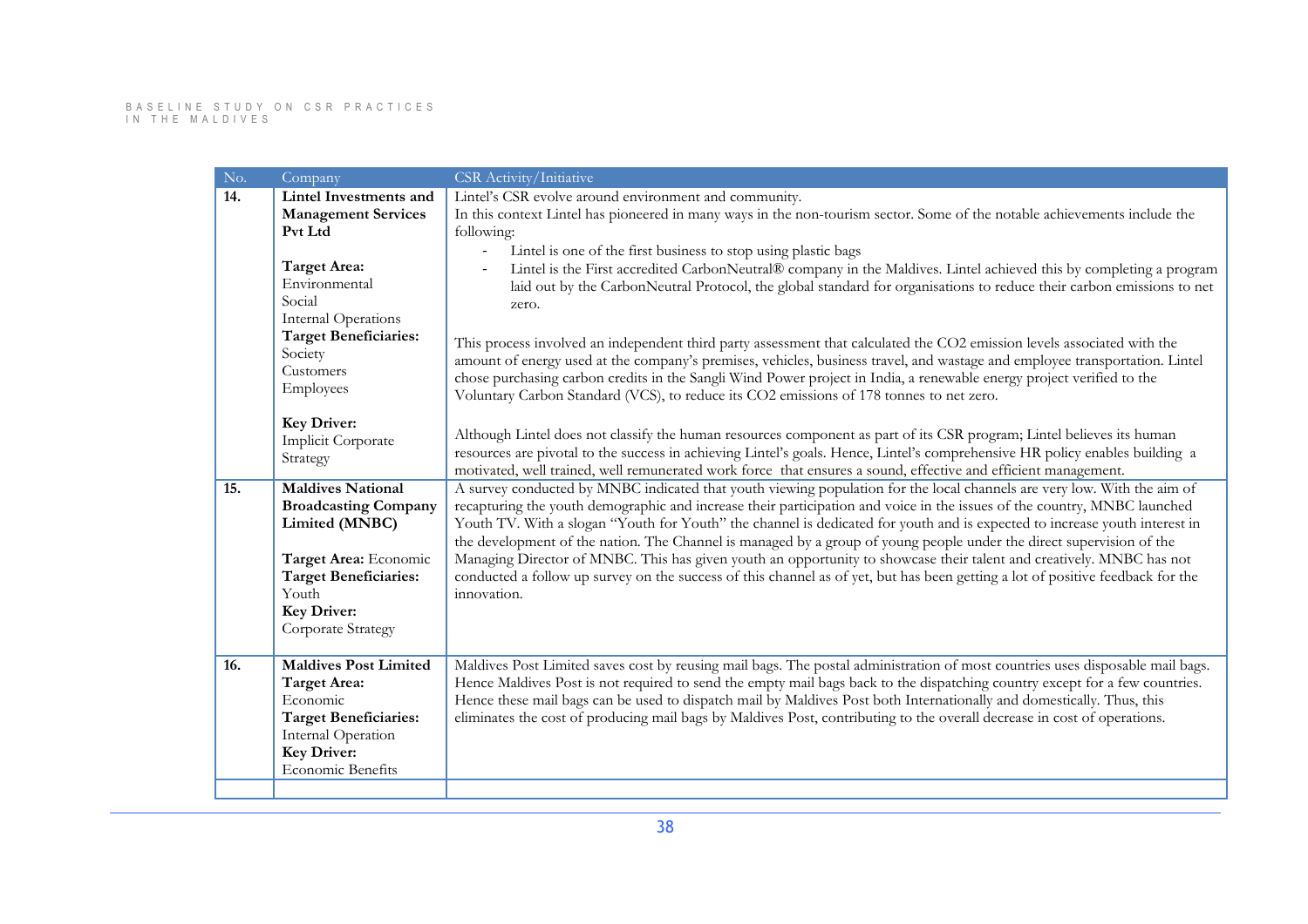| No. | Company | CSR Activity/Initiative |
|---|---|---|
| **14.** | **Lintel Investments and Management Services Pvt Ltd**<br><br>**Target Area:**<br>Environmental<br>Social<br>Internal Operations<br>**Target Beneficiaries:**<br>Society<br>Customers<br>Employees<br><br>**Key Driver:**<br>Implicit Corporate Strategy | Lintel's CSR evolve around environment and community.<br>In this context Lintel has pioneered in many ways in the non-tourism sector. Some of the notable achievements include the following:<br>- Lintel is one of the first business to stop using plastic bags<br>- Lintel is the First accredited CarbonNeutral® company in the Maldives. Lintel achieved this by completing a program laid out by the CarbonNeutral Protocol, the global standard for organisations to reduce their carbon emissions to net zero.<br><br>This process involved an independent third party assessment that calculated the $CO_2$ emission levels associated with the amount of energy used at the company's premises, vehicles, business travel, and wastage and employee transportation. Lintel chose purchasing carbon credits in the Sangli Wind Power project in India, a renewable energy project verified to the Voluntary Carbon Standard (VCS), to reduce its $CO_2$ emissions of 178 tonnes to net zero.<br><br>Although Lintel does not classify the human resources component as part of its CSR program; Lintel believes its human resources are pivotal to the success in achieving Lintel's goals. Hence, Lintel's comprehensive HR policy enables building a motivated, well trained, well remunerated work force that ensures a sound, effective and efficient management. |
| **15.** | **Maldives National Broadcasting Company Limited (MNBC)**<br><br>**Target Area:** Economic<br>**Target Beneficiaries:**<br>Youth<br>**Key Driver:**<br>Corporate Strategy | A survey conducted by MNBC indicated that youth viewing population for the local channels are very low. With the aim of recapturing the youth demographic and increase their participation and voice in the issues of the country, MNBC launched Youth TV. With a slogan "Youth for Youth" the channel is dedicated for youth and is expected to increase youth interest in the development of the nation. The Channel is managed by a group of young people under the direct supervision of the Managing Director of MNBC. This has given youth an opportunity to showcase their talent and creatively. MNBC has not conducted a follow up survey on the success of this channel as of yet, but has been getting a lot of positive feedback for the innovation. |
| **16.** | **Maldives Post Limited**<br>**Target Area:**<br>Economic<br>**Target Beneficiaries:**<br>Internal Operation<br>**Key Driver:**<br>Economic Benefits | Maldives Post Limited saves cost by reusing mail bags. The postal administration of most countries uses disposable mail bags. Hence Maldives Post is not required to send the empty mail bags back to the dispatching country except for a few countries. Hence these mail bags can be used to dispatch mail by Maldives Post both Internationally and domestically. Thus, this eliminates the cost of producing mail bags by Maldives Post, contributing to the overall decrease in cost of operations. |
| | | |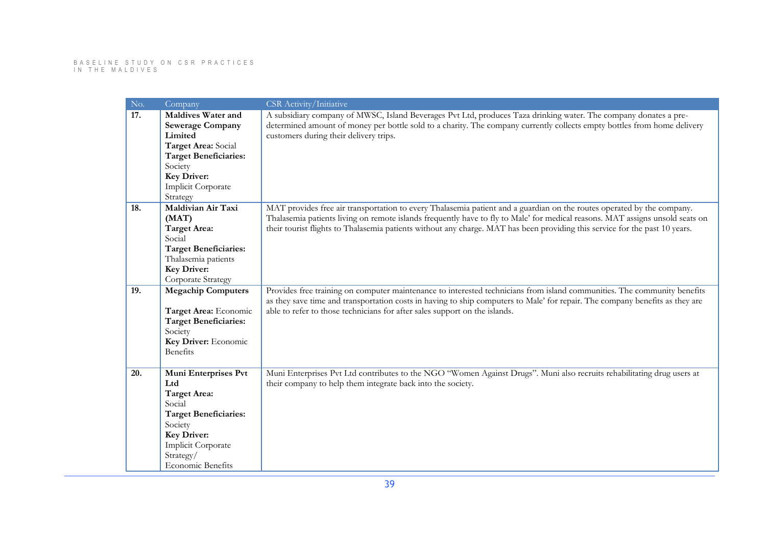| No. | Company | CSR Activity/Initiative |
|---|---|---|
| **17.** | **Maldives Water and Sewerage Company Limited** **Target Area:** Social **Target Beneficiaries:** Society **Key Driver:** Implicit Corporate Strategy | A subsidiary company of MWSC, Island Beverages Pvt Ltd, produces Taza drinking water. The company donates a pre-determined amount of money per bottle sold to a charity. The company currently collects empty bottles from home delivery customers during their delivery trips. |
| **18.** | **Maldivian Air Taxi (MAT)** **Target Area:** Social **Target Beneficiaries:** Thalasemia patients **Key Driver:** Corporate Strategy | MAT provides free air transportation to every Thalasemia patient and a guardian on the routes operated by the company. Thalasemia patients living on remote islands frequently have to fly to Male' for medical reasons. MAT assigns unsold seats on their tourist flights to Thalasemia patients without any charge. MAT has been providing this service for the past 10 years. |
| **19.** | **Megachip Computers** **Target Area:** Economic **Target Beneficiaries:** Society **Key Driver:** Economic Benefits | Provides free training on computer maintenance to interested technicians from island communities. The community benefits as they save time and transportation costs in having to ship computers to Male' for repair. The company benefits as they are able to refer to those technicians for after sales support on the islands. |
| **20.** | **Muni Enterprises Pvt Ltd** **Target Area:** Social **Target Beneficiaries:** Society **Key Driver:** Implicit Corporate Strategy/ Economic Benefits | Muni Enterprises Pvt Ltd contributes to the NGO "Women Against Drugs". Muni also recruits rehabilitating drug users at their company to help them integrate back into the society. |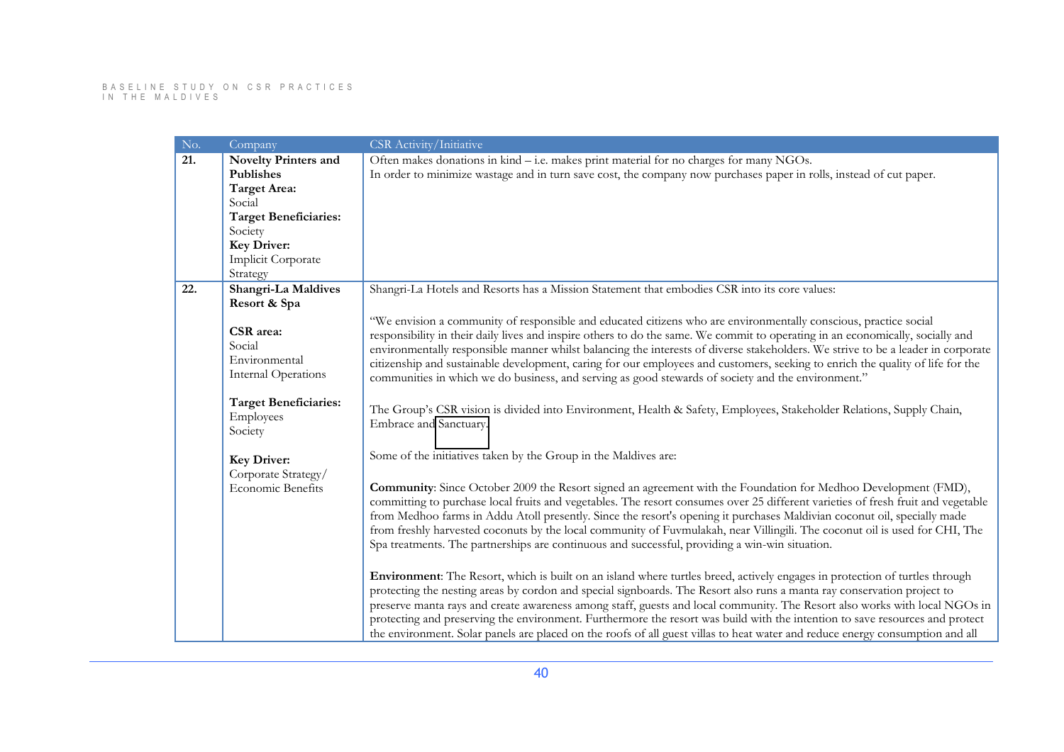| No. | Company | CSR Activity/Initiative |
| --- | --- | --- |
| **21.** | **Novelty Printers and Publishes**<br>**Target Area:**<br>Social<br>**Target Beneficiaries:**<br>Society<br>**Key Driver:**<br>Implicit Corporate Strategy | Often makes donations in kind – i.e. makes print material for no charges for many NGOs.<br>In order to minimize wastage and in turn save cost, the company now purchases paper in rolls, instead of cut paper. |
| **22.** | **Shangri-La Maldives Resort & Spa**<br><br>**CSR area:**<br>Social<br>Environmental<br>Internal Operations<br><br>**Target Beneficiaries:**<br>Employees<br>Society<br><br>**Key Driver:**<br>Corporate Strategy/ Economic Benefits | Shangri-La Hotels and Resorts has a Mission Statement that embodies CSR into its core values:<br><br>"We envision a community of responsible and educated citizens who are environmentally conscious, practice social responsibility in their daily lives and inspire others to do the same. We commit to operating in an economically, socially and environmentally responsible manner whilst balancing the interests of diverse stakeholders. We strive to be a leader in corporate citizenship and sustainable development, caring for our employees and customers, seeking to enrich the quality of life for the communities in which we do business, and serving as good stewards of society and the environment."<br><br>The Group's CSR vision is divided into Environment, Health & Safety, Employees, Stakeholder Relations, Supply Chain, Embrace and Sanctuary.<br><br>Some of the initiatives taken by the Group in the Maldives are:<br><br>**Community**: Since October 2009 the Resort signed an agreement with the Foundation for Medhoo Development (FMD), committing to purchase local fruits and vegetables. The resort consumes over 25 different varieties of fresh fruit and vegetable from Medhoo farms in Addu Atoll presently. Since the resort's opening it purchases Maldivian coconut oil, specially made from freshly harvested coconuts by the local community of Fuvmulakah, near Villingili. The coconut oil is used for CHI, The Spa treatments. The partnerships are continuous and successful, providing a win-win situation.<br><br>**Environment**: The Resort, which is built on an island where turtles breed, actively engages in protection of turtles through protecting the nesting areas by cordon and special signboards. The Resort also runs a manta ray conservation project to preserve manta rays and create awareness among staff, guests and local community. The Resort also works with local NGOs in protecting and preserving the environment. Furthermore the resort was build with the intention to save resources and protect the environment. Solar panels are placed on the roofs of all guest villas to heat water and reduce energy consumption and all |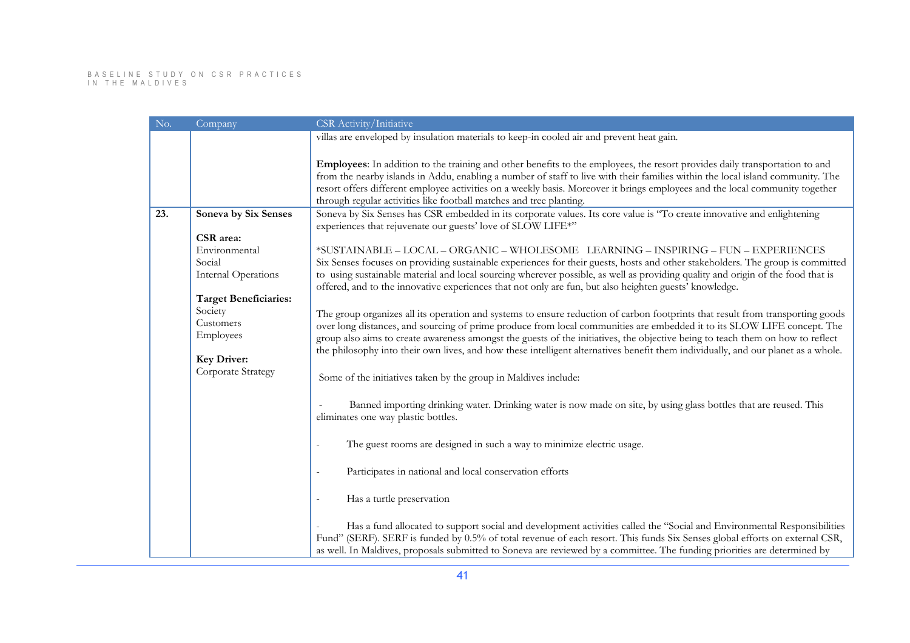| No. | Company | CSR Activity/Initiative |
|---|---|---|
| | | villas are enveloped by insulation materials to keep-in cooled air and prevent heat gain.<br><br>**Employees**: In addition to the training and other benefits to the employees, the resort provides daily transportation to and from the nearby islands in Addu, enabling a number of staff to live with their families within the local island community. The resort offers different employee activities on a weekly basis. Moreover it brings employees and the local community together through regular activities like football matches and tree planting. |
| **23.** | **Soneva by Six Senses**<br><br>**CSR area:**<br>Environmental<br>Social<br>Internal Operations<br><br>**Target Beneficiaries:**<br>Society<br>Customers<br>Employees<br><br>**Key Driver:**<br>Corporate Strategy | Soneva by Six Senses has CSR embedded in its corporate values. Its core value is "To create innovative and enlightening experiences that rejuvenate our guests' love of SLOW LIFE*"<br><br>*SUSTAINABLE – LOCAL – ORGANIC – WHOLESOME LEARNING – INSPIRING – FUN – EXPERIENCES<br>Six Senses focuses on providing sustainable experiences for their guests, hosts and other stakeholders. The group is committed to using sustainable material and local sourcing wherever possible, as well as providing quality and origin of the food that is offered, and to the innovative experiences that not only are fun, but also heighten guests' knowledge.<br><br>The group organizes all its operation and systems to ensure reduction of carbon footprints that result from transporting goods over long distances, and sourcing of prime produce from local communities are embedded it to its SLOW LIFE concept. The group also aims to create awareness amongst the guests of the initiatives, the objective being to teach them on how to reflect the philosophy into their own lives, and how these intelligent alternatives benefit them individually, and our planet as a whole.<br><br>Some of the initiatives taken by the group in Maldives include:<br><br>- Banned importing drinking water. Drinking water is now made on site, by using glass bottles that are reused. This eliminates one way plastic bottles.<br><br>- The guest rooms are designed in such a way to minimize electric usage.<br><br>- Participates in national and local conservation efforts<br><br>- Has a turtle preservation<br><br>- Has a fund allocated to support social and development activities called the "Social and Environmental Responsibilities Fund" (SERF). SERF is funded by 0.5% of total revenue of each resort. This funds Six Senses global efforts on external CSR, as well. In Maldives, proposals submitted to Soneva are reviewed by a committee. The funding priorities are determined by |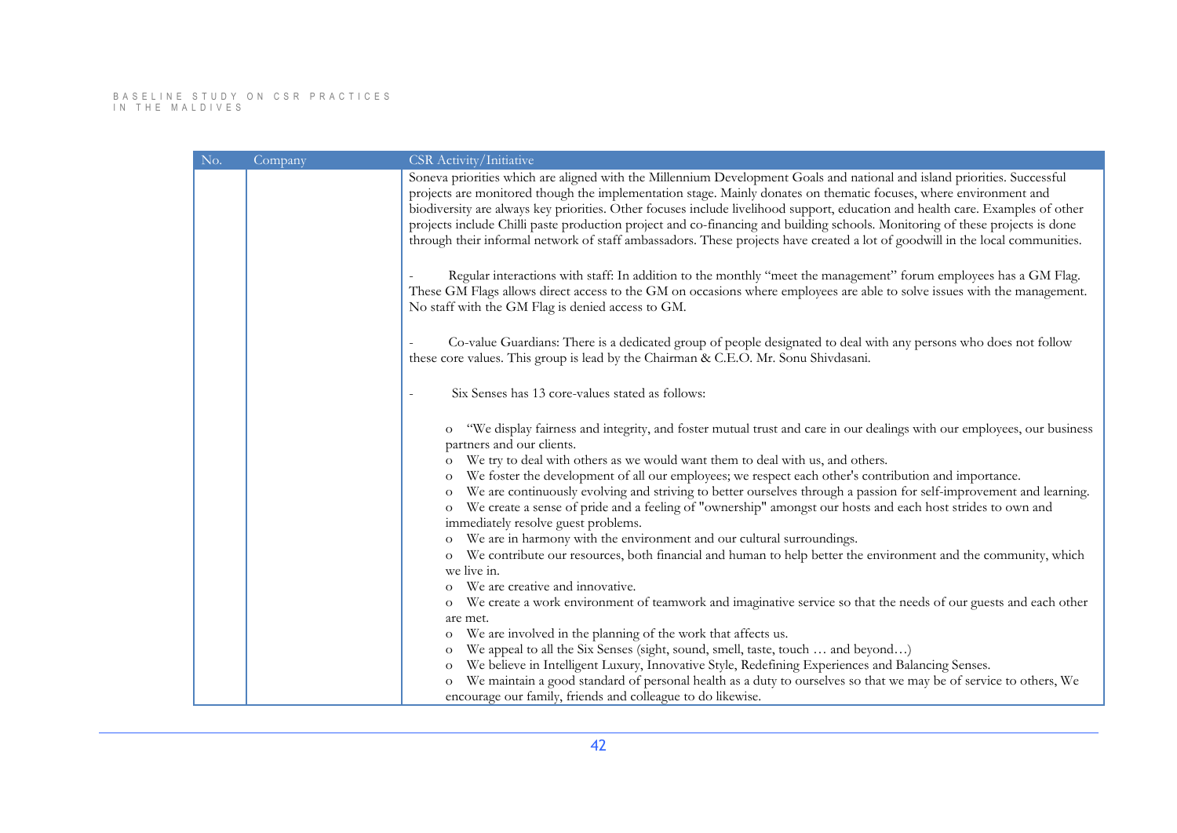| No. | Company | CSR Activity/Initiative |
|---|---|---|
| | | Soneva priorities which are aligned with the Millennium Development Goals and national and island priorities. Successful projects are monitored though the implementation stage. Mainly donates on thematic focuses, where environment and biodiversity are always key priorities. Other focuses include livelihood support, education and health care. Examples of other projects include Chilli paste production project and co-financing and building schools. Monitoring of these projects is done through their informal network of staff ambassadors. These projects have created a lot of goodwill in the local communities.<br><br>- Regular interactions with staff: In addition to the monthly "meet the management" forum employees has a GM Flag. These GM Flags allows direct access to the GM on occasions where employees are able to solve issues with the management. No staff with the GM Flag is denied access to GM.<br><br>- Co-value Guardians: There is a dedicated group of people designated to deal with any persons who does not follow these core values. This group is lead by the Chairman & C.E.O. Mr. Sonu Shivdasani.<br><br>- Six Senses has 13 core-values stated as follows:<br><br>o "We display fairness and integrity, and foster mutual trust and care in our dealings with our employees, our business partners and our clients.<br>o We try to deal with others as we would want them to deal with us, and others.<br>o We foster the development of all our employees; we respect each other's contribution and importance.<br>o We are continuously evolving and striving to better ourselves through a passion for self-improvement and learning.<br>o We create a sense of pride and a feeling of "ownership" amongst our hosts and each host strides to own and immediately resolve guest problems.<br>o We are in harmony with the environment and our cultural surroundings.<br>o We contribute our resources, both financial and human to help better the environment and the community, which we live in.<br>o We are creative and innovative.<br>o We create a work environment of teamwork and imaginative service so that the needs of our guests and each other are met.<br>o We are involved in the planning of the work that affects us.<br>o We appeal to all the Six Senses (sight, sound, smell, taste, touch … and beyond…)<br>o We believe in Intelligent Luxury, Innovative Style, Redefining Experiences and Balancing Senses.<br>o We maintain a good standard of personal health as a duty to ourselves so that we may be of service to others, We encourage our family, friends and colleague to do likewise. |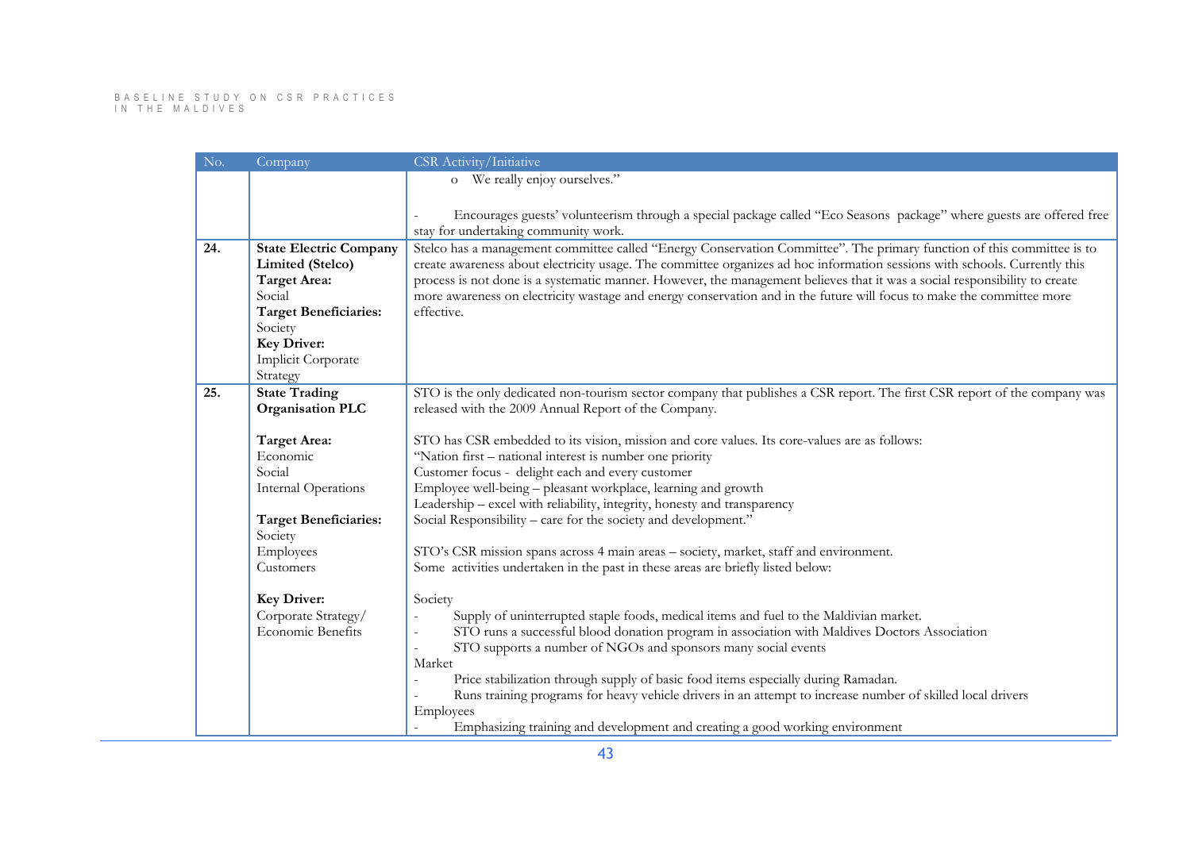| No. | Company | CSR Activity/Initiative |
|---|---|---|
| | | o We really enjoy ourselves."<br><br>- Encourages guests' volunteerism through a special package called "Eco Seasons package" where guests are offered free stay for undertaking community work. |
| 24. | **State Electric Company Limited (Stelco)**<br>**Target Area:**<br>Social<br>**Target Beneficiaries:**<br>Society<br>**Key Driver:**<br>Implicit Corporate Strategy | Stelco has a management committee called "Energy Conservation Committee". The primary function of this committee is to create awareness about electricity usage. The committee organizes ad hoc information sessions with schools. Currently this process is not done is a systematic manner. However, the management believes that it was a social responsibility to create more awareness on electricity wastage and energy conservation and in the future will focus to make the committee more effective. |
| 25. | **State Trading Organisation PLC**<br><br>**Target Area:**<br>Economic<br>Social<br>Internal Operations<br><br>**Target Beneficiaries:**<br>Society<br>Employees<br>Customers<br><br>**Key Driver:**<br>Corporate Strategy/ Economic Benefits | STO is the only dedicated non-tourism sector company that publishes a CSR report. The first CSR report of the company was released with the 2009 Annual Report of the Company.<br><br>STO has CSR embedded to its vision, mission and core values. Its core-values are as follows:<br>"Nation first – national interest is number one priority<br>Customer focus - delight each and every customer<br>Employee well-being – pleasant workplace, learning and growth<br>Leadership – excel with reliability, integrity, honesty and transparency<br>Social Responsibility – care for the society and development."<br><br>STO's CSR mission spans across 4 main areas – society, market, staff and environment.<br>Some activities undertaken in the past in these areas are briefly listed below:<br><br>Society<br>- Supply of uninterrupted staple foods, medical items and fuel to the Maldivian market.<br>- STO runs a successful blood donation program in association with Maldives Doctors Association<br>- STO supports a number of NGOs and sponsors many social events<br>Market<br>- Price stabilization through supply of basic food items especially during Ramadan.<br>- Runs training programs for heavy vehicle drivers in an attempt to increase number of skilled local drivers<br>Employees<br>- Emphasizing training and development and creating a good working environment |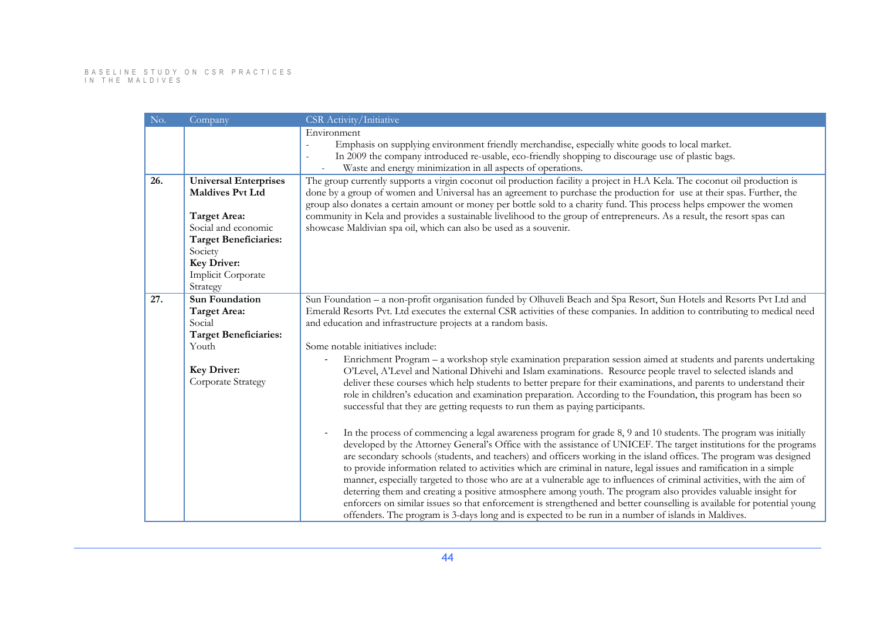| No. | Company | CSR Activity/Initiative |
|---|---|---|
| | | Environment<br>- Emphasis on supplying environment friendly merchandise, especially white goods to local market.<br>- In 2009 the company introduced re-usable, eco-friendly shopping to discourage use of plastic bags.<br>- Waste and energy minimization in all aspects of operations. |
| **26.** | **Universal Enterprises Maldives Pvt Ltd**<br><br>**Target Area:**<br>Social and economic<br>**Target Beneficiaries:**<br>Society<br>**Key Driver:**<br>Implicit Corporate Strategy | The group currently supports a virgin coconut oil production facility a project in H.A Kela. The coconut oil production is done by a group of women and Universal has an agreement to purchase the production for use at their spas. Further, the group also donates a certain amount or money per bottle sold to a charity fund. This process helps empower the women community in Kela and provides a sustainable livelihood to the group of entrepreneurs. As a result, the resort spas can showcase Maldivian spa oil, which can also be used as a souvenir. |
| **27.** | **Sun Foundation**<br>**Target Area:**<br>Social<br>**Target Beneficiaries:**<br>Youth<br><br>**Key Driver:**<br>Corporate Strategy | Sun Foundation – a non-profit organisation funded by Olhuveli Beach and Spa Resort, Sun Hotels and Resorts Pvt Ltd and Emerald Resorts Pvt. Ltd executes the external CSR activities of these companies. In addition to contributing to medical need and education and infrastructure projects at a random basis.<br><br>Some notable initiatives include:<br>- Enrichment Program – a workshop style examination preparation session aimed at students and parents undertaking O'Level, A'Level and National Dhivehi and Islam examinations. Resource people travel to selected islands and deliver these courses which help students to better prepare for their examinations, and parents to understand their role in children's education and examination preparation. According to the Foundation, this program has been so successful that they are getting requests to run them as paying participants.<br><br>- In the process of commencing a legal awareness program for grade 8, 9 and 10 students. The program was initially developed by the Attorney General's Office with the assistance of UNICEF. The target institutions for the programs are secondary schools (students, and teachers) and officers working in the island offices. The program was designed to provide information related to activities which are criminal in nature, legal issues and ramification in a simple manner, especially targeted to those who are at a vulnerable age to influences of criminal activities, with the aim of deterring them and creating a positive atmosphere among youth. The program also provides valuable insight for enforcers on similar issues so that enforcement is strengthened and better counselling is available for potential young offenders. The program is 3-days long and is expected to be run in a number of islands in Maldives. |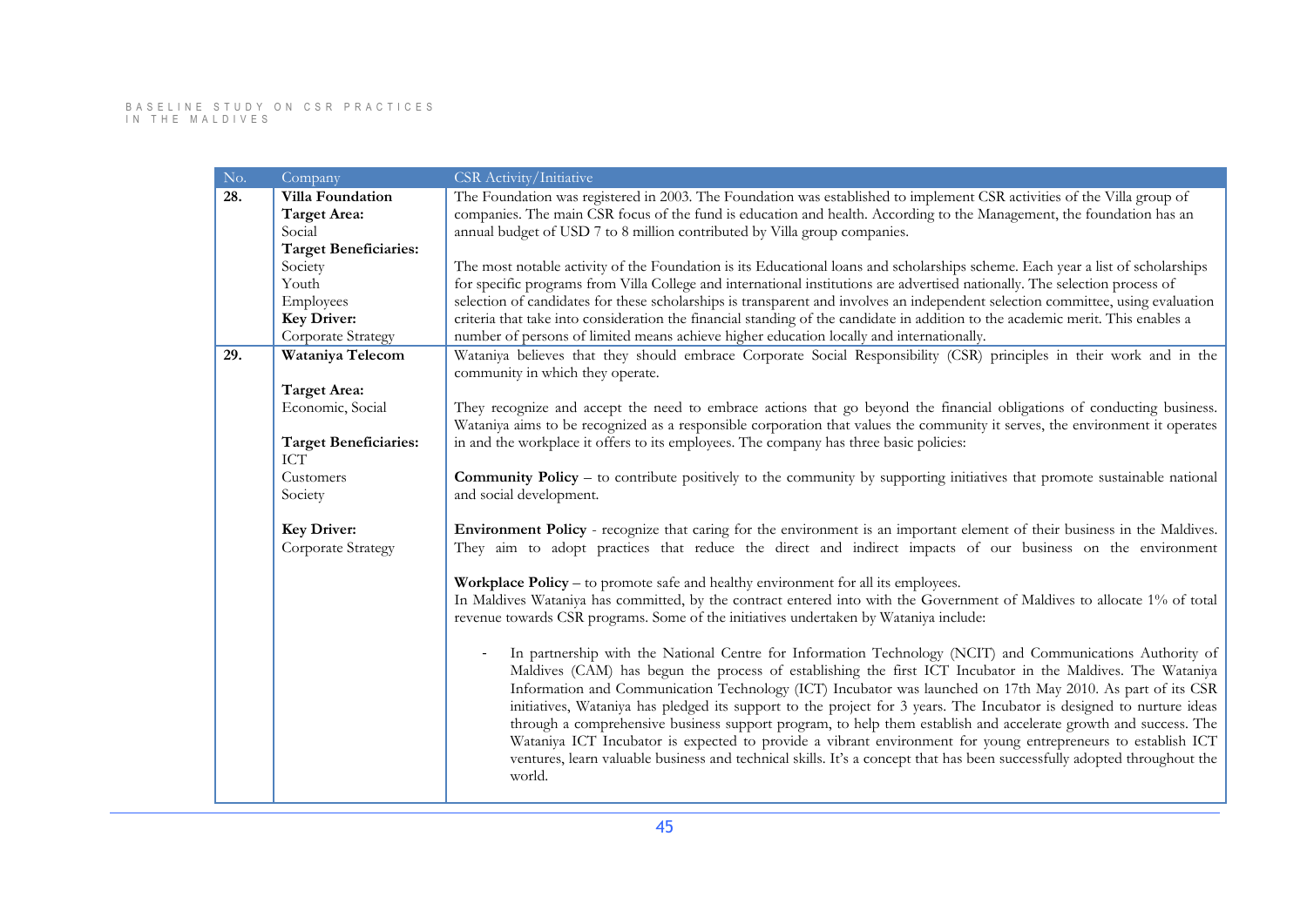| No. | Company | CSR Activity/Initiative |
|---|---|---|
| **28.** | **Villa Foundation**<br>**Target Area:**<br>Social<br>**Target Beneficiaries:**<br>Society<br>Youth<br>Employees<br>**Key Driver:**<br>Corporate Strategy | The Foundation was registered in 2003. The Foundation was established to implement CSR activities of the Villa group of companies. The main CSR focus of the fund is education and health. According to the Management, the foundation has an annual budget of USD 7 to 8 million contributed by Villa group companies.<br><br>The most notable activity of the Foundation is its Educational loans and scholarships scheme. Each year a list of scholarships for specific programs from Villa College and international institutions are advertised nationally. The selection process of selection of candidates for these scholarships is transparent and involves an independent selection committee, using evaluation criteria that take into consideration the financial standing of the candidate in addition to the academic merit. This enables a number of persons of limited means achieve higher education locally and internationally. |
| **29.** | **Wataniya Telecom**<br><br>**Target Area:**<br>Economic, Social<br><br>**Target Beneficiaries:**<br>ICT<br>Customers<br>Society<br><br>**Key Driver:**<br>Corporate Strategy | Wataniya believes that they should embrace Corporate Social Responsibility (CSR) principles in their work and in the community in which they operate.<br><br>They recognize and accept the need to embrace actions that go beyond the financial obligations of conducting business. Wataniya aims to be recognized as a responsible corporation that values the community it serves, the environment it operates in and the workplace it offers to its employees. The company has three basic policies:<br><br>**Community Policy** – to contribute positively to the community by supporting initiatives that promote sustainable national and social development.<br><br>**Environment Policy** - recognize that caring for the environment is an important element of their business in the Maldives. They aim to adopt practices that reduce the direct and indirect impacts of our business on the environment<br><br>**Workplace Policy** – to promote safe and healthy environment for all its employees.<br>In Maldives Wataniya has committed, by the contract entered into with the Government of Maldives to allocate 1% of total revenue towards CSR programs. Some of the initiatives undertaken by Wataniya include:<br><br>- In partnership with the National Centre for Information Technology (NCIT) and Communications Authority of Maldives (CAM) has begun the process of establishing the first ICT Incubator in the Maldives. The Wataniya Information and Communication Technology (ICT) Incubator was launched on 17th May 2010. As part of its CSR initiatives, Wataniya has pledged its support to the project for 3 years. The Incubator is designed to nurture ideas through a comprehensive business support program, to help them establish and accelerate growth and success. The Wataniya ICT Incubator is expected to provide a vibrant environment for young entrepreneurs to establish ICT ventures, learn valuable business and technical skills. It's a concept that has been successfully adopted throughout the world. |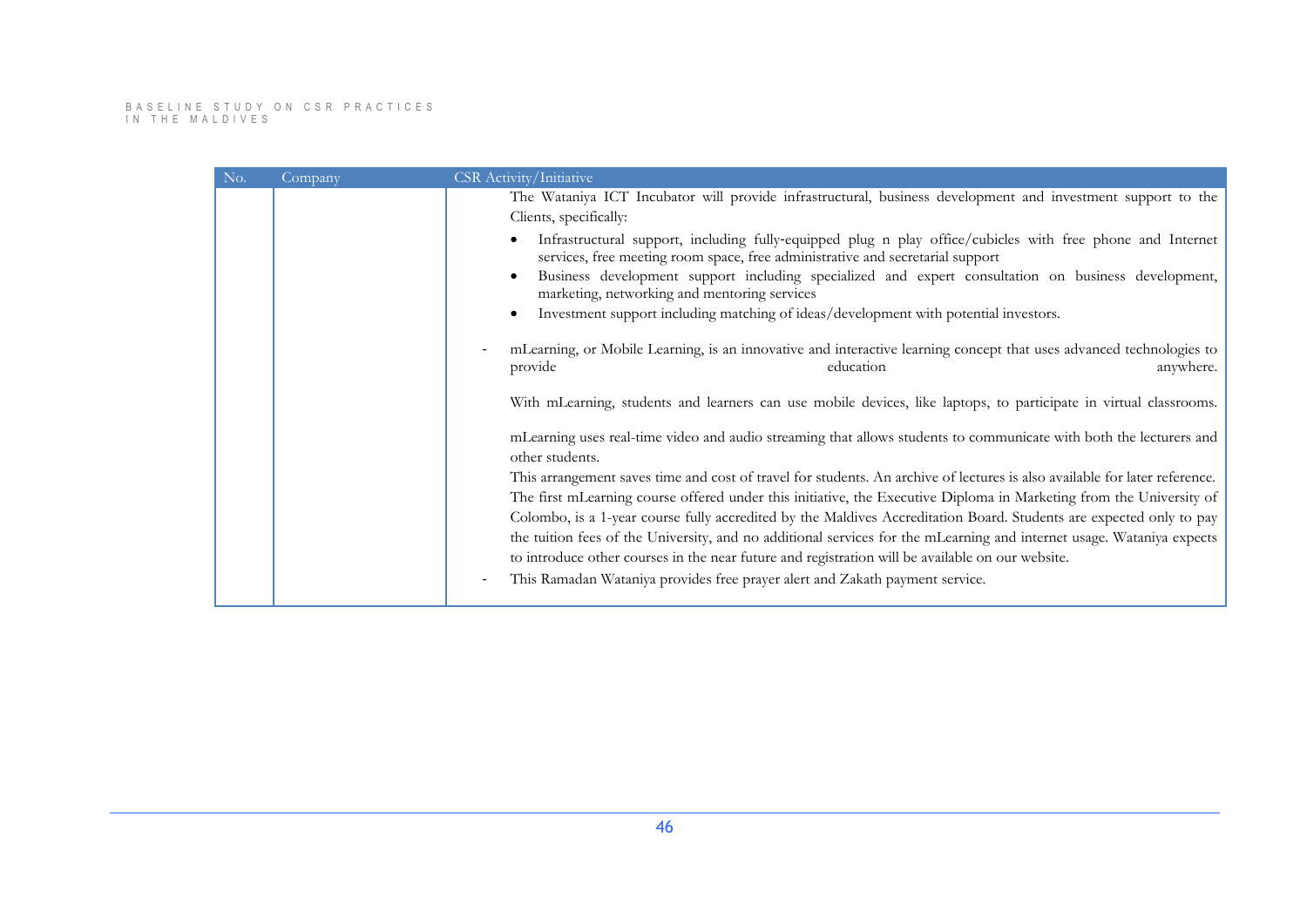| No. | Company | CSR Activity/Initiative |
|---|---|---|
| | | The Wataniya ICT Incubator will provide infrastructural, business development and investment support to the Clients, specifically:<br>• Infrastructural support, including fully-equipped plug n play office/cubicles with free phone and Internet services, free meeting room space, free administrative and secretarial support<br>• Business development support including specialized and expert consultation on business development, marketing, networking and mentoring services<br>• Investment support including matching of ideas/development with potential investors.<br><br>- mLearning, or Mobile Learning, is an innovative and interactive learning concept that uses advanced technologies to provide education anywhere.<br><br>With mLearning, students and learners can use mobile devices, like laptops, to participate in virtual classrooms.<br><br>mLearning uses real-time video and audio streaming that allows students to communicate with both the lecturers and other students.<br>This arrangement saves time and cost of travel for students. An archive of lectures is also available for later reference.<br>The first mLearning course offered under this initiative, the Executive Diploma in Marketing from the University of Colombo, is a 1-year course fully accredited by the Maldives Accreditation Board. Students are expected only to pay the tuition fees of the University, and no additional services for the mLearning and internet usage. Wataniya expects to introduce other courses in the near future and registration will be available on our website.<br>- This Ramadan Wataniya provides free prayer alert and Zakath payment service. |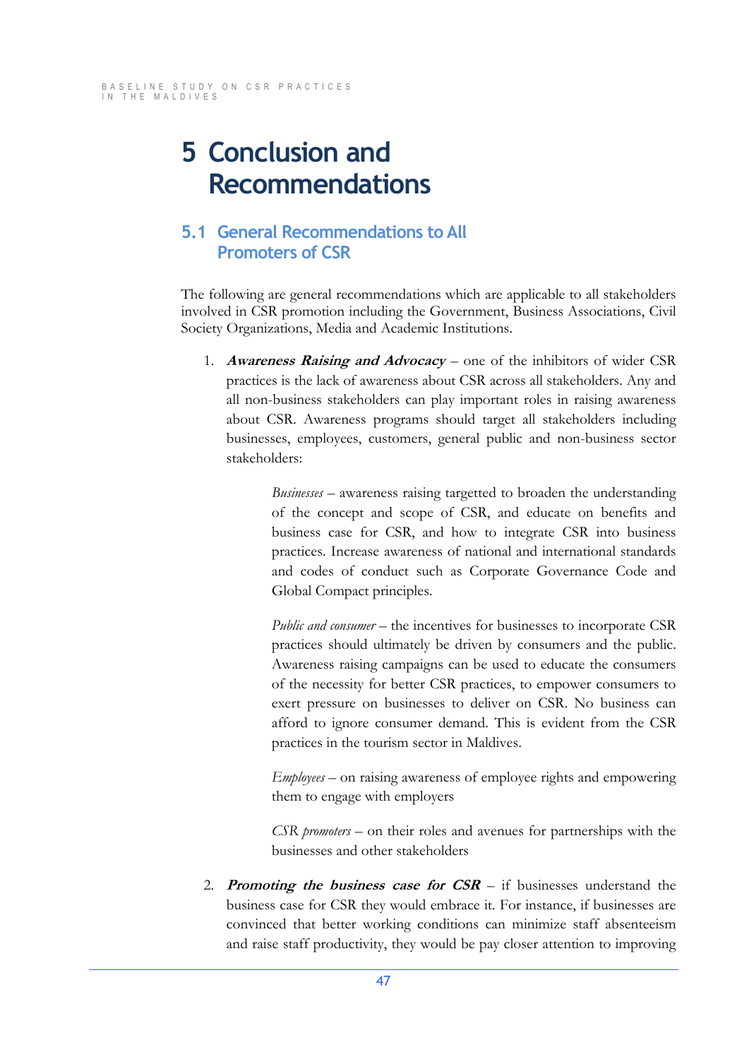# 5 Conclusion and Recommendations

## 5.1 General Recommendations to All Promoters of CSR

The following are general recommendations which are applicable to all stakeholders involved in CSR promotion including the Government, Business Associations, Civil Society Organizations, Media and Academic Institutions.

1. ***Awareness Raising and Advocacy*** – one of the inhibitors of wider CSR practices is the lack of awareness about CSR across all stakeholders. Any and all non-business stakeholders can play important roles in raising awareness about CSR. Awareness programs should target all stakeholders including businesses, employees, customers, general public and non-business sector stakeholders:

   *Businesses* – awareness raising targetted to broaden the understanding of the concept and scope of CSR, and educate on benefits and business case for CSR, and how to integrate CSR into business practices. Increase awareness of national and international standards and codes of conduct such as Corporate Governance Code and Global Compact principles.

   *Public and consumer* – the incentives for businesses to incorporate CSR practices should ultimately be driven by consumers and the public. Awareness raising campaigns can be used to educate the consumers of the necessity for better CSR practices, to empower consumers to exert pressure on businesses to deliver on CSR. No business can afford to ignore consumer demand. This is evident from the CSR practices in the tourism sector in Maldives.

   *Employees* – on raising awareness of employee rights and empowering them to engage with employers

   *CSR promoters* – on their roles and avenues for partnerships with the businesses and other stakeholders

2. ***Promoting the business case for CSR*** – if businesses understand the business case for CSR they would embrace it. For instance, if businesses are convinced that better working conditions can minimize staff absenteeism and raise staff productivity, they would be pay closer attention to improving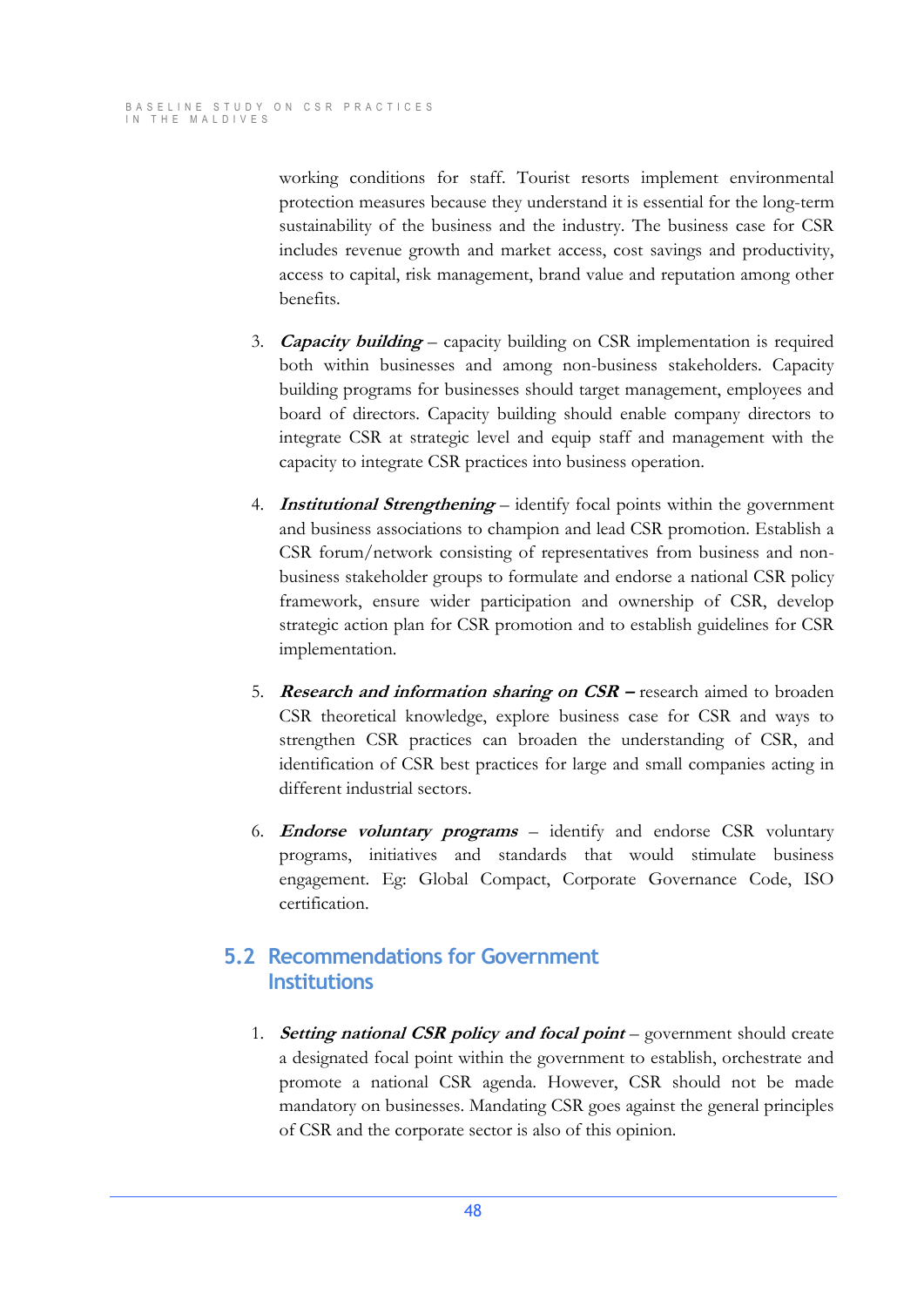working conditions for staff. Tourist resorts implement environmental protection measures because they understand it is essential for the long-term sustainability of the business and the industry. The business case for CSR includes revenue growth and market access, cost savings and productivity, access to capital, risk management, brand value and reputation among other benefits.

3. ***Capacity building*** – capacity building on CSR implementation is required both within businesses and among non-business stakeholders. Capacity building programs for businesses should target management, employees and board of directors. Capacity building should enable company directors to integrate CSR at strategic level and equip staff and management with the capacity to integrate CSR practices into business operation.

4. ***Institutional Strengthening*** – identify focal points within the government and business associations to champion and lead CSR promotion. Establish a CSR forum/network consisting of representatives from business and non-business stakeholder groups to formulate and endorse a national CSR policy framework, ensure wider participation and ownership of CSR, develop strategic action plan for CSR promotion and to establish guidelines for CSR implementation.

5. ***Research and information sharing on CSR –*** research aimed to broaden CSR theoretical knowledge, explore business case for CSR and ways to strengthen CSR practices can broaden the understanding of CSR, and identification of CSR best practices for large and small companies acting in different industrial sectors.

6. ***Endorse voluntary programs*** – identify and endorse CSR voluntary programs, initiatives and standards that would stimulate business engagement. Eg: Global Compact, Corporate Governance Code, ISO certification.

## 5.2 Recommendations for Government Institutions

1. ***Setting national CSR policy and focal point*** – government should create a designated focal point within the government to establish, orchestrate and promote a national CSR agenda. However, CSR should not be made mandatory on businesses. Mandating CSR goes against the general principles of CSR and the corporate sector is also of this opinion.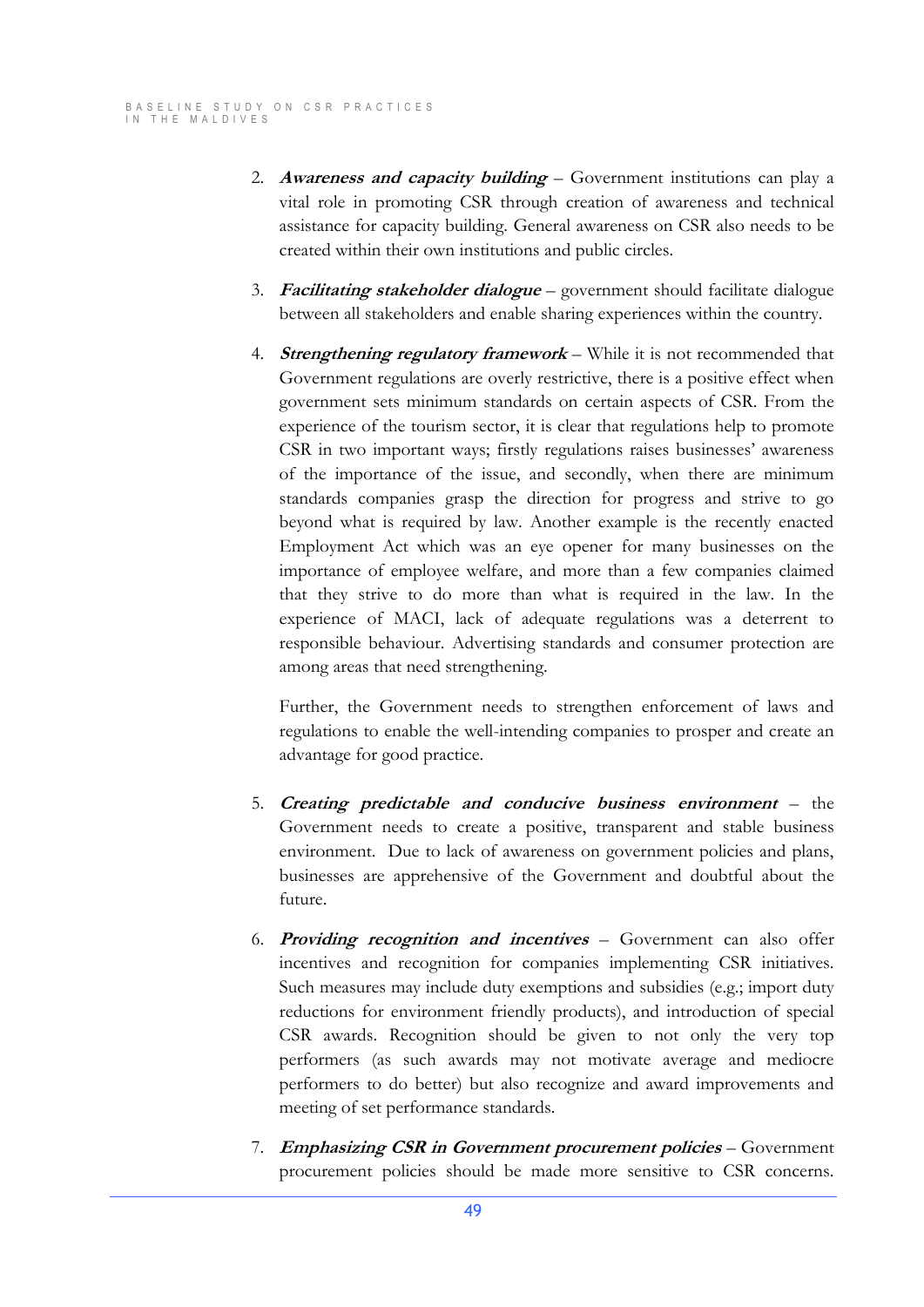2. ***Awareness and capacity building*** – Government institutions can play a vital role in promoting CSR through creation of awareness and technical assistance for capacity building. General awareness on CSR also needs to be created within their own institutions and public circles.

3. ***Facilitating stakeholder dialogue*** – government should facilitate dialogue between all stakeholders and enable sharing experiences within the country.

4. ***Strengthening regulatory framework*** – While it is not recommended that Government regulations are overly restrictive, there is a positive effect when government sets minimum standards on certain aspects of CSR. From the experience of the tourism sector, it is clear that regulations help to promote CSR in two important ways; firstly regulations raises businesses' awareness of the importance of the issue, and secondly, when there are minimum standards companies grasp the direction for progress and strive to go beyond what is required by law. Another example is the recently enacted Employment Act which was an eye opener for many businesses on the importance of employee welfare, and more than a few companies claimed that they strive to do more than what is required in the law. In the experience of MACI, lack of adequate regulations was a deterrent to responsible behaviour. Advertising standards and consumer protection are among areas that need strengthening.

   Further, the Government needs to strengthen enforcement of laws and regulations to enable the well-intending companies to prosper and create an advantage for good practice.

5. ***Creating predictable and conducive business environment*** – the Government needs to create a positive, transparent and stable business environment. Due to lack of awareness on government policies and plans, businesses are apprehensive of the Government and doubtful about the future.

6. ***Providing recognition and incentives*** – Government can also offer incentives and recognition for companies implementing CSR initiatives. Such measures may include duty exemptions and subsidies (e.g.; import duty reductions for environment friendly products), and introduction of special CSR awards. Recognition should be given to not only the very top performers (as such awards may not motivate average and mediocre performers to do better) but also recognize and award improvements and meeting of set performance standards.

7. ***Emphasizing CSR in Government procurement policies*** – Government procurement policies should be made more sensitive to CSR concerns.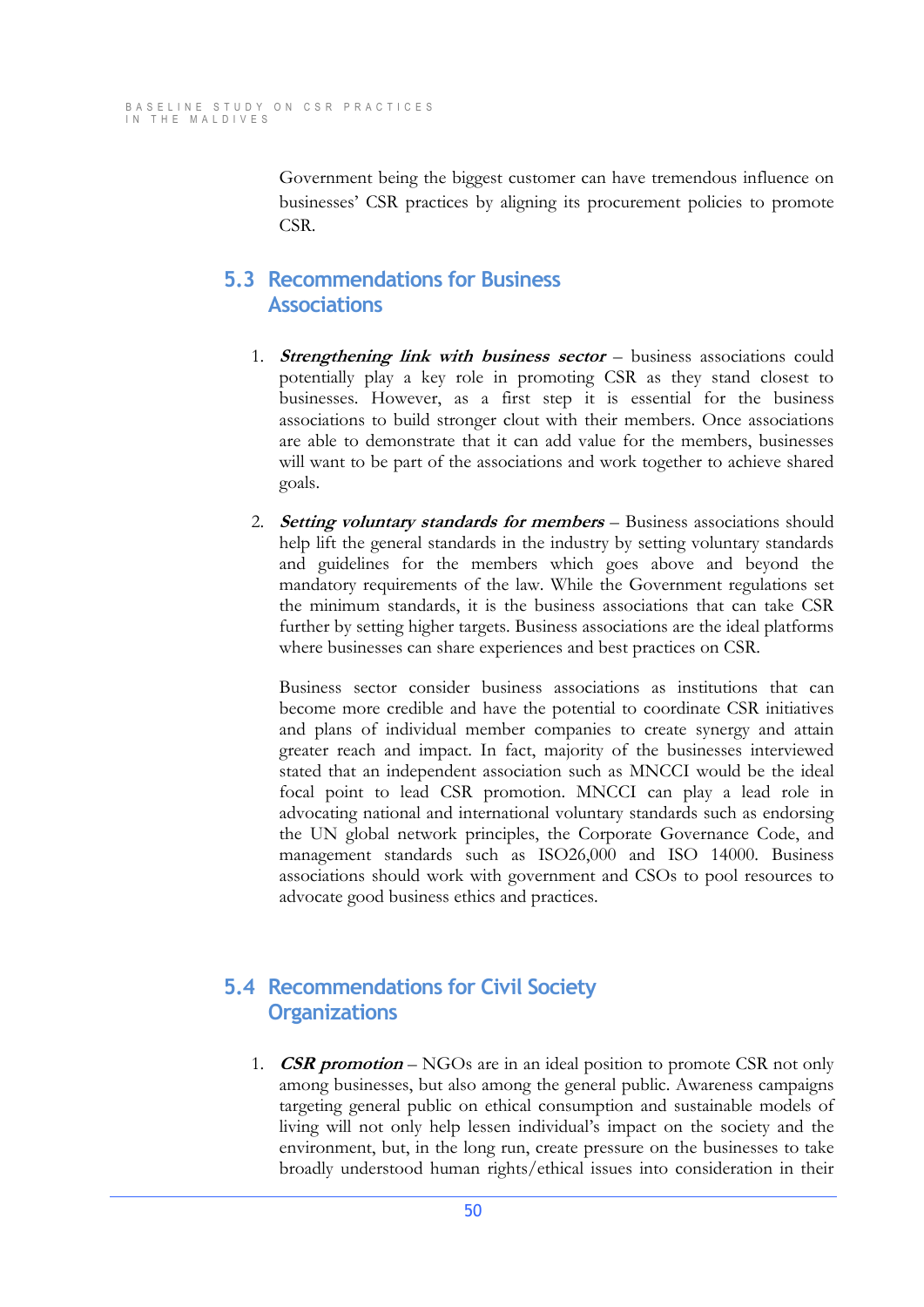Government being the biggest customer can have tremendous influence on businesses' CSR practices by aligning its procurement policies to promote CSR.

## 5.3 Recommendations for Business Associations

1. ***Strengthening link with business sector*** – business associations could potentially play a key role in promoting CSR as they stand closest to businesses. However, as a first step it is essential for the business associations to build stronger clout with their members. Once associations are able to demonstrate that it can add value for the members, businesses will want to be part of the associations and work together to achieve shared goals.

2. ***Setting voluntary standards for members*** – Business associations should help lift the general standards in the industry by setting voluntary standards and guidelines for the members which goes above and beyond the mandatory requirements of the law. While the Government regulations set the minimum standards, it is the business associations that can take CSR further by setting higher targets. Business associations are the ideal platforms where businesses can share experiences and best practices on CSR.

   Business sector consider business associations as institutions that can become more credible and have the potential to coordinate CSR initiatives and plans of individual member companies to create synergy and attain greater reach and impact. In fact, majority of the businesses interviewed stated that an independent association such as MNCCI would be the ideal focal point to lead CSR promotion. MNCCI can play a lead role in advocating national and international voluntary standards such as endorsing the UN global network principles, the Corporate Governance Code, and management standards such as ISO26,000 and ISO 14000. Business associations should work with government and CSOs to pool resources to advocate good business ethics and practices.

## 5.4 Recommendations for Civil Society Organizations

1. ***CSR promotion*** – NGOs are in an ideal position to promote CSR not only among businesses, but also among the general public. Awareness campaigns targeting general public on ethical consumption and sustainable models of living will not only help lessen individual's impact on the society and the environment, but, in the long run, create pressure on the businesses to take broadly understood human rights/ethical issues into consideration in their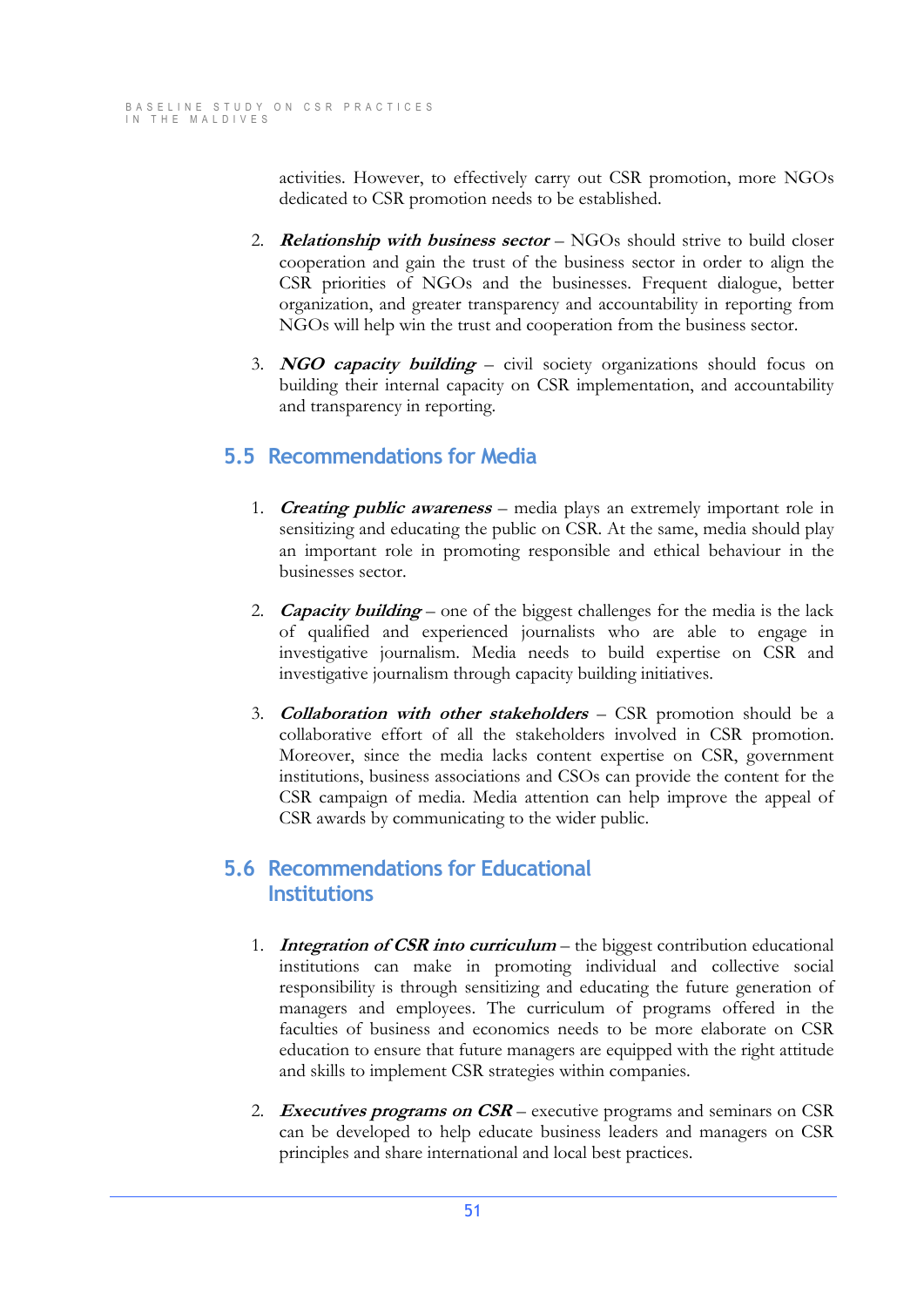activities. However, to effectively carry out CSR promotion, more NGOs dedicated to CSR promotion needs to be established.

2. ***Relationship with business sector*** – NGOs should strive to build closer cooperation and gain the trust of the business sector in order to align the CSR priorities of NGOs and the businesses. Frequent dialogue, better organization, and greater transparency and accountability in reporting from NGOs will help win the trust and cooperation from the business sector.

3. ***NGO capacity building*** – civil society organizations should focus on building their internal capacity on CSR implementation, and accountability and transparency in reporting.

## 5.5 Recommendations for Media

1. ***Creating public awareness*** – media plays an extremely important role in sensitizing and educating the public on CSR. At the same, media should play an important role in promoting responsible and ethical behaviour in the businesses sector.

2. ***Capacity building*** – one of the biggest challenges for the media is the lack of qualified and experienced journalists who are able to engage in investigative journalism. Media needs to build expertise on CSR and investigative journalism through capacity building initiatives.

3. ***Collaboration with other stakeholders*** – CSR promotion should be a collaborative effort of all the stakeholders involved in CSR promotion. Moreover, since the media lacks content expertise on CSR, government institutions, business associations and CSOs can provide the content for the CSR campaign of media. Media attention can help improve the appeal of CSR awards by communicating to the wider public.

## 5.6 Recommendations for Educational Institutions

1. ***Integration of CSR into curriculum*** – the biggest contribution educational institutions can make in promoting individual and collective social responsibility is through sensitizing and educating the future generation of managers and employees. The curriculum of programs offered in the faculties of business and economics needs to be more elaborate on CSR education to ensure that future managers are equipped with the right attitude and skills to implement CSR strategies within companies.

2. ***Executives programs on CSR*** – executive programs and seminars on CSR can be developed to help educate business leaders and managers on CSR principles and share international and local best practices.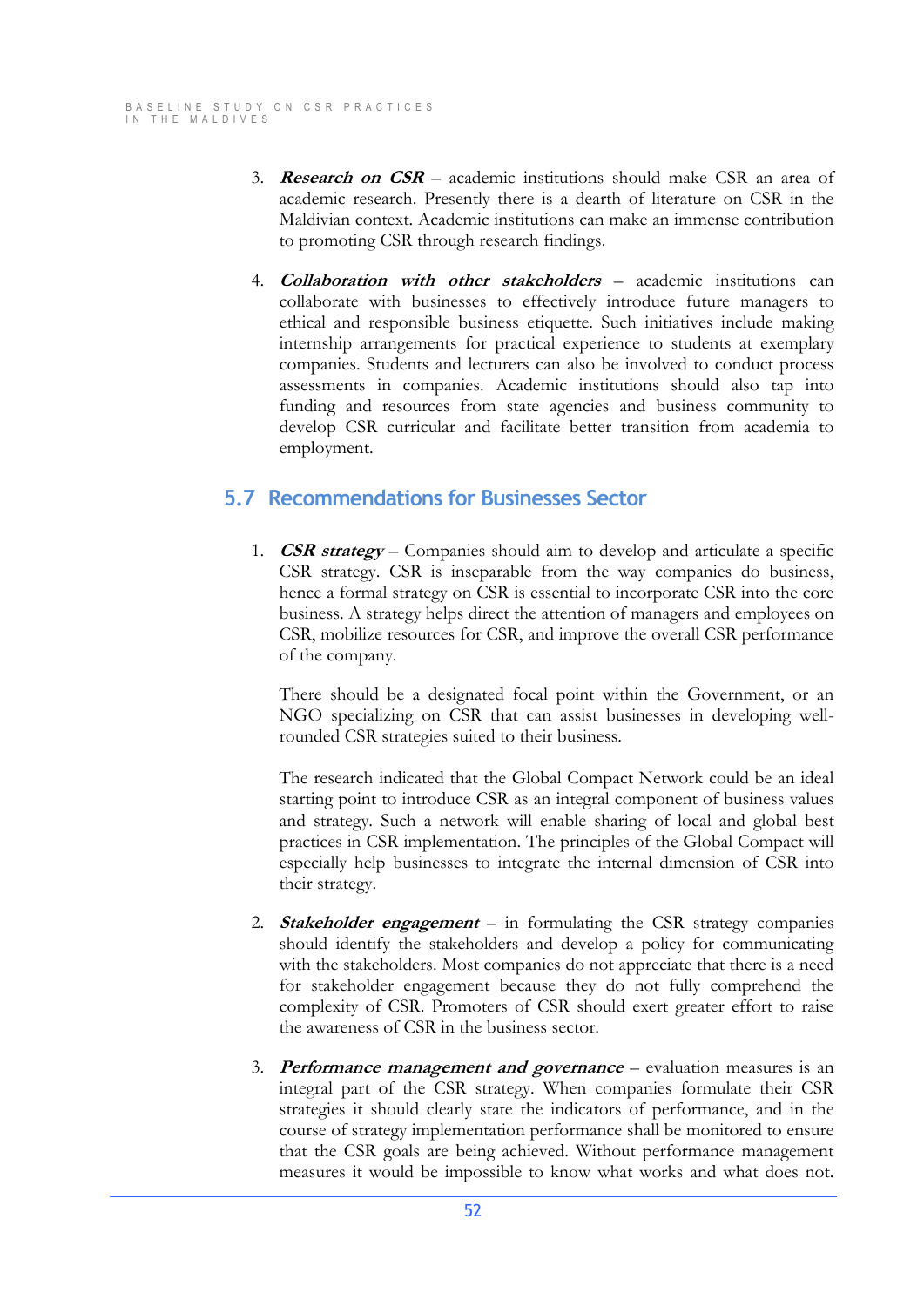3. ***Research on CSR*** – academic institutions should make CSR an area of academic research. Presently there is a dearth of literature on CSR in the Maldivian context. Academic institutions can make an immense contribution to promoting CSR through research findings.

4. ***Collaboration with other stakeholders*** – academic institutions can collaborate with businesses to effectively introduce future managers to ethical and responsible business etiquette. Such initiatives include making internship arrangements for practical experience to students at exemplary companies. Students and lecturers can also be involved to conduct process assessments in companies. Academic institutions should also tap into funding and resources from state agencies and business community to develop CSR curricular and facilitate better transition from academia to employment.

## 5.7 Recommendations for Businesses Sector

1. ***CSR strategy*** – Companies should aim to develop and articulate a specific CSR strategy. CSR is inseparable from the way companies do business, hence a formal strategy on CSR is essential to incorporate CSR into the core business. A strategy helps direct the attention of managers and employees on CSR, mobilize resources for CSR, and improve the overall CSR performance of the company.

   There should be a designated focal point within the Government, or an NGO specializing on CSR that can assist businesses in developing well-rounded CSR strategies suited to their business.

   The research indicated that the Global Compact Network could be an ideal starting point to introduce CSR as an integral component of business values and strategy. Such a network will enable sharing of local and global best practices in CSR implementation. The principles of the Global Compact will especially help businesses to integrate the internal dimension of CSR into their strategy.

2. ***Stakeholder engagement*** – in formulating the CSR strategy companies should identify the stakeholders and develop a policy for communicating with the stakeholders. Most companies do not appreciate that there is a need for stakeholder engagement because they do not fully comprehend the complexity of CSR. Promoters of CSR should exert greater effort to raise the awareness of CSR in the business sector.

3. ***Performance management and governance*** – evaluation measures is an integral part of the CSR strategy. When companies formulate their CSR strategies it should clearly state the indicators of performance, and in the course of strategy implementation performance shall be monitored to ensure that the CSR goals are being achieved. Without performance management measures it would be impossible to know what works and what does not.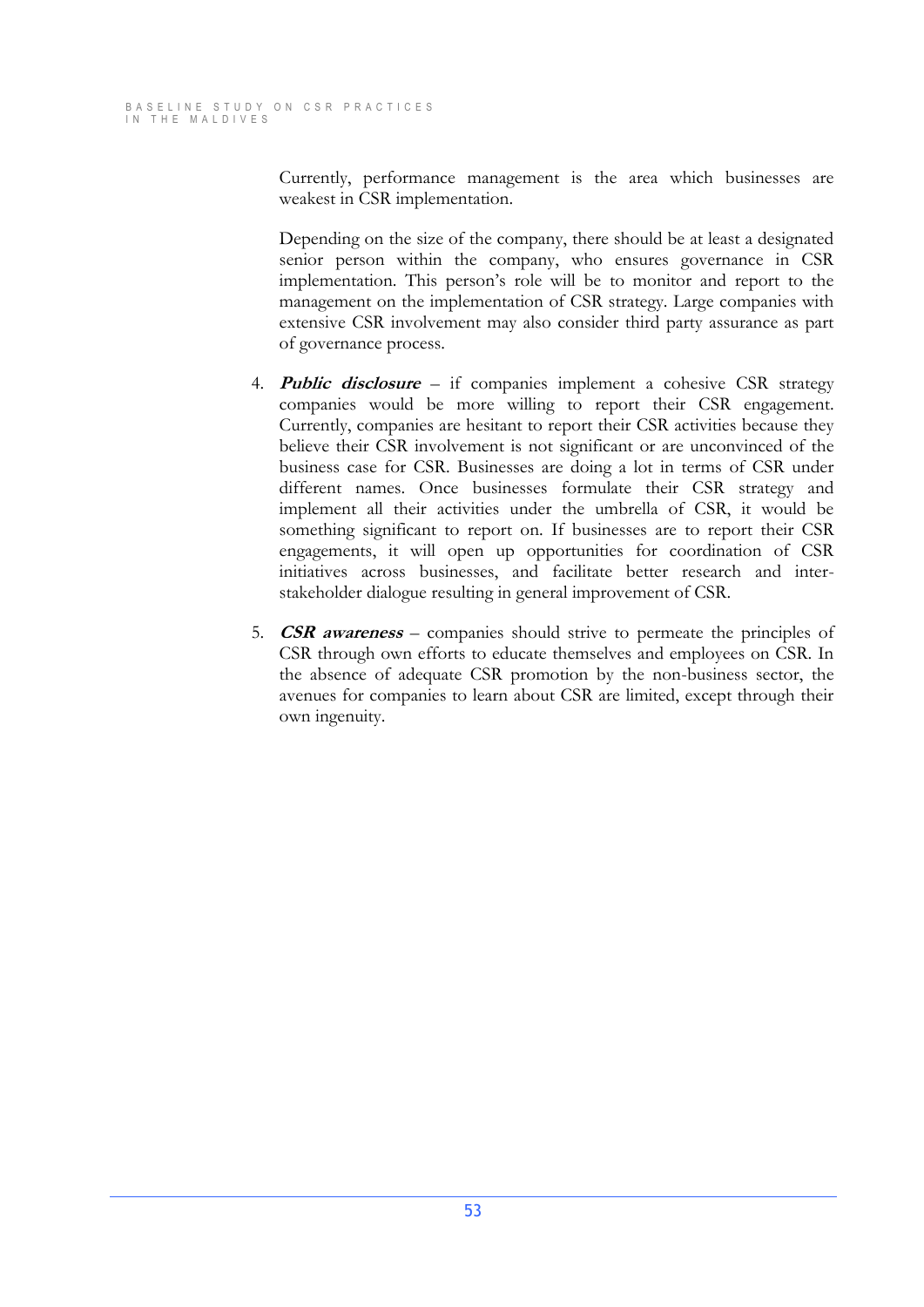Currently, performance management is the area which businesses are weakest in CSR implementation.

Depending on the size of the company, there should be at least a designated senior person within the company, who ensures governance in CSR implementation. This person's role will be to monitor and report to the management on the implementation of CSR strategy. Large companies with extensive CSR involvement may also consider third party assurance as part of governance process.

4. ***Public disclosure*** – if companies implement a cohesive CSR strategy companies would be more willing to report their CSR engagement. Currently, companies are hesitant to report their CSR activities because they believe their CSR involvement is not significant or are unconvinced of the business case for CSR. Businesses are doing a lot in terms of CSR under different names. Once businesses formulate their CSR strategy and implement all their activities under the umbrella of CSR, it would be something significant to report on. If businesses are to report their CSR engagements, it will open up opportunities for coordination of CSR initiatives across businesses, and facilitate better research and inter-stakeholder dialogue resulting in general improvement of CSR.

5. ***CSR awareness*** – companies should strive to permeate the principles of CSR through own efforts to educate themselves and employees on CSR. In the absence of adequate CSR promotion by the non-business sector, the avenues for companies to learn about CSR are limited, except through their own ingenuity.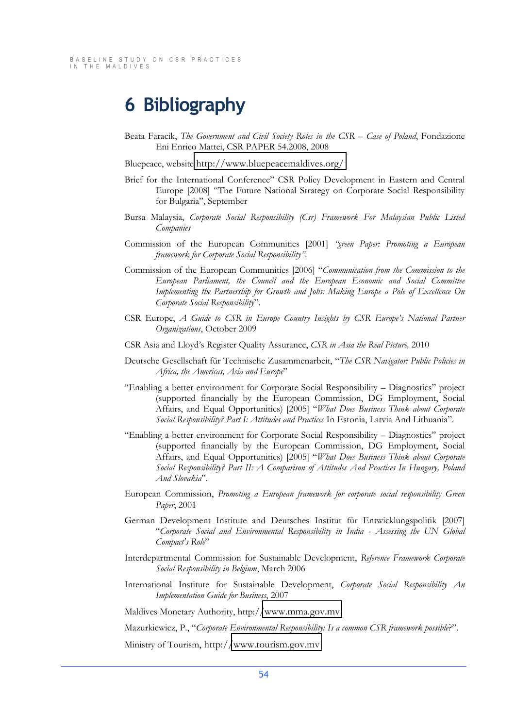# 6 Bibliography

Beata Faracik, *The Government and Civil Society Roles in the CSR – Case of Poland*, Fondazione Eni Enrico Mattei, CSR PAPER 54.2008, 2008

Bluepeace, website http://www.bluepeacemaldives.org/

Brief for the International Conference" CSR Policy Development in Eastern and Central Europe [2008] "The Future National Strategy on Corporate Social Responsibility for Bulgaria", September

Bursa Malaysia, *Corporate Social Responsibility (Csr) Framework For Malaysian Public Listed Companies*

Commission of the European Communities [2001] *"green Paper: Promoting a European framework for Corporate Social Responsibility"*.

Commission of the European Communities [2006] "*Communication from the Commission to the European Parliament, the Council and the European Economic and Social Committee Implementing the Partnership for Growth and Jobs: Making Europe a Pole of Excellence On Corporate Social Responsibility*".

CSR Europe, *A Guide to CSR in Europe Country Insights by CSR Europe's National Partner Organizations*, October 2009

CSR Asia and Lloyd's Register Quality Assurance, *CSR in Asia the Real Picture,* 2010

Deutsche Gesellschaft für Technische Zusammenarbeit, "*The CSR Navigator: Public Policies in Africa, the Americas, Asia and Europe*"

"Enabling a better environment for Corporate Social Responsibility – Diagnostics" project (supported financially by the European Commission, DG Employment, Social Affairs, and Equal Opportunities) [2005] "*What Does Business Think about Corporate Social Responsibility? Part I: Attitudes and Practices* In Estonia, Latvia And Lithuania".

"Enabling a better environment for Corporate Social Responsibility – Diagnostics" project (supported financially by the European Commission, DG Employment, Social Affairs, and Equal Opportunities) [2005] "*What Does Business Think about Corporate Social Responsibility? Part II: A Comparison of Attitudes And Practices In Hungary, Poland And Slovakia*".

European Commission, *Promoting a European framework for corporate social responsibility Green Paper*, 2001

German Development Institute and Deutsches Institut für Entwicklungspolitik [2007] "*Corporate Social and Environmental Responsibility in India - Assessing the UN Global Compact's Role*"

Interdepartmental Commission for Sustainable Development, *Reference Framework Corporate Social Responsibility in Belgium*, March 2006

International Institute for Sustainable Development, *Corporate Social Responsibility An Implementation Guide for Business*, 2007

Maldives Monetary Authority, http://www.mma.gov.mv

Mazurkiewicz, P., "*Corporate Environmental Responsibility: Is a common CSR framework possible*?".

Ministry of Tourism, http://www.tourism.gov.mv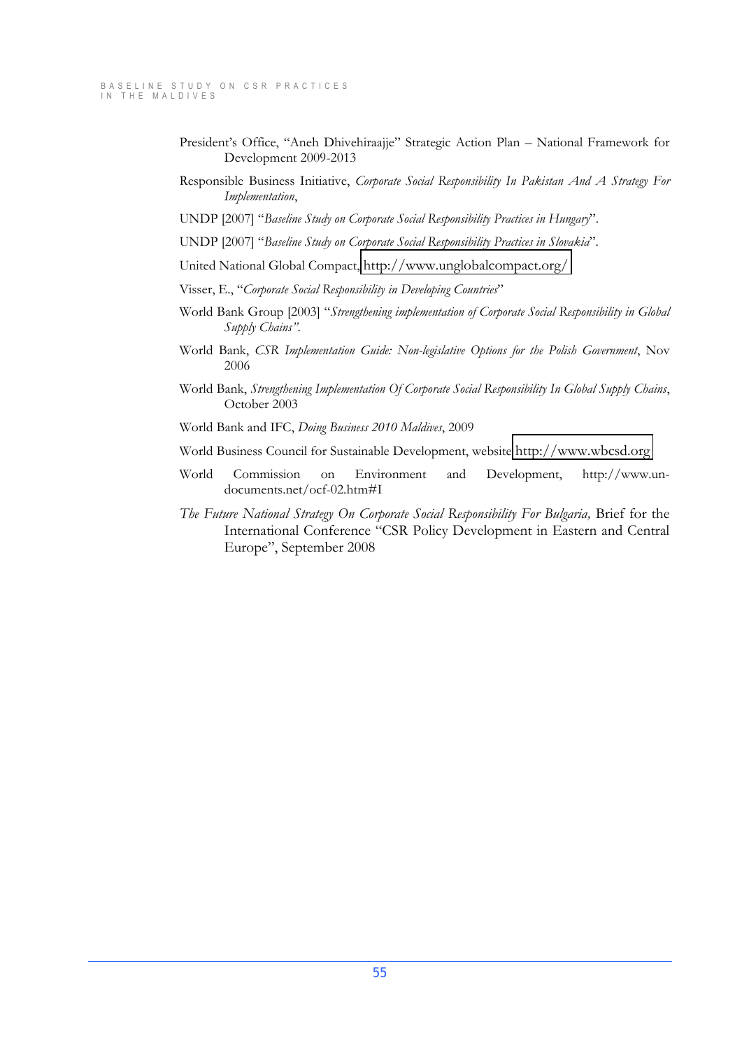President's Office, "Aneh Dhivehiraajje" Strategic Action Plan – National Framework for Development 2009-2013

Responsible Business Initiative, *Corporate Social Responsibility In Pakistan And A Strategy For Implementation*,

UNDP [2007] "*Baseline Study on Corporate Social Responsibility Practices in Hungary*".

UNDP [2007] "*Baseline Study on Corporate Social Responsibility Practices in Slovakia*".

United National Global Compact, http://www.unglobalcompact.org/

Visser, E., "*Corporate Social Responsibility in Developing Countries*"

World Bank Group [2003] "*Strengthening implementation of Corporate Social Responsibility in Global Supply Chains"*.

World Bank, *CSR Implementation Guide: Non-legislative Options for the Polish Government*, Nov 2006

World Bank, *Strengthening Implementation Of Corporate Social Responsibility In Global Supply Chains*, October 2003

World Bank and IFC, *Doing Business 2010 Maldives*, 2009

World Business Council for Sustainable Development, website http://www.wbcsd.org

World Commission on Environment and Development, http://www.un-documents.net/ocf-02.htm#I

*The Future National Strategy On Corporate Social Responsibility For Bulgaria,* Brief for the International Conference "CSR Policy Development in Eastern and Central Europe", September 2008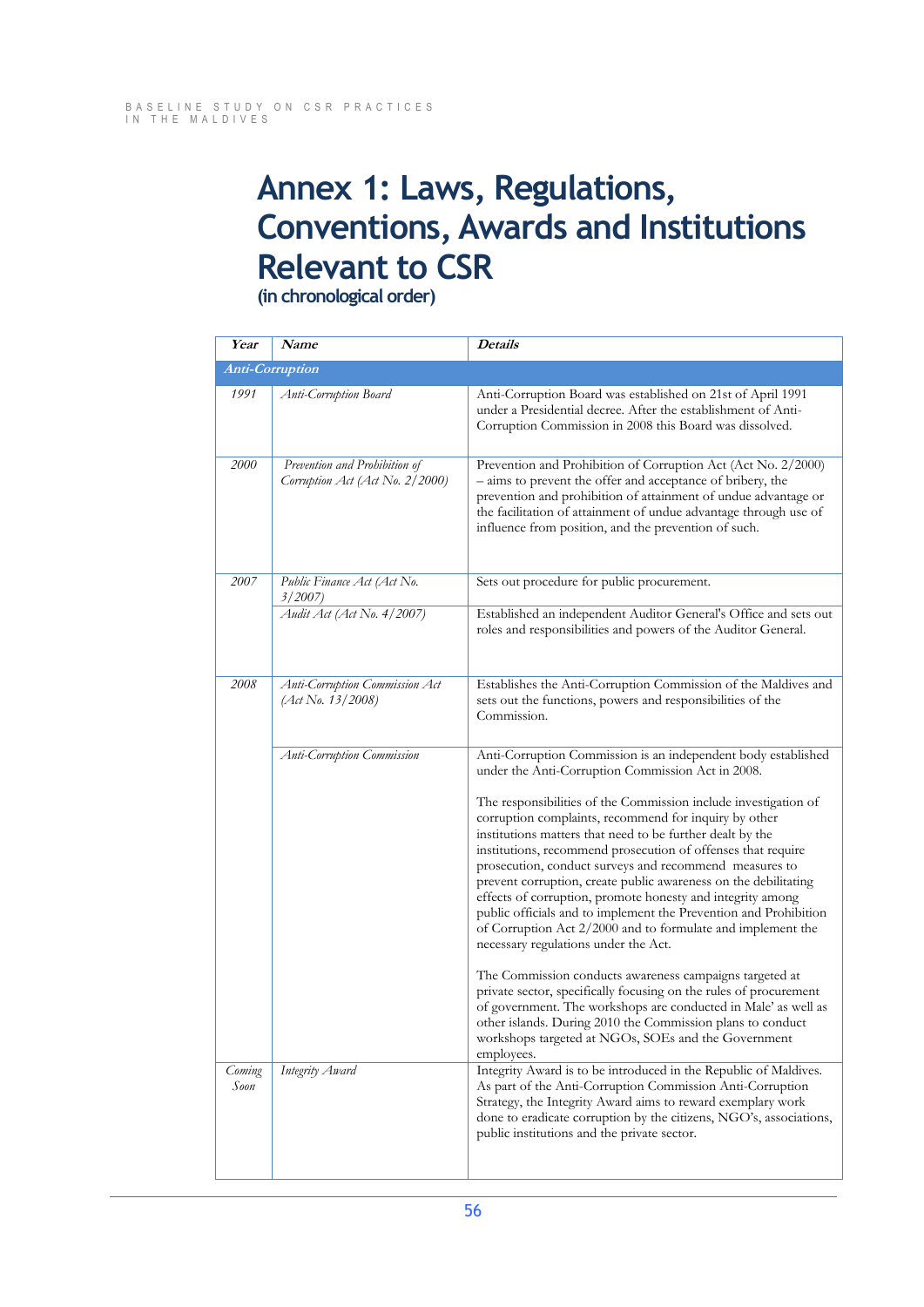# Annex 1: Laws, Regulations, Conventions, Awards and Institutions Relevant to CSR

**(in chronological order)**

| *Year* | *Name* | *Details* |
|---|---|---|
| ***Anti-Corruption*** | | |
| *1991* | *Anti-Corruption Board* | Anti-Corruption Board was established on 21st of April 1991 under a Presidential decree. After the establishment of Anti-Corruption Commission in 2008 this Board was dissolved. |
| *2000* | *Prevention and Prohibition of Corruption Act (Act No. 2/2000)* | Prevention and Prohibition of Corruption Act (Act No. 2/2000) – aims to prevent the offer and acceptance of bribery, the prevention and prohibition of attainment of undue advantage or the facilitation of attainment of undue advantage through use of influence from position, and the prevention of such. |
| *2007* | *Public Finance Act (Act No. 3/2007)* | Sets out procedure for public procurement. |
| | *Audit Act (Act No. 4/2007)* | Established an independent Auditor General's Office and sets out roles and responsibilities and powers of the Auditor General. |
| *2008* | *Anti-Corruption Commission Act (Act No. 13/2008)* | Establishes the Anti-Corruption Commission of the Maldives and sets out the functions, powers and responsibilities of the Commission. |
| | *Anti-Corruption Commission* | Anti-Corruption Commission is an independent body established under the Anti-Corruption Commission Act in 2008.<br><br>The responsibilities of the Commission include investigation of corruption complaints, recommend for inquiry by other institutions matters that need to be further dealt by the institutions, recommend prosecution of offenses that require prosecution, conduct surveys and recommend measures to prevent corruption, create public awareness on the debilitating effects of corruption, promote honesty and integrity among public officials and to implement the Prevention and Prohibition of Corruption Act 2/2000 and to formulate and implement the necessary regulations under the Act.<br><br>The Commission conducts awareness campaigns targeted at private sector, specifically focusing on the rules of procurement of government. The workshops are conducted in Male' as well as other islands. During 2010 the Commission plans to conduct workshops targeted at NGOs, SOEs and the Government employees. |
| *Coming Soon* | *Integrity Award* | Integrity Award is to be introduced in the Republic of Maldives. As part of the Anti-Corruption Commission Anti-Corruption Strategy, the Integrity Award aims to reward exemplary work done to eradicate corruption by the citizens, NGO's, associations, public institutions and the private sector. |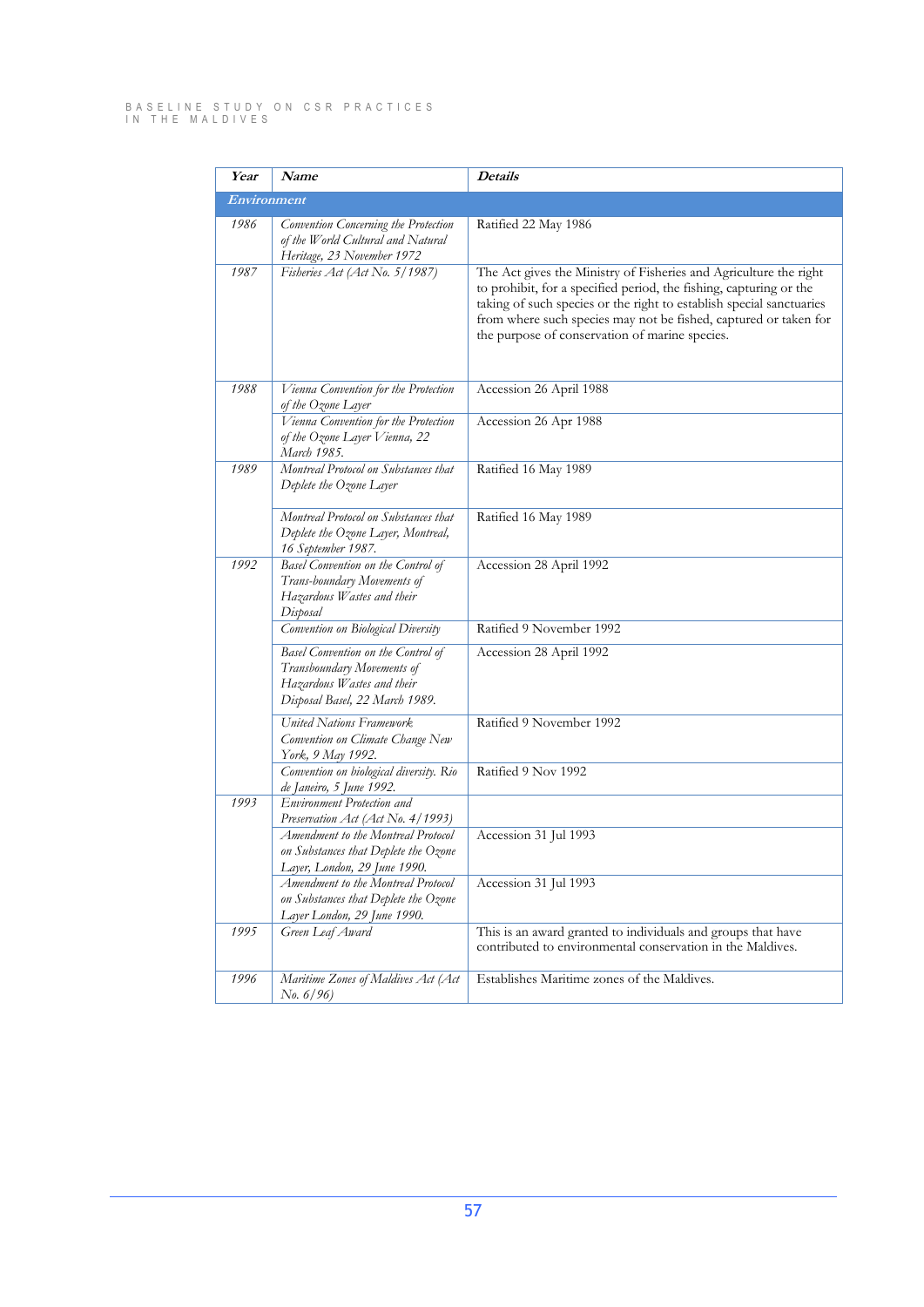| *Year* | *Name* | *Details* |
|---|---|---|
| *Environment* | | |
| 1986 | *Convention Concerning the Protection of the World Cultural and Natural Heritage, 23 November 1972* | Ratified 22 May 1986 |
| 1987 | *Fisheries Act (Act No. 5/1987)* | The Act gives the Ministry of Fisheries and Agriculture the right to prohibit, for a specified period, the fishing, capturing or the taking of such species or the right to establish special sanctuaries from where such species may not be fished, captured or taken for the purpose of conservation of marine species. |
| 1988 | *Vienna Convention for the Protection of the Ozone Layer* | Accession 26 April 1988 |
| | *Vienna Convention for the Protection of the Ozone Layer Vienna, 22 March 1985.* | Accession 26 Apr 1988 |
| 1989 | *Montreal Protocol on Substances that Deplete the Ozone Layer* | Ratified 16 May 1989 |
| | *Montreal Protocol on Substances that Deplete the Ozone Layer, Montreal, 16 September 1987.* | Ratified 16 May 1989 |
| 1992 | *Basel Convention on the Control of Trans-boundary Movements of Hazardous Wastes and their Disposal* | Accession 28 April 1992 |
| | *Convention on Biological Diversity* | Ratified 9 November 1992 |
| | *Basel Convention on the Control of Transboundary Movements of Hazardous Wastes and their Disposal Basel, 22 March 1989.* | Accession 28 April 1992 |
| | *United Nations Framework Convention on Climate Change New York, 9 May 1992.* | Ratified 9 November 1992 |
| | *Convention on biological diversity. Rio de Janeiro, 5 June 1992.* | Ratified 9 Nov 1992 |
| 1993 | *Environment Protection and Preservation Act (Act No. 4/1993)* | |
| | *Amendment to the Montreal Protocol on Substances that Deplete the Ozone Layer, London, 29 June 1990.* | Accession 31 Jul 1993 |
| | *Amendment to the Montreal Protocol on Substances that Deplete the Ozone Layer London, 29 June 1990.* | Accession 31 Jul 1993 |
| 1995 | *Green Leaf Award* | This is an award granted to individuals and groups that have contributed to environmental conservation in the Maldives. |
| 1996 | *Maritime Zones of Maldives Act (Act No. 6/96)* | Establishes Maritime zones of the Maldives. |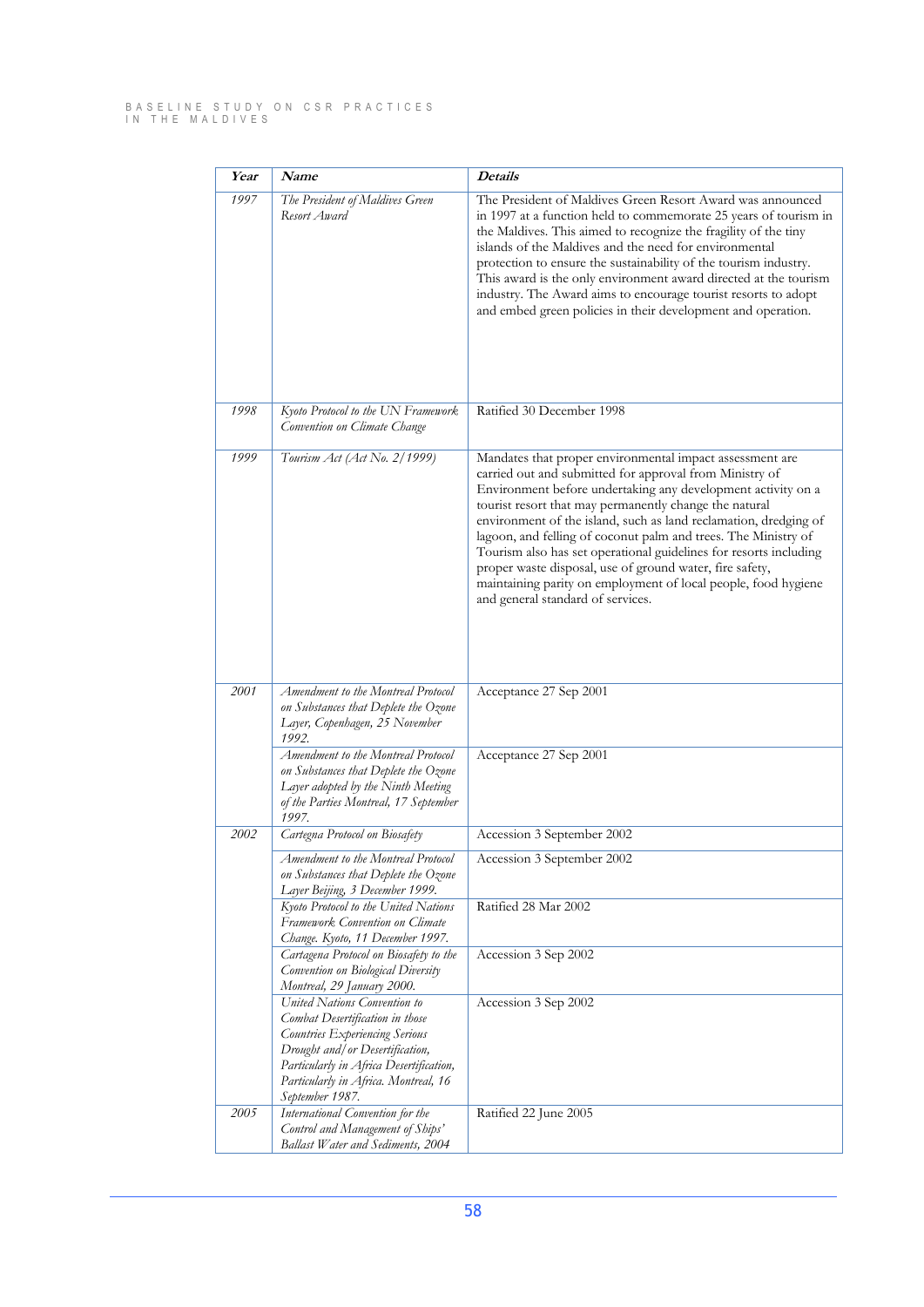| *Year* | *Name* | *Details* |
|---|---|---|
| *1997* | *The President of Maldives Green Resort Award* | The President of Maldives Green Resort Award was announced in 1997 at a function held to commemorate 25 years of tourism in the Maldives. This aimed to recognize the fragility of the tiny islands of the Maldives and the need for environmental protection to ensure the sustainability of the tourism industry. This award is the only environment award directed at the tourism industry. The Award aims to encourage tourist resorts to adopt and embed green policies in their development and operation. |
| *1998* | *Kyoto Protocol to the UN Framework Convention on Climate Change* | Ratified 30 December 1998 |
| *1999* | *Tourism Act (Act No. 2/1999)* | Mandates that proper environmental impact assessment are carried out and submitted for approval from Ministry of Environment before undertaking any development activity on a tourist resort that may permanently change the natural environment of the island, such as land reclamation, dredging of lagoon, and felling of coconut palm and trees. The Ministry of Tourism also has set operational guidelines for resorts including proper waste disposal, use of ground water, fire safety, maintaining parity on employment of local people, food hygiene and general standard of services. |
| *2001* | *Amendment to the Montreal Protocol on Substances that Deplete the Ozone Layer, Copenhagen, 25 November 1992.* | Acceptance 27 Sep 2001 |
| | *Amendment to the Montreal Protocol on Substances that Deplete the Ozone Layer adopted by the Ninth Meeting of the Parties Montreal, 17 September 1997.* | Acceptance 27 Sep 2001 |
| *2002* | *Cartegna Protocol on Biosafety* | Accession 3 September 2002 |
| | *Amendment to the Montreal Protocol on Substances that Deplete the Ozone Layer Beijing, 3 December 1999.* | Accession 3 September 2002 |
| | *Kyoto Protocol to the United Nations Framework Convention on Climate Change. Kyoto, 11 December 1997.* | Ratified 28 Mar 2002 |
| | *Cartagena Protocol on Biosafety to the Convention on Biological Diversity Montreal, 29 January 2000.* | Accession 3 Sep 2002 |
| | *United Nations Convention to Combat Desertification in those Countries Experiencing Serious Drought and/or Desertification, Particularly in Africa Desertification, Particularly in Africa. Montreal, 16 September 1987.* | Accession 3 Sep 2002 |
| *2005* | *International Convention for the Control and Management of Ships' Ballast Water and Sediments, 2004* | Ratified 22 June 2005 |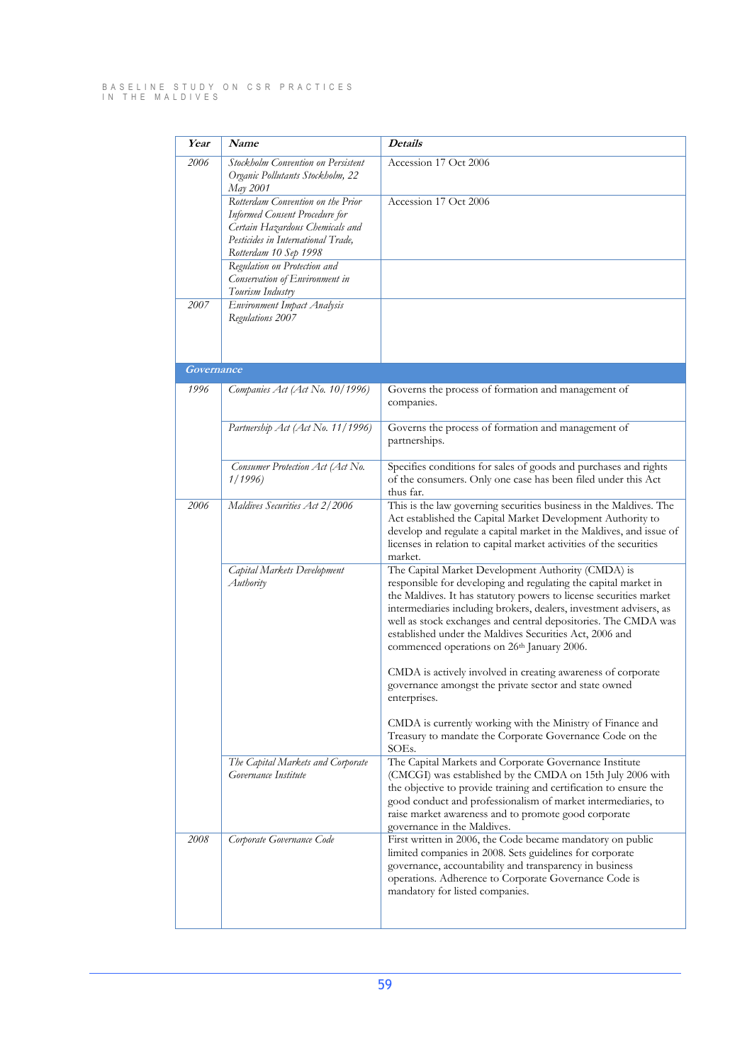| Year | Name | Details |
|---|---|---|
| 2006 | *Stockholm Convention on Persistent Organic Pollutants Stockholm, 22 May 2001* | Accession 17 Oct 2006 |
| | *Rotterdam Convention on the Prior Informed Consent Procedure for Certain Hazardous Chemicals and Pesticides in International Trade, Rotterdam 10 Sep 1998* | Accession 17 Oct 2006 |
| | *Regulation on Protection and Conservation of Environment in Tourism Industry* | |
| 2007 | *Environment Impact Analysis Regulations 2007* | |
| ***Governance*** | | |
| 1996 | *Companies Act (Act No. 10/1996)* | Governs the process of formation and management of companies. |
| | *Partnership Act (Act No. 11/1996)* | Governs the process of formation and management of partnerships. |
| | *Consumer Protection Act (Act No. 1/1996)* | Specifies conditions for sales of goods and purchases and rights of the consumers. Only one case has been filed under this Act thus far. |
| 2006 | *Maldives Securities Act 2/2006* | This is the law governing securities business in the Maldives. The Act established the Capital Market Development Authority to develop and regulate a capital market in the Maldives, and issue of licenses in relation to capital market activities of the securities market. |
| | *Capital Markets Development Authority* | The Capital Market Development Authority (CMDA) is responsible for developing and regulating the capital market in the Maldives. It has statutory powers to license securities market intermediaries including brokers, dealers, investment advisers, as well as stock exchanges and central depositories. The CMDA was established under the Maldives Securities Act, 2006 and commenced operations on 26th January 2006.<br><br>CMDA is actively involved in creating awareness of corporate governance amongst the private sector and state owned enterprises.<br><br>CMDA is currently working with the Ministry of Finance and Treasury to mandate the Corporate Governance Code on the SOEs. |
| | *The Capital Markets and Corporate Governance Institute* | The Capital Markets and Corporate Governance Institute (CMCGI) was established by the CMDA on 15th July 2006 with the objective to provide training and certification to ensure the good conduct and professionalism of market intermediaries, to raise market awareness and to promote good corporate governance in the Maldives. |
| 2008 | *Corporate Governance Code* | First written in 2006, the Code became mandatory on public limited companies in 2008. Sets guidelines for corporate governance, accountability and transparency in business operations. Adherence to Corporate Governance Code is mandatory for listed companies. |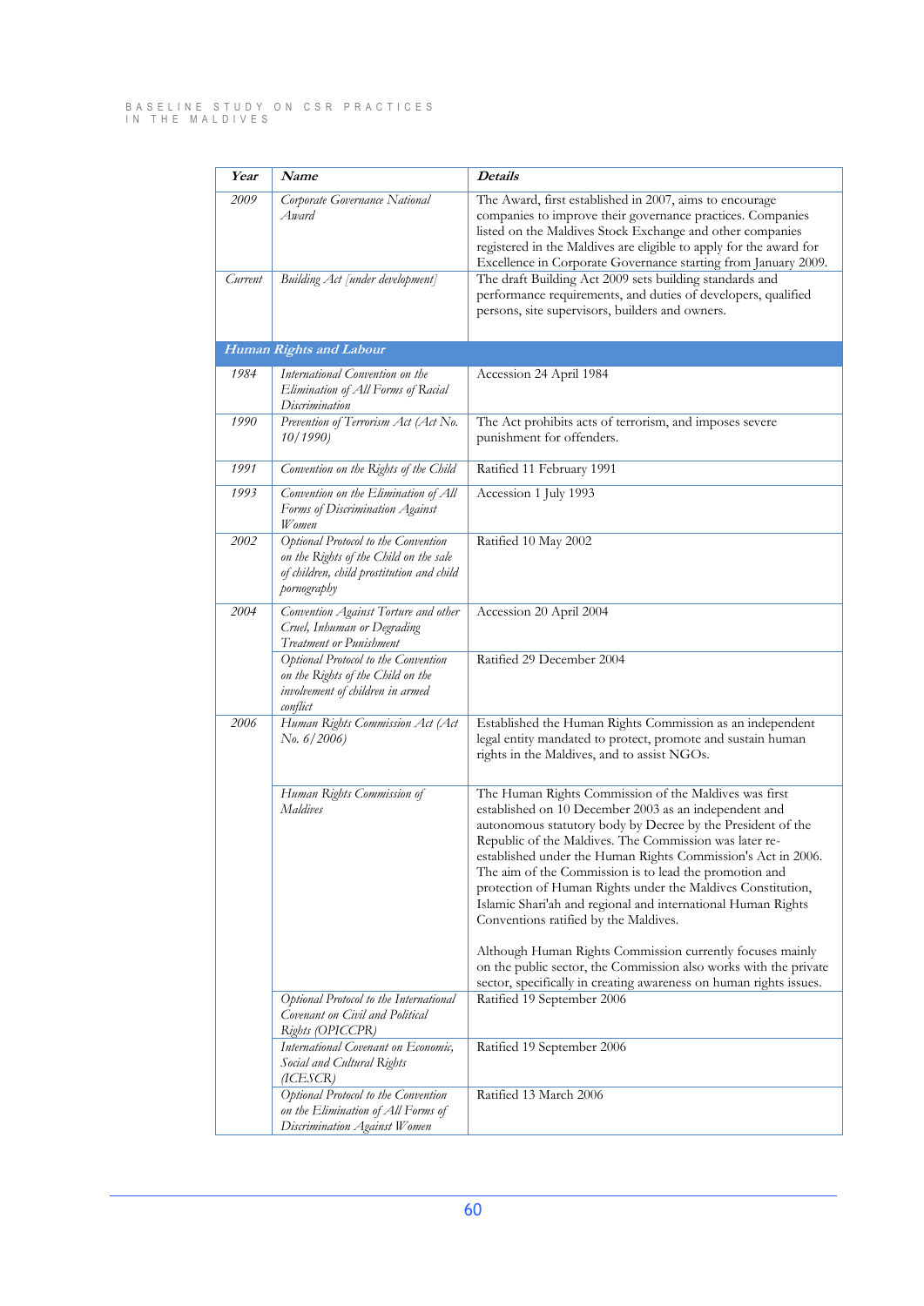| Year | Name | Details |
|---|---|---|
| 2009 | *Corporate Governance National Award* | The Award, first established in 2007, aims to encourage companies to improve their governance practices. Companies listed on the Maldives Stock Exchange and other companies registered in the Maldives are eligible to apply for the award for Excellence in Corporate Governance starting from January 2009. |
| *Current* | *Building Act [under development]* | The draft Building Act 2009 sets building standards and performance requirements, and duties of developers, qualified persons, site supervisors, builders and owners. |
| ***Human Rights and Labour*** | | |
| 1984 | *International Convention on the Elimination of All Forms of Racial Discrimination* | Accession 24 April 1984 |
| 1990 | *Prevention of Terrorism Act (Act No. 10/1990)* | The Act prohibits acts of terrorism, and imposes severe punishment for offenders. |
| 1991 | *Convention on the Rights of the Child* | Ratified 11 February 1991 |
| 1993 | *Convention on the Elimination of All Forms of Discrimination Against Women* | Accession 1 July 1993 |
| 2002 | *Optional Protocol to the Convention on the Rights of the Child on the sale of children, child prostitution and child pornography* | Ratified 10 May 2002 |
| 2004 | *Convention Against Torture and other Cruel, Inhuman or Degrading Treatment or Punishment* | Accession 20 April 2004 |
| | *Optional Protocol to the Convention on the Rights of the Child on the involvement of children in armed conflict* | Ratified 29 December 2004 |
| 2006 | *Human Rights Commission Act (Act No. 6/2006)* | Established the Human Rights Commission as an independent legal entity mandated to protect, promote and sustain human rights in the Maldives, and to assist NGOs. |
| | *Human Rights Commission of Maldives* | The Human Rights Commission of the Maldives was first established on 10 December 2003 as an independent and autonomous statutory body by Decree by the President of the Republic of the Maldives. The Commission was later re-established under the Human Rights Commission's Act in 2006. The aim of the Commission is to lead the promotion and protection of Human Rights under the Maldives Constitution, Islamic Shari'ah and regional and international Human Rights Conventions ratified by the Maldives.<br><br>Although Human Rights Commission currently focuses mainly on the public sector, the Commission also works with the private sector, specifically in creating awareness on human rights issues. |
| | *Optional Protocol to the International Covenant on Civil and Political Rights (OPICCPR)* | Ratified 19 September 2006 |
| | *International Covenant on Economic, Social and Cultural Rights (ICESCR)* | Ratified 19 September 2006 |
| | *Optional Protocol to the Convention on the Elimination of All Forms of Discrimination Against Women* | Ratified 13 March 2006 |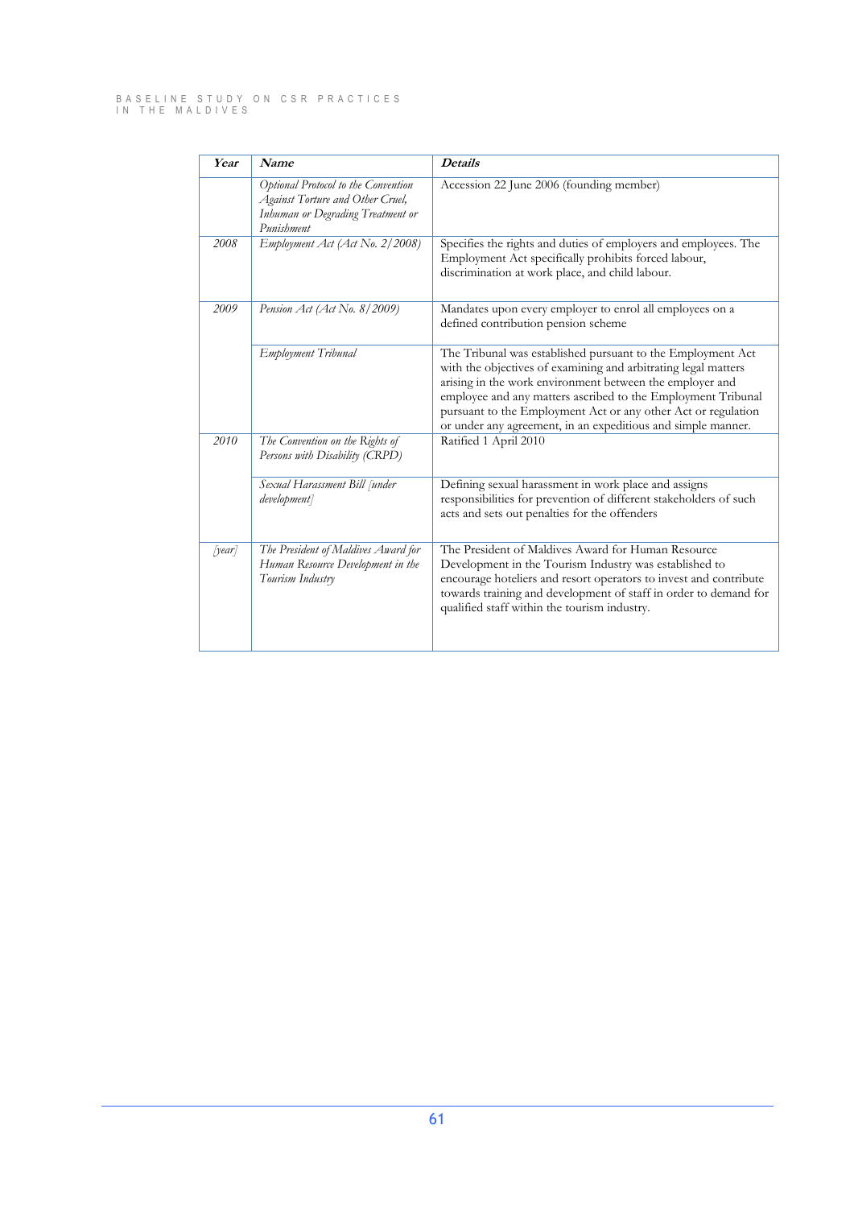| ***Year*** | ***Name*** | ***Details*** |
|---|---|---|
| | *Optional Protocol to the Convention Against Torture and Other Cruel, Inhuman or Degrading Treatment or Punishment* | Accession 22 June 2006 (founding member) |
| *2008* | *Employment Act (Act No. 2/2008)* | Specifies the rights and duties of employers and employees. The Employment Act specifically prohibits forced labour, discrimination at work place, and child labour. |
| *2009* | *Pension Act (Act No. 8/2009)* | Mandates upon every employer to enrol all employees on a defined contribution pension scheme |
| | *Employment Tribunal* | The Tribunal was established pursuant to the Employment Act with the objectives of examining and arbitrating legal matters arising in the work environment between the employer and employee and any matters ascribed to the Employment Tribunal pursuant to the Employment Act or any other Act or regulation or under any agreement, in an expeditious and simple manner. |
| *2010* | *The Convention on the Rights of Persons with Disability (CRPD)* | Ratified 1 April 2010 |
| | *Sexual Harassment Bill [under development]* | Defining sexual harassment in work place and assigns responsibilities for prevention of different stakeholders of such acts and sets out penalties for the offenders |
| *[year]* | *The President of Maldives Award for Human Resource Development in the Tourism Industry* | The President of Maldives Award for Human Resource Development in the Tourism Industry was established to encourage hoteliers and resort operators to invest and contribute towards training and development of staff in order to demand for qualified staff within the tourism industry. |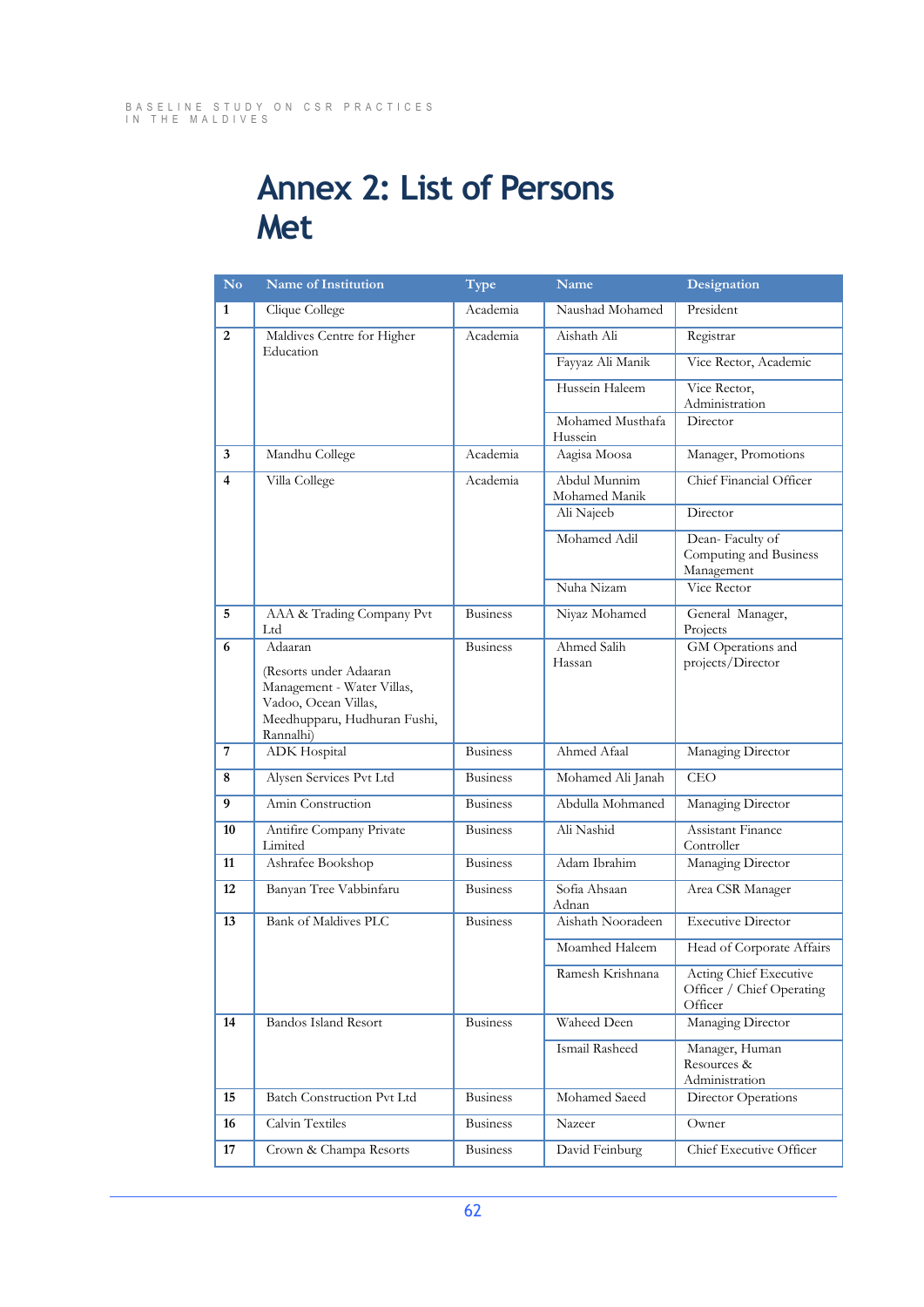# Annex 2: List of Persons Met

| No | Name of Institution | Type | Name | Designation |
|---|---|---|---|---|
| 1 | Clique College | Academia | Naushad Mohamed | President |
| 2 | Maldives Centre for Higher Education | Academia | Aishath Ali | Registrar |
| | | | Fayyaz Ali Manik | Vice Rector, Academic |
| | | | Hussein Haleem | Vice Rector, Administration |
| | | | Mohamed Musthafa Hussein | Director |
| 3 | Mandhu College | Academia | Aagisa Moosa | Manager, Promotions |
| 4 | Villa College | Academia | Abdul Munnim Mohamed Manik | Chief Financial Officer |
| | | | Ali Najeeb | Director |
| | | | Mohamed Adil | Dean- Faculty of Computing and Business Management |
| | | | Nuha Nizam | Vice Rector |
| 5 | AAA & Trading Company Pvt Ltd | Business | Niyaz Mohamed | General Manager, Projects |
| 6 | Adaaran<br><br>(Resorts under Adaaran Management - Water Villas, Vadoo, Ocean Villas, Meedhupparu, Hudhuran Fushi, Rannalhi) | Business | Ahmed Salih Hassan | GM Operations and projects/Director |
| 7 | ADK Hospital | Business | Ahmed Afaal | Managing Director |
| 8 | Alysen Services Pvt Ltd | Business | Mohamed Ali Janah | CEO |
| 9 | Amin Construction | Business | Abdulla Mohmaned | Managing Director |
| 10 | Antifire Company Private Limited | Business | Ali Nashid | Assistant Finance Controller |
| 11 | Ashrafee Bookshop | Business | Adam Ibrahim | Managing Director |
| 12 | Banyan Tree Vabbinfaru | Business | Sofia Ahsaan Adnan | Area CSR Manager |
| 13 | Bank of Maldives PLC | Business | Aishath Nooradeen | Executive Director |
| | | | Moamhed Haleem | Head of Corporate Affairs |
| | | | Ramesh Krishnana | Acting Chief Executive Officer / Chief Operating Officer |
| 14 | Bandos Island Resort | Business | Waheed Deen | Managing Director |
| | | | Ismail Rasheed | Manager, Human Resources & Administration |
| 15 | Batch Construction Pvt Ltd | Business | Mohamed Saeed | Director Operations |
| 16 | Calvin Textiles | Business | Nazeer | Owner |
| 17 | Crown & Champa Resorts | Business | David Feinburg | Chief Executive Officer |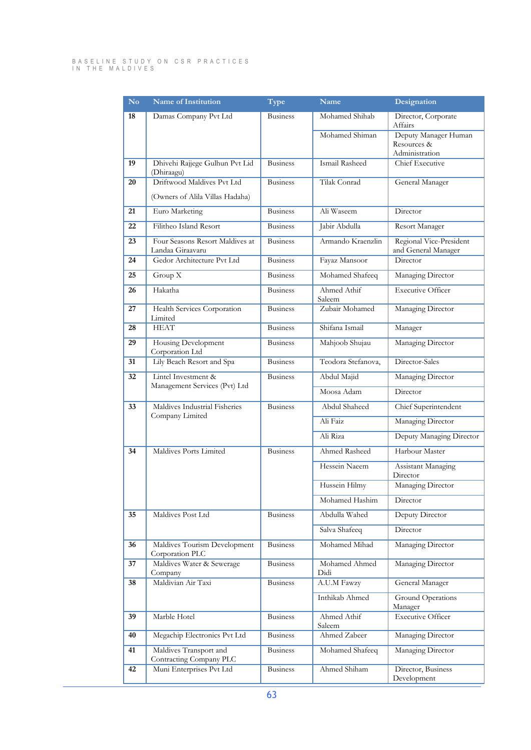| No | Name of Institution | Type | Name | Designation |
|---|---|---|---|---|
| 18 | Damas Company Pvt Ltd | Business | Mohamed Shihab | Director, Corporate Affairs |
| | | | Mohamed Shiman | Deputy Manager Human Resources & Administration |
| 19 | Dhivehi Rajjege Gulhun Pvt Lid (Dhiraagu) | Business | Ismail Rasheed | Chief Executive |
| 20 | Driftwood Maldives Pvt Ltd (Owners of Alila Villas Hadaha) | Business | Tilak Conrad | General Manager |
| 21 | Euro Marketing | Business | Ali Waseem | Director |
| 22 | Filitheo Island Resort | Business | Jabir Abdulla | Resort Manager |
| 23 | Four Seasons Resort Maldives at Landaa Giraavaru | Business | Armando Kraenzlin | Regional Vice-President and General Manager |
| 24 | Gedor Architecture Pvt Ltd | Business | Fayaz Mansoor | Director |
| 25 | Group X | Business | Mohamed Shafeeq | Managing Director |
| 26 | Hakatha | Business | Ahmed Athif Saleem | Executive Officer |
| 27 | Health Services Corporation Limited | Business | Zubair Mohamed | Managing Director |
| 28 | HEAT | Business | Shifana Ismail | Manager |
| 29 | Housing Development Corporation Ltd | Business | Mahjoob Shujau | Managing Director |
| 31 | Lily Beach Resort and Spa | Business | Teodora Stefanova, | Director-Sales |
| 32 | Lintel Investment & Management Services (Pvt) Ltd | Business | Abdul Majid | Managing Director |
| | | | Moosa Adam | Director |
| 33 | Maldives Industrial Fisheries Company Limited | Business | Abdul Shaheed | Chief Superintendent |
| | | | Ali Faiz | Managing Director |
| | | | Ali Riza | Deputy Managing Director |
| 34 | Maldives Ports Limited | Business | Ahmed Rasheed | Harbour Master |
| | | | Hessein Naeem | Assistant Managing Director |
| | | | Hussein Hilmy | Managing Director |
| | | | Mohamed Hashim | Director |
| 35 | Maldives Post Ltd | Business | Abdulla Wahed | Deputy Director |
| | | | Salva Shafeeq | Director |
| 36 | Maldives Tourism Development Corporation PLC | Business | Mohamed Mihad | Managing Director |
| 37 | Maldives Water & Sewerage Company | Business | Mohamed Ahmed Didi | Managing Director |
| 38 | Maldivian Air Taxi | Business | A.U.M Fawzy | General Manager |
| | | | Inthikab Ahmed | Ground Operations Manager |
| 39 | Marble Hotel | Business | Ahmed Athif Saleem | Executive Officer |
| 40 | Megachip Electronics Pvt Ltd | Business | Ahmed Zabeer | Managing Director |
| 41 | Maldives Transport and Contracting Company PLC | Business | Mohamed Shafeeq | Managing Director |
| 42 | Muni Enterprises Pvt Ltd | Business | Ahmed Shiham | Director, Business Development |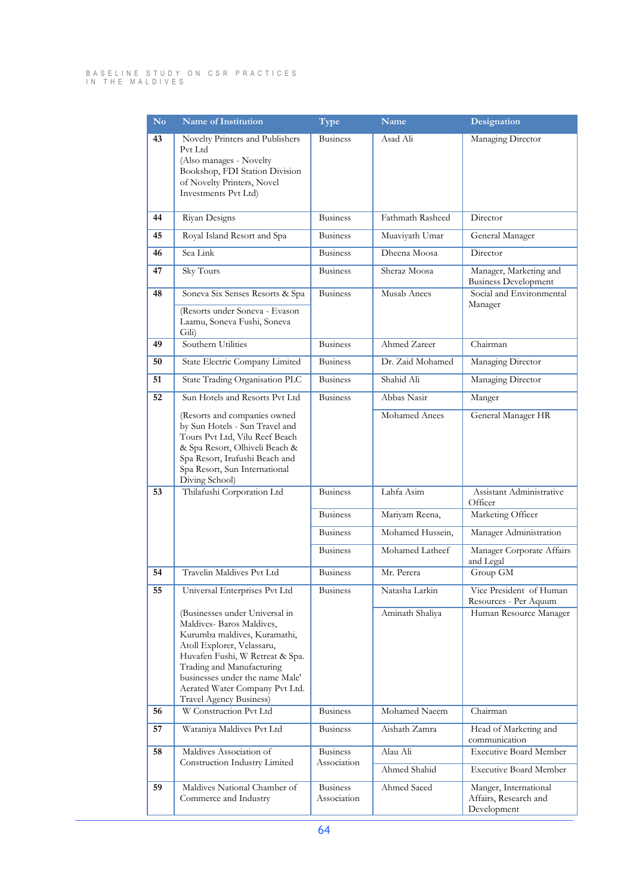| No | Name of Institution | Type | Name | Designation |
|---|---|---|---|---|
| 43 | Novelty Printers and Publishers Pvt Ltd (Also manages - Novelty Bookshop, FDI Station Division of Novelty Printers, Novel Investments Pvt Ltd) | Business | Asad Ali | Managing Director |
| 44 | Riyan Designs | Business | Fathmath Rasheed | Director |
| 45 | Royal Island Resort and Spa | Business | Muaviyath Umar | General Manager |
| 46 | Sea Link | Business | Dheena Moosa | Director |
| 47 | Sky Tours | Business | Sheraz Moosa | Manager, Marketing and Business Development |
| 48 | Soneva Six Senses Resorts & Spa (Resorts under Soneva - Evason Laamu, Soneva Fushi, Soneva Gili) | Business | Musab Anees | Social and Environmental Manager |
| 49 | Southern Utilities | Business | Ahmed Zareer | Chairman |
| 50 | State Electric Company Limited | Business | Dr. Zaid Mohamed | Managing Director |
| 51 | State Trading Organisation PLC | Business | Shahid Ali | Managing Director |
| 52 | Sun Hotels and Resorts Pvt Ltd | Business | Abbas Nasir | Manger |
| | (Resorts and companies owned by Sun Hotels - Sun Travel and Tours Pvt Ltd, Vilu Reef Beach & Spa Resort, Olhiveli Beach & Spa Resort, Irufushi Beach and Spa Resort, Sun International Diving School) | | Mohamed Anees | General Manager HR |
| 53 | Thilafushi Corporation Ltd | Business | Lahfa Asim | Assistant Administrative Officer |
| | | Business | Mariyam Reena, | Marketing Officer |
| | | Business | Mohamed Hussein, | Manager Administration |
| | | Business | Mohamed Latheef | Manager Corporate Affairs and Legal |
| 54 | Travelin Maldives Pvt Ltd | Business | Mr. Perera | Group GM |
| 55 | Universal Enterprises Pvt Ltd | Business | Natasha Larkin | Vice President of Human Resources - Per Aquum |
| | (Businesses under Universal in Maldives- Baros Maldives, Kurumba maldives, Kuramathi, Atoll Explorer, Velassaru, Huvafen Fushi, W Retreat & Spa. Trading and Manufacturing businesses under the name Male' Aerated Water Company Pvt Ltd. Travel Agency Business) | | Aminath Shaliya | Human Resource Manager |
| 56 | W Construction Pvt Ltd | Business | Mohamed Naeem | Chairman |
| 57 | Wataniya Maldives Pvt Ltd | Business | Aishath Zamra | Head of Marketing and communication |
| 58 | Maldives Association of Construction Industry Limited | Business Association | Alau Ali | Executive Board Member |
| | | | Ahmed Shahid | Executive Board Member |
| 59 | Maldives National Chamber of Commerce and Industry | Business Association | Ahmed Saeed | Manger, International Affairs, Research and Development |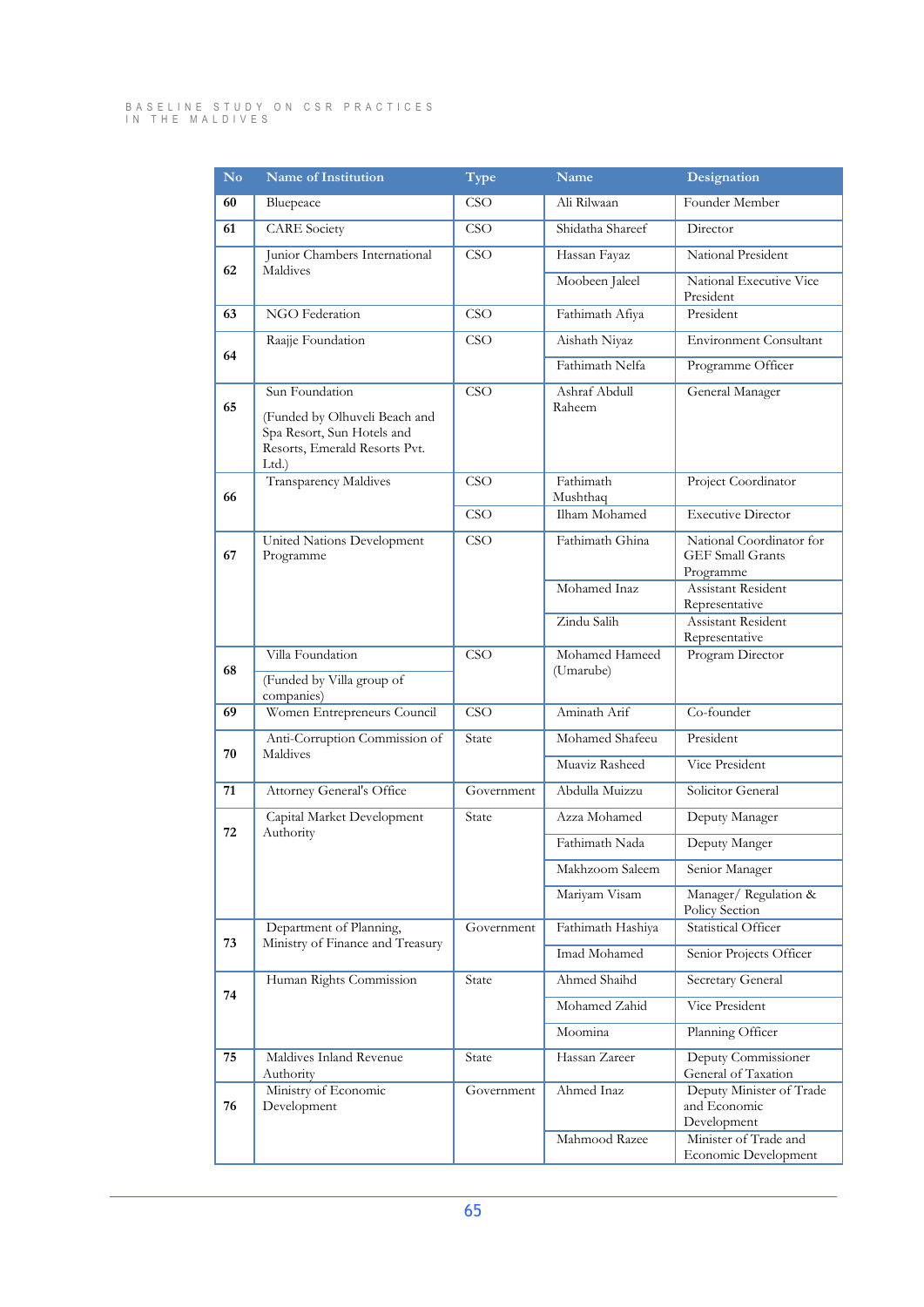| No | Name of Institution | Type | Name | Designation |
|---|---|---|---|---|
| 60 | Bluepeace | CSO | Ali Rilwaan | Founder Member |
| 61 | CARE Society | CSO | Shidatha Shareef | Director |
| 62 | Junior Chambers International Maldives | CSO | Hassan Fayaz | National President |
| | | | Moobeen Jaleel | National Executive Vice President |
| 63 | NGO Federation | CSO | Fathimath Afiya | President |
| 64 | Raajje Foundation | CSO | Aishath Niyaz | Environment Consultant |
| | | | Fathimath Nelfa | Programme Officer |
| 65 | Sun Foundation (Funded by Olhuveli Beach and Spa Resort, Sun Hotels and Resorts, Emerald Resorts Pvt. Ltd.) | CSO | Ashraf Abdull Raheem | General Manager |
| 66 | Transparency Maldives | CSO | Fathimath Mushthaq | Project Coordinator |
| | | CSO | Ilham Mohamed | Executive Director |
| 67 | United Nations Development Programme | CSO | Fathimath Ghina | National Coordinator for GEF Small Grants Programme |
| | | | Mohamed Inaz | Assistant Resident Representative |
| | | | Zindu Salih | Assistant Resident Representative |
| 68 | Villa Foundation (Funded by Villa group of companies) | CSO | Mohamed Hameed (Umarube) | Program Director |
| 69 | Women Entrepreneurs Council | CSO | Aminath Arif | Co-founder |
| 70 | Anti-Corruption Commission of Maldives | State | Mohamed Shafeeu | President |
| | | | Muaviz Rasheed | Vice President |
| 71 | Attorney General's Office | Government | Abdulla Muizzu | Solicitor General |
| 72 | Capital Market Development Authority | State | Azza Mohamed | Deputy Manager |
| | | | Fathimath Nada | Deputy Manger |
| | | | Makhzoom Saleem | Senior Manager |
| | | | Mariyam Visam | Manager/ Regulation & Policy Section |
| 73 | Department of Planning, Ministry of Finance and Treasury | Government | Fathimath Hashiya | Statistical Officer |
| | | | Imad Mohamed | Senior Projects Officer |
| 74 | Human Rights Commission | State | Ahmed Shaihd | Secretary General |
| | | | Mohamed Zahid | Vice President |
| | | | Moomina | Planning Officer |
| 75 | Maldives Inland Revenue Authority | State | Hassan Zareer | Deputy Commissioner General of Taxation |
| 76 | Ministry of Economic Development | Government | Ahmed Inaz | Deputy Minister of Trade and Economic Development |
| | | | Mahmood Razee | Minister of Trade and Economic Development |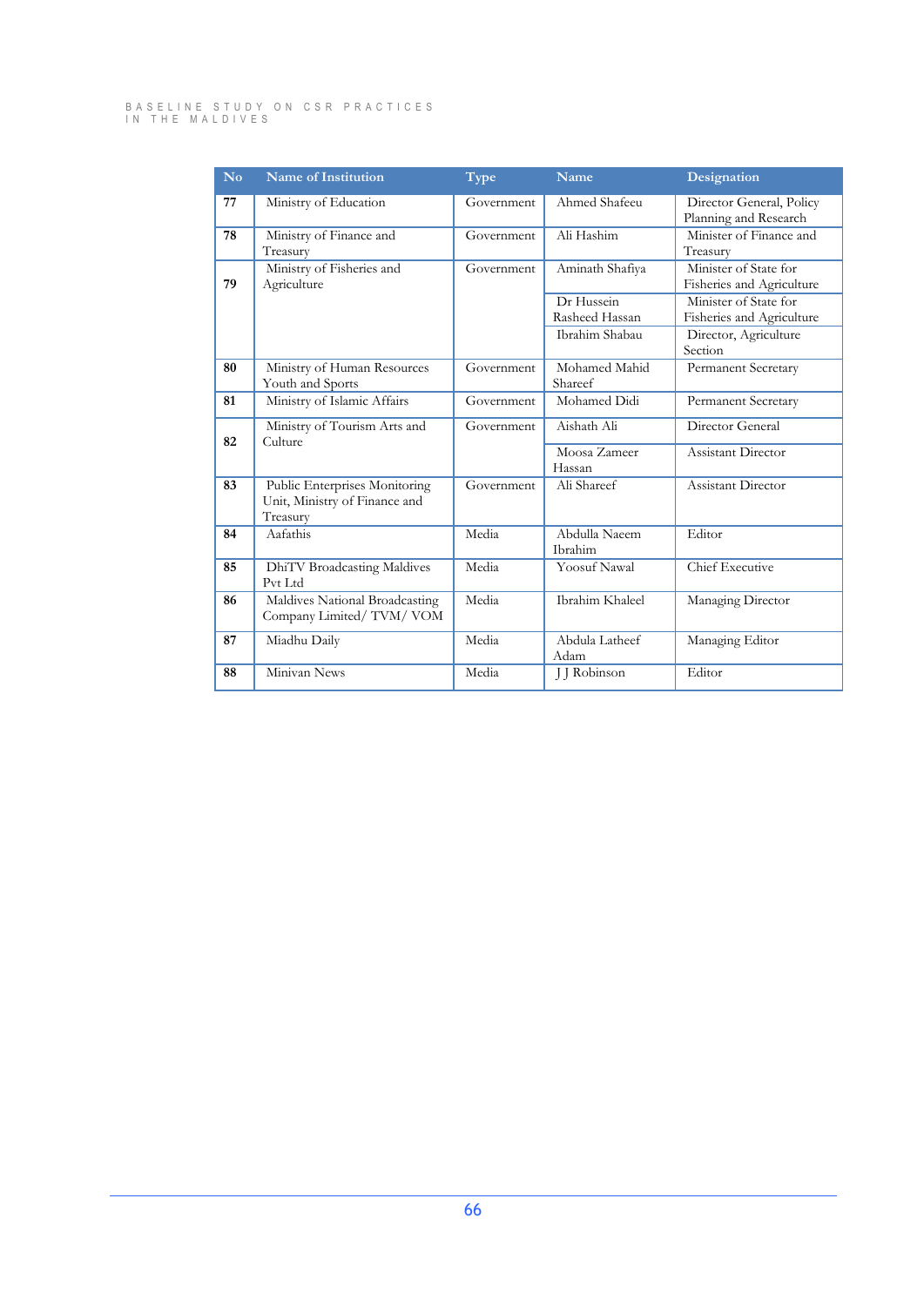| No | Name of Institution | Type | Name | Designation |
|---|---|---|---|---|
| 77 | Ministry of Education | Government | Ahmed Shafeeu | Director General, Policy Planning and Research |
| 78 | Ministry of Finance and Treasury | Government | Ali Hashim | Minister of Finance and Treasury |
| 79 | Ministry of Fisheries and Agriculture | Government | Aminath Shafiya | Minister of State for Fisheries and Agriculture |
| | | | Dr Hussein Rasheed Hassan | Minister of State for Fisheries and Agriculture |
| | | | Ibrahim Shabau | Director, Agriculture Section |
| 80 | Ministry of Human Resources Youth and Sports | Government | Mohamed Mahid Shareef | Permanent Secretary |
| 81 | Ministry of Islamic Affairs | Government | Mohamed Didi | Permanent Secretary |
| 82 | Ministry of Tourism Arts and Culture | Government | Aishath Ali | Director General |
| | | | Moosa Zameer Hassan | Assistant Director |
| 83 | Public Enterprises Monitoring Unit, Ministry of Finance and Treasury | Government | Ali Shareef | Assistant Director |
| 84 | Aafathis | Media | Abdulla Naeem Ibrahim | Editor |
| 85 | DhiTV Broadcasting Maldives Pvt Ltd | Media | Yoosuf Nawal | Chief Executive |
| 86 | Maldives National Broadcasting Company Limited/ TVM/ VOM | Media | Ibrahim Khaleel | Managing Director |
| 87 | Miadhu Daily | Media | Abdula Latheef Adam | Managing Editor |
| 88 | Minivan News | Media | J J Robinson | Editor |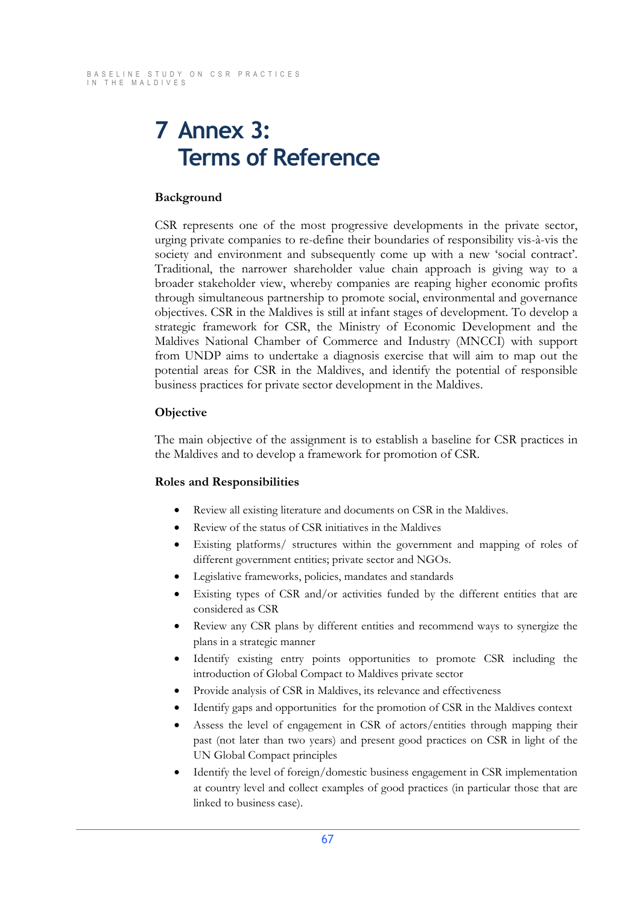# 7 Annex 3: Terms of Reference

**Background**

CSR represents one of the most progressive developments in the private sector, urging private companies to re-define their boundaries of responsibility vis-à-vis the society and environment and subsequently come up with a new 'social contract'. Traditional, the narrower shareholder value chain approach is giving way to a broader stakeholder view, whereby companies are reaping higher economic profits through simultaneous partnership to promote social, environmental and governance objectives. CSR in the Maldives is still at infant stages of development. To develop a strategic framework for CSR, the Ministry of Economic Development and the Maldives National Chamber of Commerce and Industry (MNCCI) with support from UNDP aims to undertake a diagnosis exercise that will aim to map out the potential areas for CSR in the Maldives, and identify the potential of responsible business practices for private sector development in the Maldives.

**Objective**

The main objective of the assignment is to establish a baseline for CSR practices in the Maldives and to develop a framework for promotion of CSR.

**Roles and Responsibilities**

- Review all existing literature and documents on CSR in the Maldives.
- Review of the status of CSR initiatives in the Maldives
- Existing platforms/ structures within the government and mapping of roles of different government entities; private sector and NGOs.
- Legislative frameworks, policies, mandates and standards
- Existing types of CSR and/or activities funded by the different entities that are considered as CSR
- Review any CSR plans by different entities and recommend ways to synergize the plans in a strategic manner
- Identify existing entry points opportunities to promote CSR including the introduction of Global Compact to Maldives private sector
- Provide analysis of CSR in Maldives, its relevance and effectiveness
- Identify gaps and opportunities for the promotion of CSR in the Maldives context
- Assess the level of engagement in CSR of actors/entities through mapping their past (not later than two years) and present good practices on CSR in light of the UN Global Compact principles
- Identify the level of foreign/domestic business engagement in CSR implementation at country level and collect examples of good practices (in particular those that are linked to business case).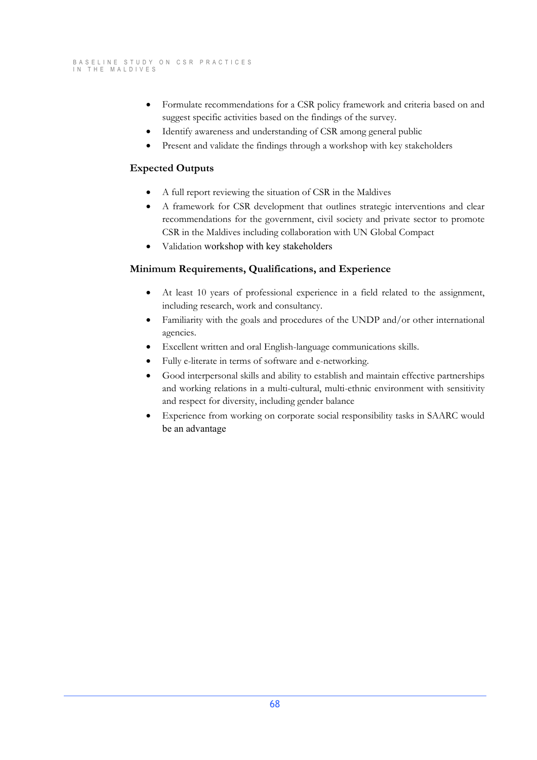- Formulate recommendations for a CSR policy framework and criteria based on and suggest specific activities based on the findings of the survey.
- Identify awareness and understanding of CSR among general public
- Present and validate the findings through a workshop with key stakeholders

### Expected Outputs

- A full report reviewing the situation of CSR in the Maldives
- A framework for CSR development that outlines strategic interventions and clear recommendations for the government, civil society and private sector to promote CSR in the Maldives including collaboration with UN Global Compact
- Validation workshop with key stakeholders

### Minimum Requirements, Qualifications, and Experience

- At least 10 years of professional experience in a field related to the assignment, including research, work and consultancy.
- Familiarity with the goals and procedures of the UNDP and/or other international agencies.
- Excellent written and oral English-language communications skills.
- Fully e-literate in terms of software and e-networking.
- Good interpersonal skills and ability to establish and maintain effective partnerships and working relations in a multi-cultural, multi-ethnic environment with sensitivity and respect for diversity, including gender balance
- Experience from working on corporate social responsibility tasks in SAARC would be an advantage